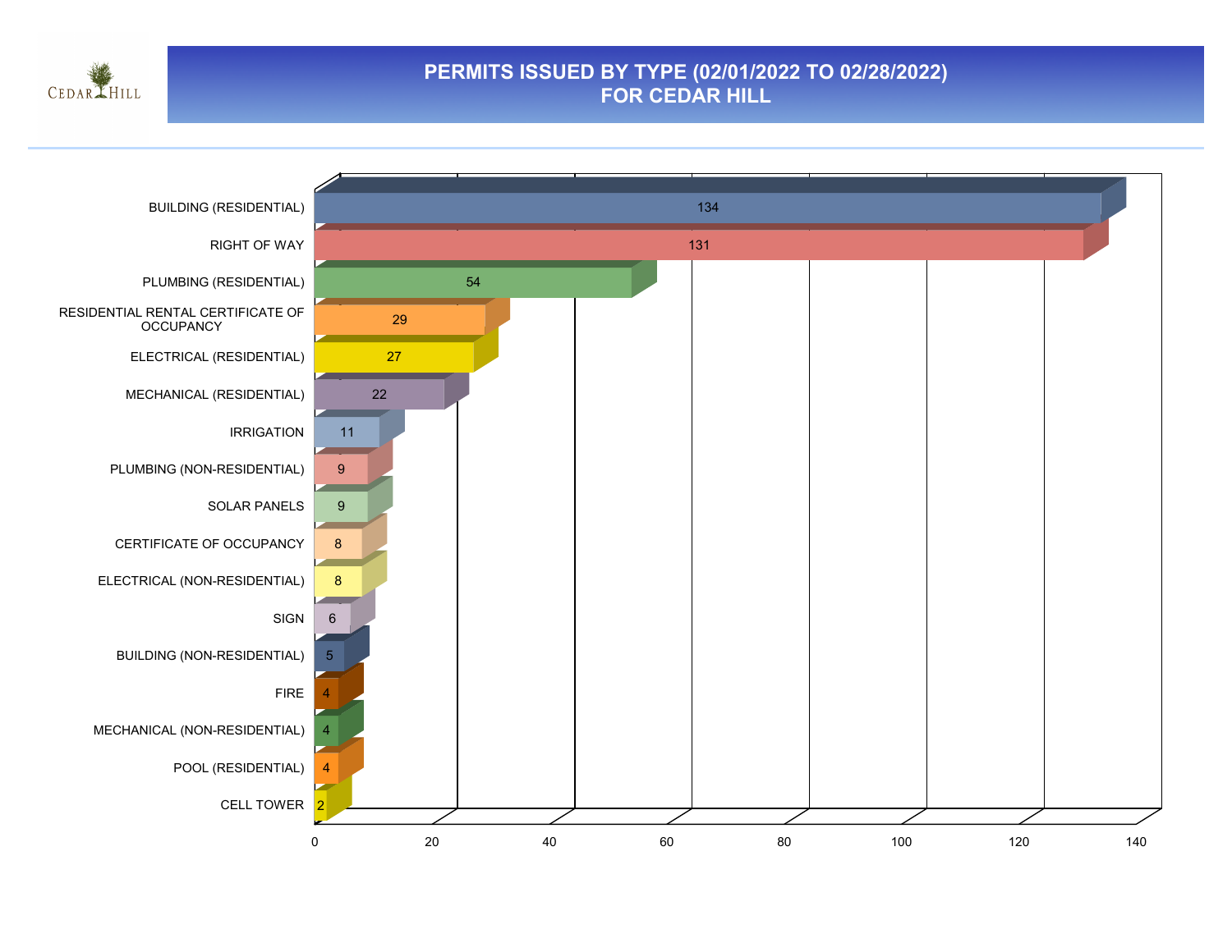# PERMITS ISSUED BY TYPE (02/01/2022 TO 02/28/2022) FOR CEDAR HILL

| Permit Type | Count |
|---|---|
| BUILDING (RESIDENTIAL) | 134 |
| RIGHT OF WAY | 131 |
| PLUMBING (RESIDENTIAL) | 54 |
| RESIDENTIAL RENTAL CERTIFICATE OF OCCUPANCY | 29 |
| ELECTRICAL (RESIDENTIAL) | 27 |
| MECHANICAL (RESIDENTIAL) | 22 |
| IRRIGATION | 11 |
| PLUMBING (NON-RESIDENTIAL) | 9 |
| SOLAR PANELS | 9 |
| CERTIFICATE OF OCCUPANCY | 8 |
| ELECTRICAL (NON-RESIDENTIAL) | 8 |
| SIGN | 6 |
| BUILDING (NON-RESIDENTIAL) | 5 |
| FIRE | 4 |
| MECHANICAL (NON-RESIDENTIAL) | 4 |
| POOL (RESIDENTIAL) | 4 |
| CELL TOWER | 2 |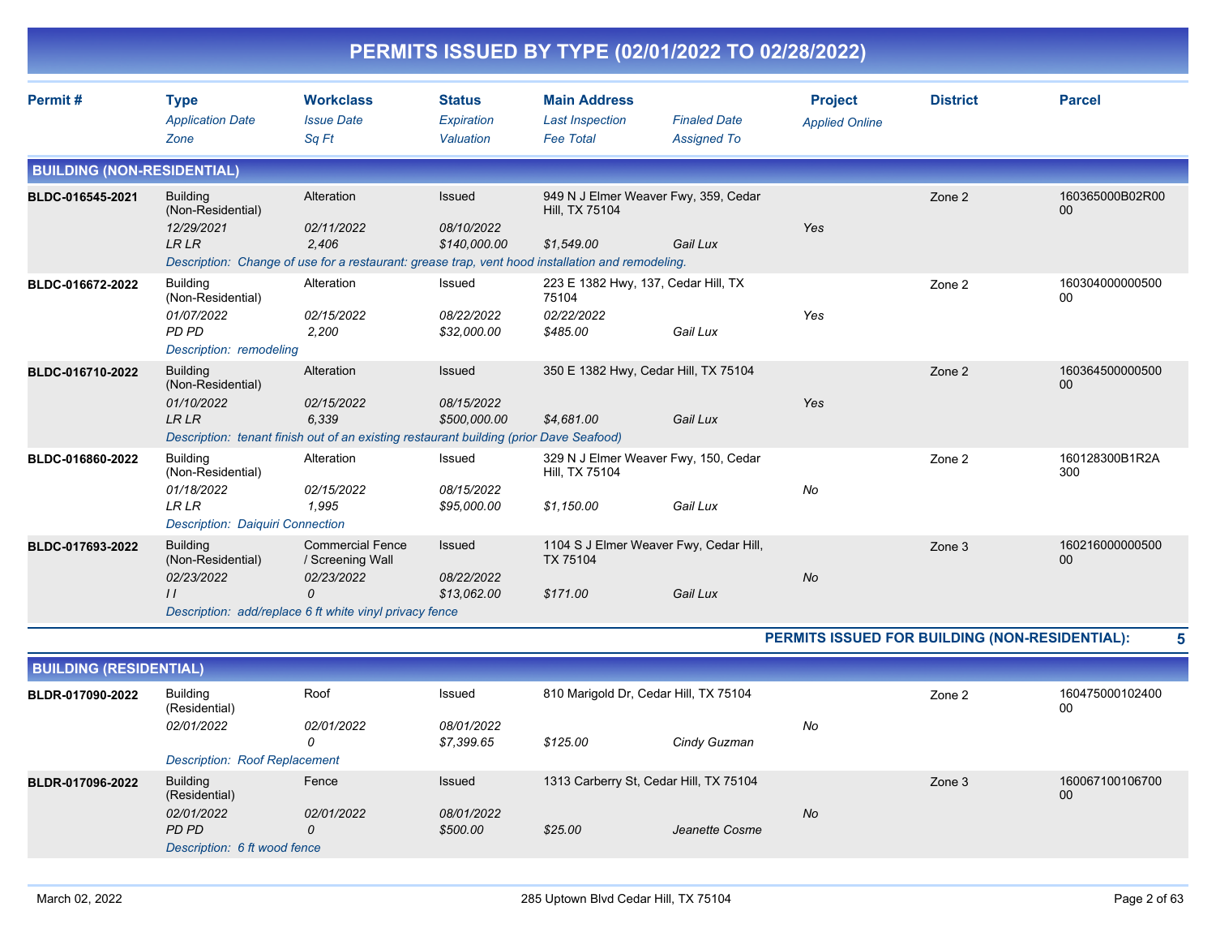# PERMITS ISSUED BY TYPE (02/01/2022 TO 02/28/2022)

| Permit # | Type / Application Date / Zone | Workclass / Issue Date / Sq Ft | Status / Expiration / Valuation | Main Address / Last Inspection / Fee Total | Finaled Date / Assigned To | Project / Applied Online | District | Parcel |
|---|---|---|---|---|---|---|---|---|

## BUILDING (NON-RESIDENTIAL)

| Permit # | Type | Workclass | Status | Main Address | Finaled Date | Project | District | Parcel |
|---|---|---|---|---|---|---|---|---|
| BLDC-016545-2021 | Building (Non-Residential) | Alteration | Issued | 949 N J Elmer Weaver Fwy, 359, Cedar Hill, TX 75104 | | | Zone 2 | 160365000B02R0000 |
| | 12/29/2021 | 02/11/2022 | 08/10/2022 | | | Yes | | |
| | LR LR | 2,406 | $140,000.00 | $1,549.00 | Gail Lux | | | |
| | Description: Change of use for a restaurant: grease trap, vent hood installation and remodeling. | | | | | | | |
| BLDC-016672-2022 | Building (Non-Residential) | Alteration | Issued | 223 E 1382 Hwy, 137, Cedar Hill, TX 75104 | | | Zone 2 | 16030400000050000 |
| | 01/07/2022 | 02/15/2022 | 08/22/2022 | 02/22/2022 | | Yes | | |
| | PD PD | 2,200 | $32,000.00 | $485.00 | Gail Lux | | | |
| | Description: remodeling | | | | | | | |
| BLDC-016710-2022 | Building (Non-Residential) | Alteration | Issued | 350 E 1382 Hwy, Cedar Hill, TX 75104 | | | Zone 2 | 16036450000050000 |
| | 01/10/2022 | 02/15/2022 | 08/15/2022 | | | Yes | | |
| | LR LR | 6,339 | $500,000.00 | $4,681.00 | Gail Lux | | | |
| | Description: tenant finish out of an existing restaurant building (prior Dave Seafood) | | | | | | | |
| BLDC-016860-2022 | Building (Non-Residential) | Alteration | Issued | 329 N J Elmer Weaver Fwy, 150, Cedar Hill, TX 75104 | | | Zone 2 | 160128300B1R2A300 |
| | 01/18/2022 | 02/15/2022 | 08/15/2022 | | | No | | |
| | LR LR | 1,995 | $95,000.00 | $1,150.00 | Gail Lux | | | |
| | Description: Daiquiri Connection | | | | | | | |
| BLDC-017693-2022 | Building (Non-Residential) | Commercial Fence / Screening Wall | Issued | 1104 S J Elmer Weaver Fwy, Cedar Hill, TX 75104 | | | Zone 3 | 16021600000050000 |
| | 02/23/2022 | 02/23/2022 | 08/22/2022 | | | No | | |
| | I I | 0 | $13,062.00 | $171.00 | Gail Lux | | | |
| | Description: add/replace 6 ft white vinyl privacy fence | | | | | | | |

**PERMITS ISSUED FOR BUILDING (NON-RESIDENTIAL): 5**

## BUILDING (RESIDENTIAL)

| Permit # | Type | Workclass | Status | Main Address | Finaled Date | Project | District | Parcel |
|---|---|---|---|---|---|---|---|---|
| BLDR-017090-2022 | Building (Residential) | Roof | Issued | 810 Marigold Dr, Cedar Hill, TX 75104 | | | Zone 2 | 16047500010240000 |
| | 02/01/2022 | 02/01/2022 | 08/01/2022 | | | No | | |
| | | 0 | $7,399.65 | $125.00 | Cindy Guzman | | | |
| | Description: Roof Replacement | | | | | | | |
| BLDR-017096-2022 | Building (Residential) | Fence | Issued | 1313 Carberry St, Cedar Hill, TX 75104 | | | Zone 3 | 16006710010670000 |
| | 02/01/2022 | 02/01/2022 | 08/01/2022 | | | No | | |
| | PD PD | 0 | $500.00 | $25.00 | Jeanette Cosme | | | |
| | Description: 6 ft wood fence | | | | | | | |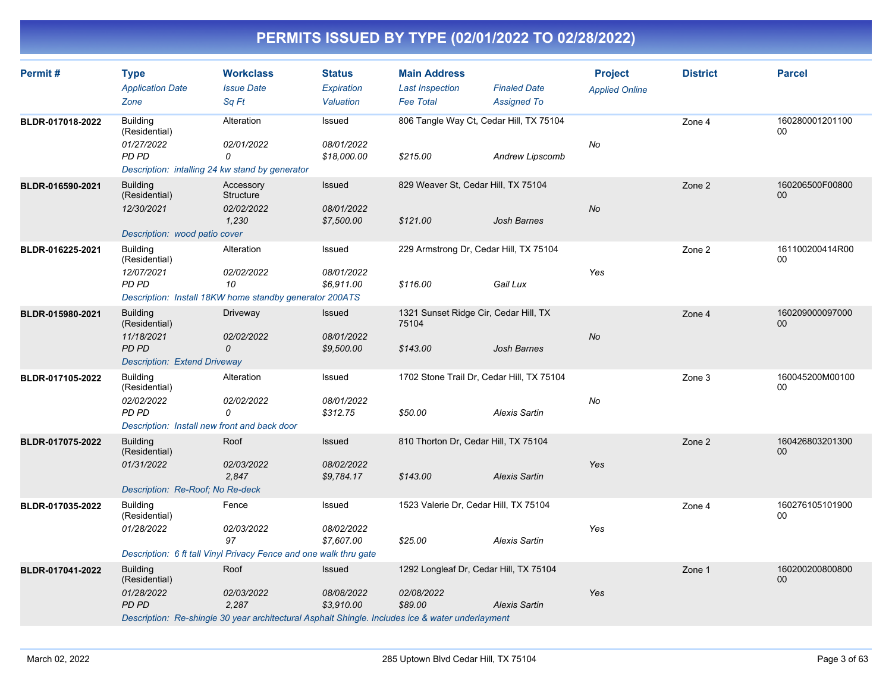# PERMITS ISSUED BY TYPE (02/01/2022 TO 02/28/2022)

| Permit # | Type<br>*Application Date*<br>*Zone* | Workclass<br>*Issue Date*<br>*Sq Ft* | Status<br>*Expiration*<br>*Valuation* | Main Address<br>*Last Inspection*<br>*Fee Total* | *Finaled Date*<br>*Assigned To* | Project<br>*Applied Online* | District | Parcel |
|---|---|---|---|---|---|---|---|---|
| BLDR-017018-2022 | Building (Residential)<br>*01/27/2022*<br>*PD PD* | Alteration<br>*02/01/2022*<br>*0* | Issued<br>*08/01/2022*<br>*$18,000.00* | 806 Tangle Way Ct, Cedar Hill, TX 75104<br><br>*$215.00* | <br><br>*Andrew Lipscomb* | <br>*No* | Zone 4 | 16028000120110000 |
| | *Description: intalling 24 kw stand by generator* | | | | | | | |
| BLDR-016590-2021 | Building (Residential)<br>*12/30/2021* | Accessory Structure<br>*02/02/2022*<br>*1,230* | Issued<br>*08/01/2022*<br>*$7,500.00* | 829 Weaver St, Cedar Hill, TX 75104<br><br>*$121.00* | <br><br>*Josh Barnes* | <br>*No* | Zone 2 | 160206500F0080000 |
| | *Description: wood patio cover* | | | | | | | |
| BLDR-016225-2021 | Building (Residential)<br>*12/07/2021*<br>*PD PD* | Alteration<br>*02/02/2022*<br>*10* | Issued<br>*08/01/2022*<br>*$6,911.00* | 229 Armstrong Dr, Cedar Hill, TX 75104<br><br>*$116.00* | <br><br>*Gail Lux* | <br>*Yes* | Zone 2 | 161100200414R0000 |
| | *Description: Install 18KW home standby generator 200ATS* | | | | | | | |
| BLDR-015980-2021 | Building (Residential)<br>*11/18/2021*<br>*PD PD* | Driveway<br>*02/02/2022*<br>*0* | Issued<br>*08/01/2022*<br>*$9,500.00* | 1321 Sunset Ridge Cir, Cedar Hill, TX 75104<br><br>*$143.00* | <br><br>*Josh Barnes* | <br>*No* | Zone 4 | 16020900009700000 |
| | *Description: Extend Driveway* | | | | | | | |
| BLDR-017105-2022 | Building (Residential)<br>*02/02/2022*<br>*PD PD* | Alteration<br>*02/02/2022*<br>*0* | Issued<br>*08/01/2022*<br>*$312.75* | 1702 Stone Trail Dr, Cedar Hill, TX 75104<br><br>*$50.00* | <br><br>*Alexis Sartin* | <br>*No* | Zone 3 | 160045200M0010000 |
| | *Description: Install new front and back door* | | | | | | | |
| BLDR-017075-2022 | Building (Residential)<br>*01/31/2022* | Roof<br>*02/03/2022*<br>*2,847* | Issued<br>*08/02/2022*<br>*$9,784.17* | 810 Thorton Dr, Cedar Hill, TX 75104<br><br>*$143.00* | <br><br>*Alexis Sartin* | <br>*Yes* | Zone 2 | 16042680320130000 |
| | *Description: Re-Roof; No Re-deck* | | | | | | | |
| BLDR-017035-2022 | Building (Residential)<br>*01/28/2022* | Fence<br>*02/03/2022*<br>*97* | Issued<br>*08/02/2022*<br>*$7,607.00* | 1523 Valerie Dr, Cedar Hill, TX 75104<br><br>*$25.00* | <br><br>*Alexis Sartin* | <br>*Yes* | Zone 4 | 16027610510190000 |
| | *Description: 6 ft tall Vinyl Privacy Fence and one walk thru gate* | | | | | | | |
| BLDR-017041-2022 | Building (Residential)<br>*01/28/2022*<br>*PD PD* | Roof<br>*02/03/2022*<br>*2,287* | Issued<br>*08/08/2022*<br>*$3,910.00* | 1292 Longleaf Dr, Cedar Hill, TX 75104<br>*02/08/2022*<br>*$89.00* | <br><br>*Alexis Sartin* | <br>*Yes* | Zone 1 | 16020020080080000 |
| | *Description: Re-shingle 30 year architectural Asphalt Shingle. Includes ice & water underlayment* | | | | | | | |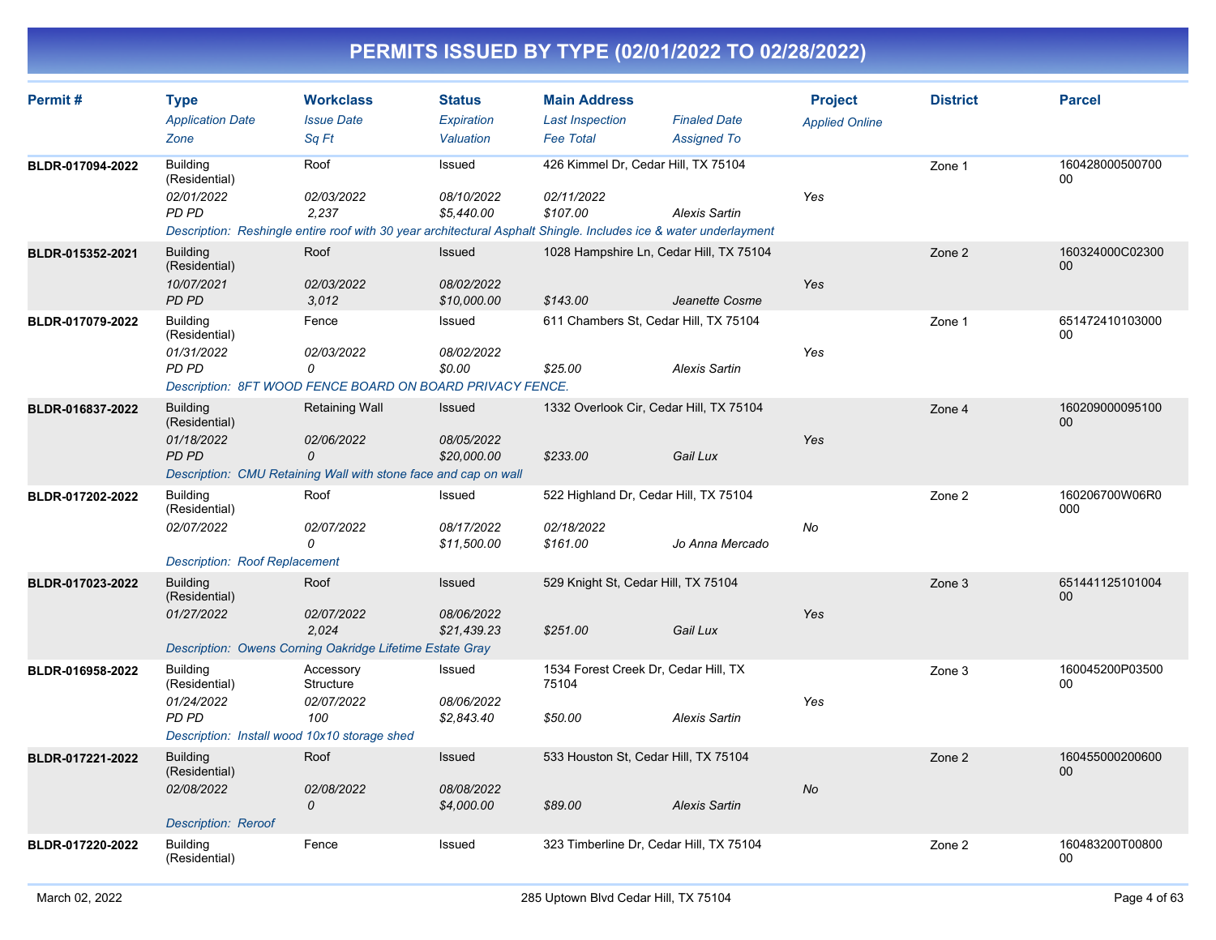# PERMITS ISSUED BY TYPE (02/01/2022 TO 02/28/2022)

| Permit # | Type / Application Date / Zone | Workclass / Issue Date / Sq Ft | Status / Expiration / Valuation | Main Address / Last Inspection / Fee Total | Finaled Date / Assigned To | Project / Applied Online | District | Parcel |
|---|---|---|---|---|---|---|---|---|
| BLDR-017094-2022 | Building (Residential) / 02/01/2022 / PD PD | Roof / 02/03/2022 / 2,237 | Issued / 08/10/2022 / $5,440.00 | 426 Kimmel Dr, Cedar Hill, TX 75104 / 02/11/2022 / $107.00 | Alexis Sartin | Yes | Zone 1 | 16042800050070000 |
| | Description: Reshingle entire roof with 30 year architectural Asphalt Shingle. Includes ice & water underlayment | | | | | | | |
| BLDR-015352-2021 | Building (Residential) / 10/07/2021 / PD PD | Roof / 02/03/2022 / 3,012 | Issued / 08/02/2022 / $10,000.00 | 1028 Hampshire Ln, Cedar Hill, TX 75104 / $143.00 | Jeanette Cosme | Yes | Zone 2 | 160324000C0230000 |
| BLDR-017079-2022 | Building (Residential) / 01/31/2022 / PD PD | Fence / 02/03/2022 / 0 | Issued / 08/02/2022 / $0.00 | 611 Chambers St, Cedar Hill, TX 75104 / $25.00 | Alexis Sartin | Yes | Zone 1 | 65147241010300000 |
| | Description: 8FT WOOD FENCE BOARD ON BOARD PRIVACY FENCE. | | | | | | | |
| BLDR-016837-2022 | Building (Residential) / 01/18/2022 / PD PD | Retaining Wall / 02/06/2022 / 0 | Issued / 08/05/2022 / $20,000.00 | 1332 Overlook Cir, Cedar Hill, TX 75104 / $233.00 | Gail Lux | Yes | Zone 4 | 16020900009510000 |
| | Description: CMU Retaining Wall with stone face and cap on wall | | | | | | | |
| BLDR-017202-2022 | Building (Residential) / 02/07/2022 | Roof / 02/07/2022 / 0 | Issued / 08/17/2022 / $11,500.00 | 522 Highland Dr, Cedar Hill, TX 75104 / 02/18/2022 / $161.00 | Jo Anna Mercado | No | Zone 2 | 160206700W06R0000 |
| | Description: Roof Replacement | | | | | | | |
| BLDR-017023-2022 | Building (Residential) / 01/27/2022 | Roof / 02/07/2022 / 2,024 | Issued / 08/06/2022 / $21,439.23 | 529 Knight St, Cedar Hill, TX 75104 / $251.00 | Gail Lux | Yes | Zone 3 | 65144112510100400 |
| | Description: Owens Corning Oakridge Lifetime Estate Gray | | | | | | | |
| BLDR-016958-2022 | Building (Residential) / 01/24/2022 / PD PD | Accessory Structure / 02/07/2022 / 100 | Issued / 08/06/2022 / $2,843.40 | 1534 Forest Creek Dr, Cedar Hill, TX 75104 / $50.00 | Alexis Sartin | Yes | Zone 3 | 160045200P0350000 |
| | Description: Install wood 10x10 storage shed | | | | | | | |
| BLDR-017221-2022 | Building (Residential) / 02/08/2022 | Roof / 02/08/2022 / 0 | Issued / 08/08/2022 / $4,000.00 | 533 Houston St, Cedar Hill, TX 75104 / $89.00 | Alexis Sartin | No | Zone 2 | 16045500020060000 |
| | Description: Reroof | | | | | | | |
| BLDR-017220-2022 | Building (Residential) | Fence | Issued | 323 Timberline Dr, Cedar Hill, TX 75104 | | | Zone 2 | 160483200T0080000 |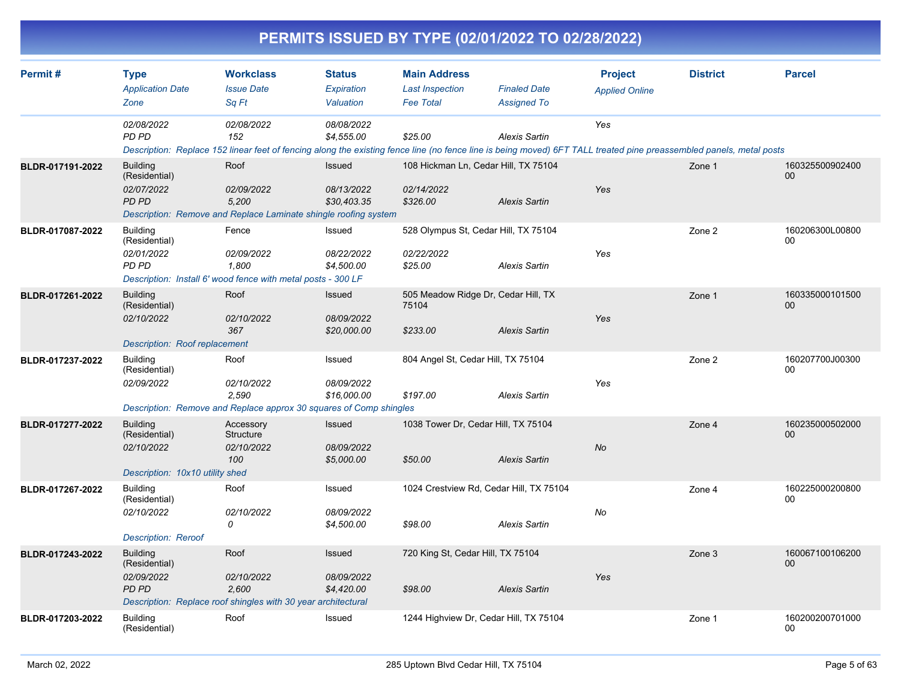# PERMITS ISSUED BY TYPE (02/01/2022 TO 02/28/2022)

| Permit # | Type / Application Date / Zone | Workclass / Issue Date / Sq Ft | Status / Expiration / Valuation | Main Address / Last Inspection / Fee Total | Finaled Date / Assigned To | Project / Applied Online | District | Parcel |
|---|---|---|---|---|---|---|---|---|
| | 02/08/2022<br>PD PD | 02/08/2022<br>152 | 08/08/2022<br>$4,555.00 | <br>$25.00 | <br>Alexis Sartin | Yes | | |
| | Description: Replace 152 linear feet of fencing along the existing fence line (no fence line is being moved) 6FT TALL treated pine preassembled panels, metal posts | | | | | | | |
| BLDR-017191-2022 | Building (Residential)<br>02/07/2022<br>PD PD | Roof<br>02/09/2022<br>5,200 | Issued<br>08/13/2022<br>$30,403.35 | 108 Hickman Ln, Cedar Hill, TX 75104<br>02/14/2022<br>$326.00 | <br>Alexis Sartin | Yes | Zone 1 | 16032550090240000 |
| | Description: Remove and Replace Laminate shingle roofing system | | | | | | | |
| BLDR-017087-2022 | Building (Residential)<br>02/01/2022<br>PD PD | Fence<br>02/09/2022<br>1,800 | Issued<br>08/22/2022<br>$4,500.00 | 528 Olympus St, Cedar Hill, TX 75104<br>02/22/2022<br>$25.00 | <br>Alexis Sartin | Yes | Zone 2 | 160206300L00800 00 |
| | Description: Install 6' wood fence with metal posts - 300 LF | | | | | | | |
| BLDR-017261-2022 | Building (Residential)<br>02/10/2022 | Roof<br>02/10/2022<br>367 | Issued<br>08/09/2022<br>$20,000.00 | 505 Meadow Ridge Dr, Cedar Hill, TX 75104<br><br>$233.00 | <br>Alexis Sartin | Yes | Zone 1 | 16033500010150000 |
| | Description: Roof replacement | | | | | | | |
| BLDR-017237-2022 | Building (Residential)<br>02/09/2022 | Roof<br>02/10/2022<br>2,590 | Issued<br>08/09/2022<br>$16,000.00 | 804 Angel St, Cedar Hill, TX 75104<br><br>$197.00 | <br>Alexis Sartin | Yes | Zone 2 | 160207700J00300 00 |
| | Description: Remove and Replace approx 30 squares of Comp shingles | | | | | | | |
| BLDR-017277-2022 | Building (Residential)<br>02/10/2022 | Accessory Structure<br>02/10/2022<br>100 | Issued<br>08/09/2022<br>$5,000.00 | 1038 Tower Dr, Cedar Hill, TX 75104<br><br>$50.00 | <br>Alexis Sartin | No | Zone 4 | 16023500050200000 |
| | Description: 10x10 utility shed | | | | | | | |
| BLDR-017267-2022 | Building (Residential)<br>02/10/2022 | Roof<br>02/10/2022<br>0 | Issued<br>08/09/2022<br>$4,500.00 | 1024 Crestview Rd, Cedar Hill, TX 75104<br><br>$98.00 | <br>Alexis Sartin | No | Zone 4 | 16022500020080000 |
| | Description: Reroof | | | | | | | |
| BLDR-017243-2022 | Building (Residential)<br>02/09/2022<br>PD PD | Roof<br>02/10/2022<br>2,600 | Issued<br>08/09/2022<br>$4,420.00 | 720 King St, Cedar Hill, TX 75104<br><br>$98.00 | <br>Alexis Sartin | Yes | Zone 3 | 16006710010620000 |
| | Description: Replace roof shingles with 30 year architectural | | | | | | | |
| BLDR-017203-2022 | Building (Residential) | Roof | Issued | 1244 Highview Dr, Cedar Hill, TX 75104 | | | Zone 1 | 16020020070100000 |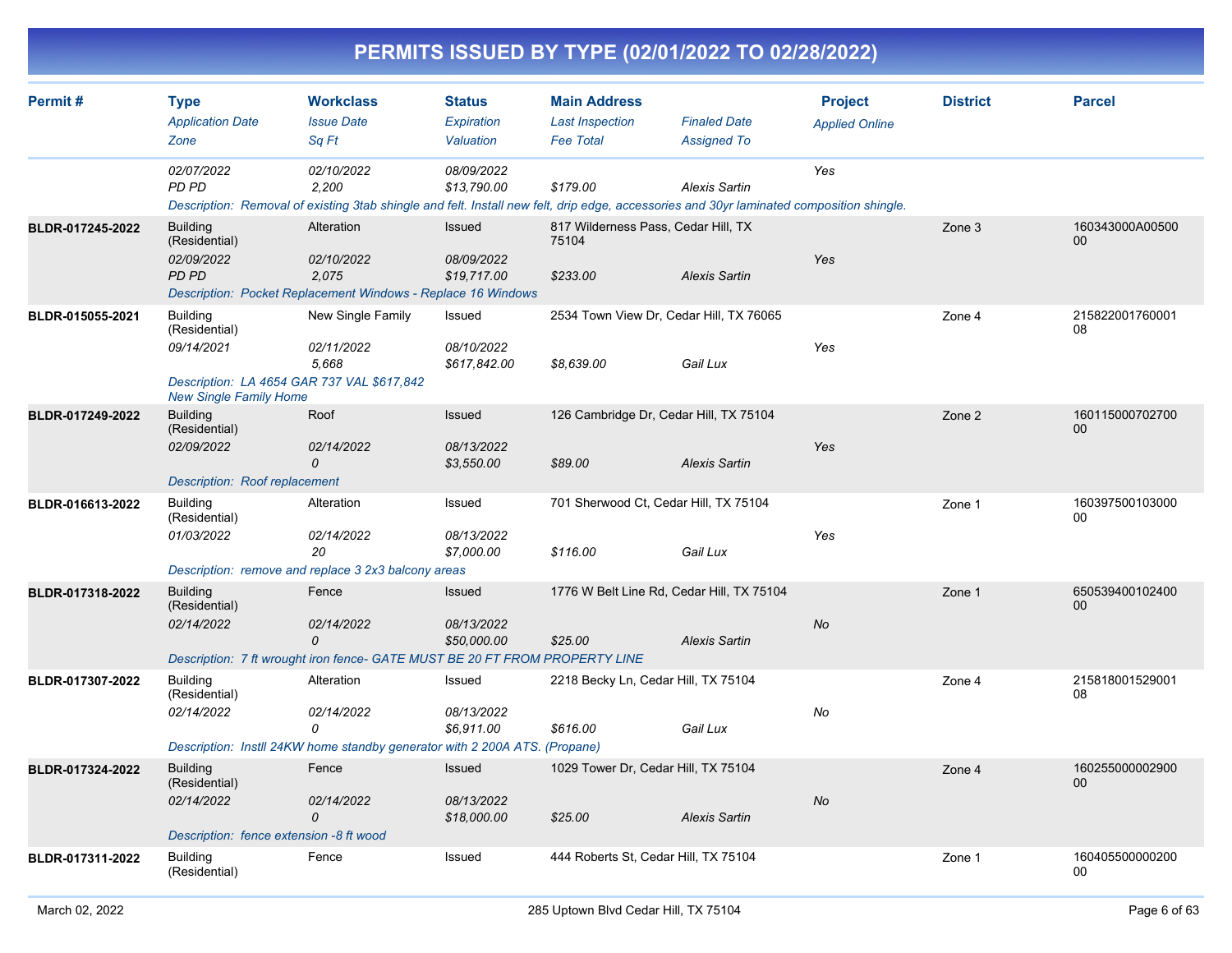# PERMITS ISSUED BY TYPE (02/01/2022 TO 02/28/2022)

| Permit # | Type / Application Date / Zone | Workclass / Issue Date / Sq Ft | Status / Expiration / Valuation | Main Address / Last Inspection / Fee Total | Finaled Date / Assigned To | Project / Applied Online | District | Parcel |
|---|---|---|---|---|---|---|---|---|
| | 02/07/2022 | 02/10/2022 | 08/09/2022 | | | Yes | | |
| | PD PD | 2,200 | $13,790.00 | $179.00 | Alexis Sartin | | | |
| | Description: Removal of existing 3tab shingle and felt. Install new felt, drip edge, accessories and 30yr laminated composition shingle. | | | | | | | |
| BLDR-017245-2022 | Building (Residential) | Alteration | Issued | 817 Wilderness Pass, Cedar Hill, TX 75104 | | | Zone 3 | 160343000A0050000 |
| | 02/09/2022 | 02/10/2022 | 08/09/2022 | | | Yes | | |
| | PD PD | 2,075 | $19,717.00 | $233.00 | Alexis Sartin | | | |
| | Description: Pocket Replacement Windows - Replace 16 Windows | | | | | | | |
| BLDR-015055-2021 | Building (Residential) | New Single Family | Issued | 2534 Town View Dr, Cedar Hill, TX 76065 | | | Zone 4 | 21582200176000108 |
| | 09/14/2021 | 02/11/2022 | 08/10/2022 | | | Yes | | |
| | | 5,668 | $617,842.00 | $8,639.00 | Gail Lux | | | |
| | Description: LA 4654 GAR 737 VAL $617,842 New Single Family Home | | | | | | | |
| BLDR-017249-2022 | Building (Residential) | Roof | Issued | 126 Cambridge Dr, Cedar Hill, TX 75104 | | | Zone 2 | 16011500070270000 |
| | 02/09/2022 | 02/14/2022 | 08/13/2022 | | | Yes | | |
| | | 0 | $3,550.00 | $89.00 | Alexis Sartin | | | |
| | Description: Roof replacement | | | | | | | |
| BLDR-016613-2022 | Building (Residential) | Alteration | Issued | 701 Sherwood Ct, Cedar Hill, TX 75104 | | | Zone 1 | 16039750010300000 |
| | 01/03/2022 | 02/14/2022 | 08/13/2022 | | | Yes | | |
| | | 20 | $7,000.00 | $116.00 | Gail Lux | | | |
| | Description: remove and replace 3 2x3 balcony areas | | | | | | | |
| BLDR-017318-2022 | Building (Residential) | Fence | Issued | 1776 W Belt Line Rd, Cedar Hill, TX 75104 | | | Zone 1 | 65053940010240000 |
| | 02/14/2022 | 02/14/2022 | 08/13/2022 | | | No | | |
| | | 0 | $50,000.00 | $25.00 | Alexis Sartin | | | |
| | Description: 7 ft wrought iron fence- GATE MUST BE 20 FT FROM PROPERTY LINE | | | | | | | |
| BLDR-017307-2022 | Building (Residential) | Alteration | Issued | 2218 Becky Ln, Cedar Hill, TX 75104 | | | Zone 4 | 21581800152900108 |
| | 02/14/2022 | 02/14/2022 | 08/13/2022 | | | No | | |
| | | 0 | $6,911.00 | $616.00 | Gail Lux | | | |
| | Description: Instll 24KW home standby generator with 2 200A ATS. (Propane) | | | | | | | |
| BLDR-017324-2022 | Building (Residential) | Fence | Issued | 1029 Tower Dr, Cedar Hill, TX 75104 | | | Zone 4 | 16025500000290000 |
| | 02/14/2022 | 02/14/2022 | 08/13/2022 | | | No | | |
| | | 0 | $18,000.00 | $25.00 | Alexis Sartin | | | |
| | Description: fence extension -8 ft wood | | | | | | | |
| BLDR-017311-2022 | Building (Residential) | Fence | Issued | 444 Roberts St, Cedar Hill, TX 75104 | | | Zone 1 | 16040550000020000 |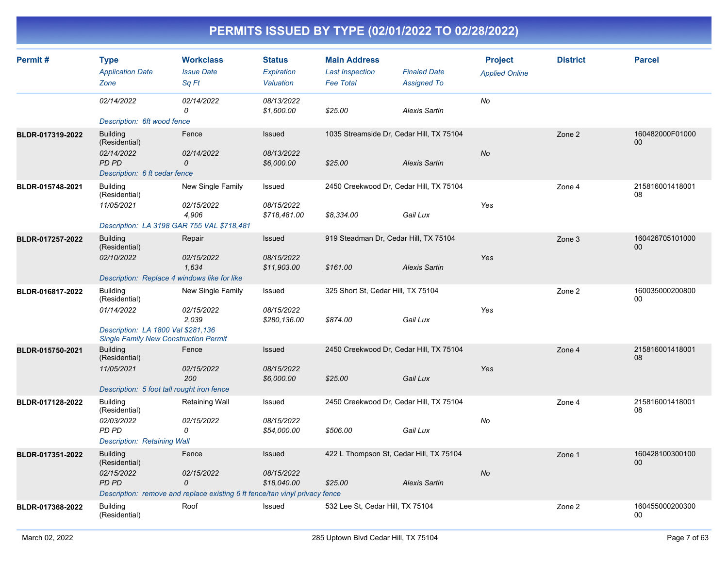# PERMITS ISSUED BY TYPE (02/01/2022 TO 02/28/2022)

| Permit # | Type / Application Date / Zone | Workclass / Issue Date / Sq Ft | Status / Expiration / Valuation | Main Address / Last Inspection / Fee Total | Finaled Date / Assigned To | Project / Applied Online | District | Parcel |
|---|---|---|---|---|---|---|---|---|
| | 02/14/2022 | 02/14/2022<br>0 | 08/13/2022<br>$1,600.00 | $25.00 | Alexis Sartin | No | | |
| | Description: 6ft wood fence | | | | | | | |
| BLDR-017319-2022 | Building (Residential)<br>02/14/2022<br>PD PD | Fence<br>02/14/2022<br>0 | Issued<br>08/13/2022<br>$6,000.00 | 1035 Streamside Dr, Cedar Hill, TX 75104<br><br>$25.00 | Alexis Sartin | No | Zone 2 | 160482000F0100000 |
| | Description: 6 ft cedar fence | | | | | | | |
| BLDR-015748-2021 | Building (Residential)<br>11/05/2021 | New Single Family<br>02/15/2022<br>4,906 | Issued<br>08/15/2022<br>$718,481.00 | 2450 Creekwood Dr, Cedar Hill, TX 75104<br><br>$8,334.00 | Gail Lux | Yes | Zone 4 | 21581600141800108 |
| | Description: LA 3198 GAR 755 VAL $718,481 | | | | | | | |
| BLDR-017257-2022 | Building (Residential)<br>02/10/2022 | Repair<br>02/15/2022<br>1,634 | Issued<br>08/15/2022<br>$11,903.00 | 919 Steadman Dr, Cedar Hill, TX 75104<br><br>$161.00 | Alexis Sartin | Yes | Zone 3 | 16042670510100000 |
| | Description: Replace 4 windows like for like | | | | | | | |
| BLDR-016817-2022 | Building (Residential)<br>01/14/2022 | New Single Family<br>02/15/2022<br>2,039 | Issued<br>08/15/2022<br>$280,136.00 | 325 Short St, Cedar Hill, TX 75104<br><br>$874.00 | Gail Lux | Yes | Zone 2 | 16003500020080000 |
| | Description: LA 1800 Val $281,136 Single Family New Construction Permit | | | | | | | |
| BLDR-015750-2021 | Building (Residential)<br>11/05/2021 | Fence<br>02/15/2022<br>200 | Issued<br>08/15/2022<br>$6,000.00 | 2450 Creekwood Dr, Cedar Hill, TX 75104<br><br>$25.00 | Gail Lux | Yes | Zone 4 | 21581600141800108 |
| | Description: 5 foot tall rought iron fence | | | | | | | |
| BLDR-017128-2022 | Building (Residential)<br>02/03/2022<br>PD PD | Retaining Wall<br>02/15/2022<br>0 | Issued<br>08/15/2022<br>$54,000.00 | 2450 Creekwood Dr, Cedar Hill, TX 75104<br><br>$506.00 | Gail Lux | No | Zone 4 | 21581600141800108 |
| | Description: Retaining Wall | | | | | | | |
| BLDR-017351-2022 | Building (Residential)<br>02/15/2022<br>PD PD | Fence<br>02/15/2022<br>0 | Issued<br>08/15/2022<br>$18,040.00 | 422 L Thompson St, Cedar Hill, TX 75104<br><br>$25.00 | Alexis Sartin | No | Zone 1 | 16042810030010000 |
| | Description: remove and replace existing 6 ft fence/tan vinyl privacy fence | | | | | | | |
| BLDR-017368-2022 | Building (Residential) | Roof | Issued | 532 Lee St, Cedar Hill, TX 75104 | | | Zone 2 | 16045500020030000 |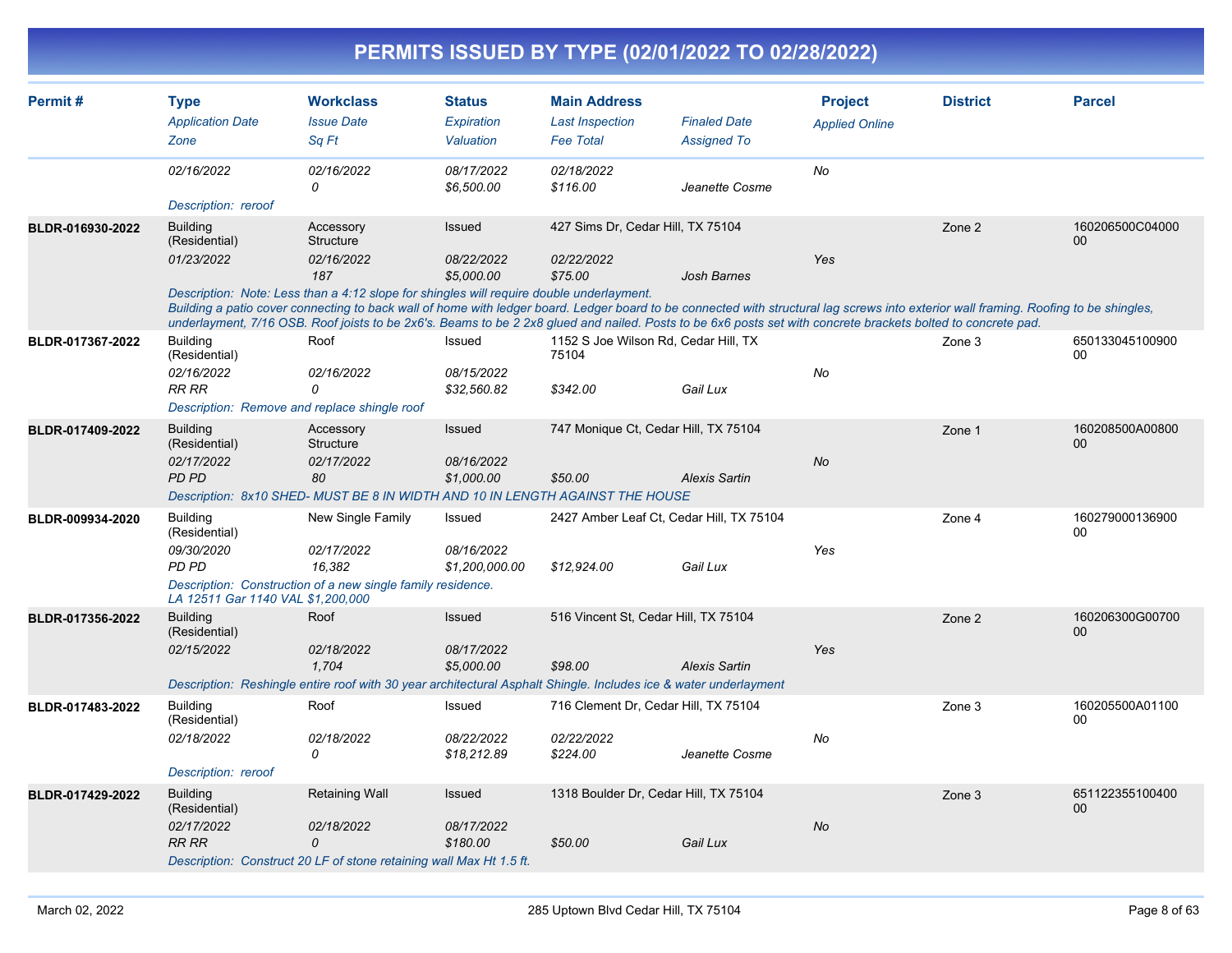# PERMITS ISSUED BY TYPE (02/01/2022 TO 02/28/2022)

| Permit # | Type / Application Date / Zone | Workclass / Issue Date / Sq Ft | Status / Expiration / Valuation | Main Address / Last Inspection / Fee Total | Finaled Date / Assigned To | Project / Applied Online | District | Parcel |
|---|---|---|---|---|---|---|---|---|
| | 02/16/2022 | 02/16/2022<br>0 | 08/17/2022<br>$6,500.00 | 02/18/2022<br>$116.00 | Jeanette Cosme | No | | |
| | Description: reroof | | | | | | | |
| BLDR-016930-2022 | Building (Residential)<br>01/23/2022 | Accessory Structure<br>02/16/2022<br>187 | Issued<br>08/22/2022<br>$5,000.00 | 427 Sims Dr, Cedar Hill, TX 75104<br>02/22/2022<br>$75.00 | Josh Barnes | Yes | Zone 2 | 160206500C0400000 |
| | Description: Note: Less than a 4:12 slope for shingles will require double underlayment. Building a patio cover connecting to back wall of home with ledger board. Ledger board to be connected with structural lag screws into exterior wall framing. Roofing to be shingles, underlayment, 7/16 OSB. Roof joists to be 2x6's. Beams to be 2 2x8 glued and nailed. Posts to be 6x6 posts set with concrete brackets bolted to concrete pad. | | | | | | | |
| BLDR-017367-2022 | Building (Residential)<br>02/16/2022<br>RR RR | Roof<br>02/16/2022<br>0 | Issued<br>08/15/2022<br>$32,560.82 | 1152 S Joe Wilson Rd, Cedar Hill, TX 75104<br><br>$342.00 | Gail Lux | No | Zone 3 | 65013304510090000 |
| | Description: Remove and replace shingle roof | | | | | | | |
| BLDR-017409-2022 | Building (Residential)<br>02/17/2022<br>PD PD | Accessory Structure<br>02/17/2022<br>80 | Issued<br>08/16/2022<br>$1,000.00 | 747 Monique Ct, Cedar Hill, TX 75104<br><br>$50.00 | Alexis Sartin | No | Zone 1 | 160208500A0080000 |
| | Description: 8x10 SHED- MUST BE 8 IN WIDTH AND 10 IN LENGTH AGAINST THE HOUSE | | | | | | | |
| BLDR-009934-2020 | Building (Residential)<br>09/30/2020<br>PD PD | New Single Family<br>02/17/2022<br>16,382 | Issued<br>08/16/2022<br>$1,200,000.00 | 2427 Amber Leaf Ct, Cedar Hill, TX 75104<br><br>$12,924.00 | Gail Lux | Yes | Zone 4 | 16027900013690000 |
| | Description: Construction of a new single family residence. LA 12511 Gar 1140 VAL $1,200,000 | | | | | | | |
| BLDR-017356-2022 | Building (Residential)<br>02/15/2022 | Roof<br>02/18/2022<br>1,704 | Issued<br>08/17/2022<br>$5,000.00 | 516 Vincent St, Cedar Hill, TX 75104<br><br>$98.00 | Alexis Sartin | Yes | Zone 2 | 160206300G0070000 |
| | Description: Reshingle entire roof with 30 year architectural Asphalt Shingle. Includes ice & water underlayment | | | | | | | |
| BLDR-017483-2022 | Building (Residential)<br>02/18/2022 | Roof<br>02/18/2022<br>0 | Issued<br>08/22/2022<br>$18,212.89 | 716 Clement Dr, Cedar Hill, TX 75104<br>02/22/2022<br>$224.00 | Jeanette Cosme | No | Zone 3 | 160205500A0110000 |
| | Description: reroof | | | | | | | |
| BLDR-017429-2022 | Building (Residential)<br>02/17/2022<br>RR RR | Retaining Wall<br>02/18/2022<br>0 | Issued<br>08/17/2022<br>$180.00 | 1318 Boulder Dr, Cedar Hill, TX 75104<br><br>$50.00 | Gail Lux | No | Zone 3 | 65112235510040000 |
| | Description: Construct 20 LF of stone retaining wall Max Ht 1.5 ft. | | | | | | | |

March 02, 2022 — 285 Uptown Blvd Cedar Hill, TX 75104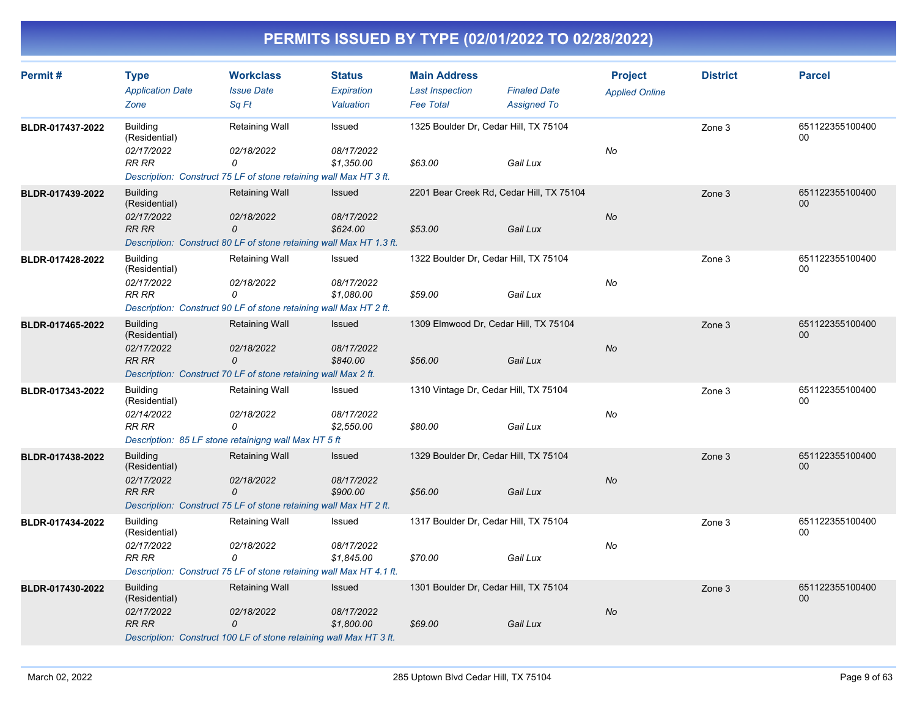# PERMITS ISSUED BY TYPE (02/01/2022 TO 02/28/2022)

| Permit # | Type / Application Date / Zone | Workclass / Issue Date / Sq Ft | Status / Expiration / Valuation | Main Address / Last Inspection / Fee Total | Finaled Date / Assigned To | Project / Applied Online | District | Parcel |
|---|---|---|---|---|---|---|---|---|
| BLDR-017437-2022 | Building (Residential) / 02/17/2022 / RR RR | Retaining Wall / 02/18/2022 / 0 | Issued / 08/17/2022 / $1,350.00 | 1325 Boulder Dr, Cedar Hill, TX 75104 / / $63.00 | / Gail Lux | / No | Zone 3 | 65112235510040000 |
| | Description: Construct 75 LF of stone retaining wall Max HT 3 ft. | | | | | | | |
| BLDR-017439-2022 | Building (Residential) / 02/17/2022 / RR RR | Retaining Wall / 02/18/2022 / 0 | Issued / 08/17/2022 / $624.00 | 2201 Bear Creek Rd, Cedar Hill, TX 75104 / / $53.00 | / Gail Lux | / No | Zone 3 | 65112235510040000 |
| | Description: Construct 80 LF of stone retaining wall Max HT 1.3 ft. | | | | | | | |
| BLDR-017428-2022 | Building (Residential) / 02/17/2022 / RR RR | Retaining Wall / 02/18/2022 / 0 | Issued / 08/17/2022 / $1,080.00 | 1322 Boulder Dr, Cedar Hill, TX 75104 / / $59.00 | / Gail Lux | / No | Zone 3 | 65112235510040000 |
| | Description: Construct 90 LF of stone retaining wall Max HT 2 ft. | | | | | | | |
| BLDR-017465-2022 | Building (Residential) / 02/17/2022 / RR RR | Retaining Wall / 02/18/2022 / 0 | Issued / 08/17/2022 / $840.00 | 1309 Elmwood Dr, Cedar Hill, TX 75104 / / $56.00 | / Gail Lux | / No | Zone 3 | 65112235510040000 |
| | Description: Construct 70 LF of stone retaining wall Max 2 ft. | | | | | | | |
| BLDR-017343-2022 | Building (Residential) / 02/14/2022 / RR RR | Retaining Wall / 02/18/2022 / 0 | Issued / 08/17/2022 / $2,550.00 | 1310 Vintage Dr, Cedar Hill, TX 75104 / / $80.00 | / Gail Lux | / No | Zone 3 | 65112235510040000 |
| | Description: 85 LF stone retainigng wall Max HT 5 ft | | | | | | | |
| BLDR-017438-2022 | Building (Residential) / 02/17/2022 / RR RR | Retaining Wall / 02/18/2022 / 0 | Issued / 08/17/2022 / $900.00 | 1329 Boulder Dr, Cedar Hill, TX 75104 / / $56.00 | / Gail Lux | / No | Zone 3 | 65112235510040000 |
| | Description: Construct 75 LF of stone retaining wall Max HT 2 ft. | | | | | | | |
| BLDR-017434-2022 | Building (Residential) / 02/17/2022 / RR RR | Retaining Wall / 02/18/2022 / 0 | Issued / 08/17/2022 / $1,845.00 | 1317 Boulder Dr, Cedar Hill, TX 75104 / / $70.00 | / Gail Lux | / No | Zone 3 | 65112235510040000 |
| | Description: Construct 75 LF of stone retaining wall Max HT 4.1 ft. | | | | | | | |
| BLDR-017430-2022 | Building (Residential) / 02/17/2022 / RR RR | Retaining Wall / 02/18/2022 / 0 | Issued / 08/17/2022 / $1,800.00 | 1301 Boulder Dr, Cedar Hill, TX 75104 / / $69.00 | / Gail Lux | / No | Zone 3 | 65112235510040000 |
| | Description: Construct 100 LF of stone retaining wall Max HT 3 ft. | | | | | | | |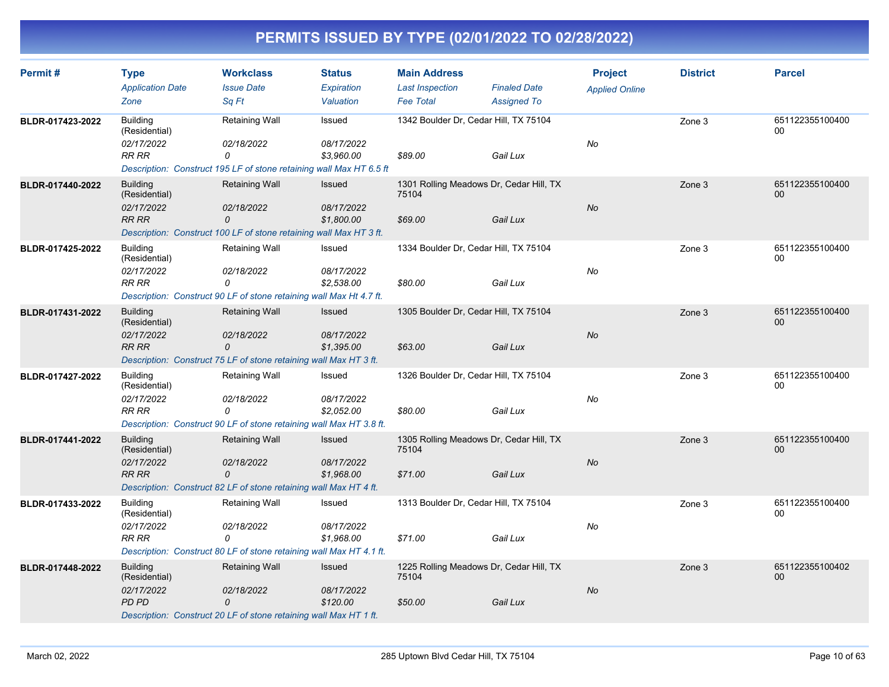# PERMITS ISSUED BY TYPE (02/01/2022 TO 02/28/2022)

| Permit # | Type<br>Application Date<br>Zone | Workclass<br>Issue Date<br>Sq Ft | Status<br>Expiration<br>Valuation | Main Address<br>Last Inspection<br>Fee Total | Finaled Date<br>Assigned To | Project<br>Applied Online | District | Parcel |
|---|---|---|---|---|---|---|---|---|
| BLDR-017423-2022 | Building (Residential)<br>02/17/2022<br>RR RR | Retaining Wall<br>02/18/2022<br>0 | Issued<br>08/17/2022<br>$3,960.00 | 1342 Boulder Dr, Cedar Hill, TX 75104<br><br>$89.00 | <br><br>Gail Lux | <br>No | Zone 3 | 65112235510040000 |
| | Description: Construct 195 LF of stone retaining wall Max HT 6.5 ft | | | | | | | |
| BLDR-017440-2022 | Building (Residential)<br>02/17/2022<br>RR RR | Retaining Wall<br>02/18/2022<br>0 | Issued<br>08/17/2022<br>$1,800.00 | 1301 Rolling Meadows Dr, Cedar Hill, TX 75104<br><br>$69.00 | <br><br>Gail Lux | <br>No | Zone 3 | 65112235510040000 |
| | Description: Construct 100 LF of stone retaining wall Max HT 3 ft. | | | | | | | |
| BLDR-017425-2022 | Building (Residential)<br>02/17/2022<br>RR RR | Retaining Wall<br>02/18/2022<br>0 | Issued<br>08/17/2022<br>$2,538.00 | 1334 Boulder Dr, Cedar Hill, TX 75104<br><br>$80.00 | <br><br>Gail Lux | <br>No | Zone 3 | 65112235510040000 |
| | Description: Construct 90 LF of stone retaining wall Max Ht 4.7 ft. | | | | | | | |
| BLDR-017431-2022 | Building (Residential)<br>02/17/2022<br>RR RR | Retaining Wall<br>02/18/2022<br>0 | Issued<br>08/17/2022<br>$1,395.00 | 1305 Boulder Dr, Cedar Hill, TX 75104<br><br>$63.00 | <br><br>Gail Lux | <br>No | Zone 3 | 65112235510040000 |
| | Description: Construct 75 LF of stone retaining wall Max HT 3 ft. | | | | | | | |
| BLDR-017427-2022 | Building (Residential)<br>02/17/2022<br>RR RR | Retaining Wall<br>02/18/2022<br>0 | Issued<br>08/17/2022<br>$2,052.00 | 1326 Boulder Dr, Cedar Hill, TX 75104<br><br>$80.00 | <br><br>Gail Lux | <br>No | Zone 3 | 65112235510040000 |
| | Description: Construct 90 LF of stone retaining wall Max HT 3.8 ft. | | | | | | | |
| BLDR-017441-2022 | Building (Residential)<br>02/17/2022<br>RR RR | Retaining Wall<br>02/18/2022<br>0 | Issued<br>08/17/2022<br>$1,968.00 | 1305 Rolling Meadows Dr, Cedar Hill, TX 75104<br><br>$71.00 | <br><br>Gail Lux | <br>No | Zone 3 | 65112235510040000 |
| | Description: Construct 82 LF of stone retaining wall Max HT 4 ft. | | | | | | | |
| BLDR-017433-2022 | Building (Residential)<br>02/17/2022<br>RR RR | Retaining Wall<br>02/18/2022<br>0 | Issued<br>08/17/2022<br>$1,968.00 | 1313 Boulder Dr, Cedar Hill, TX 75104<br><br>$71.00 | <br><br>Gail Lux | <br>No | Zone 3 | 65112235510040000 |
| | Description: Construct 80 LF of stone retaining wall Max HT 4.1 ft. | | | | | | | |
| BLDR-017448-2022 | Building (Residential)<br>02/17/2022<br>PD PD | Retaining Wall<br>02/18/2022<br>0 | Issued<br>08/17/2022<br>$120.00 | 1225 Rolling Meadows Dr, Cedar Hill, TX 75104<br><br>$50.00 | <br><br>Gail Lux | <br>No | Zone 3 | 65112235510040200 |
| | Description: Construct 20 LF of stone retaining wall Max HT 1 ft. | | | | | | | |

March 02, 2022 — 285 Uptown Blvd Cedar Hill, TX 75104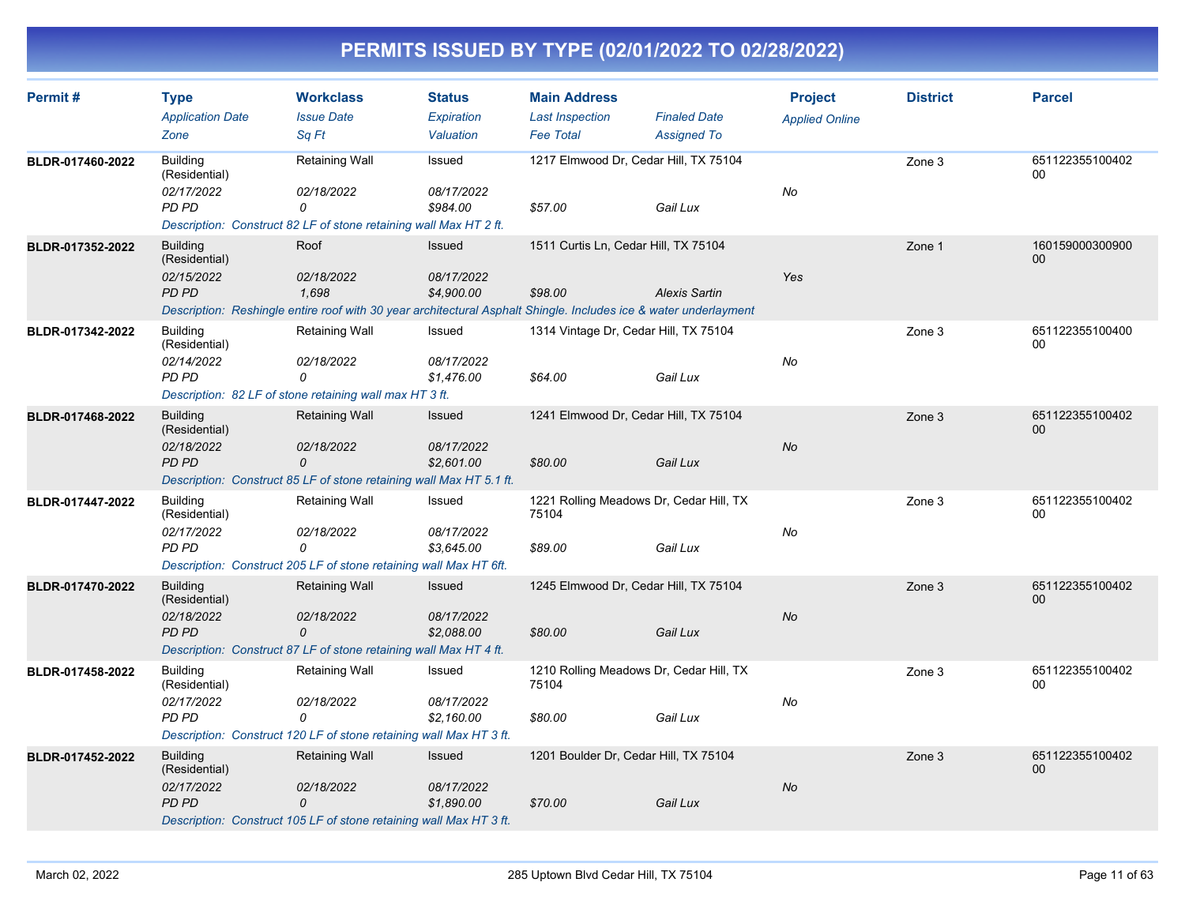# PERMITS ISSUED BY TYPE (02/01/2022 TO 02/28/2022)

| Permit # | Type / Application Date / Zone | Workclass / Issue Date / Sq Ft | Status / Expiration / Valuation | Main Address / Last Inspection / Fee Total | Finaled Date / Assigned To | Project / Applied Online | District | Parcel |
|---|---|---|---|---|---|---|---|---|
| BLDR-017460-2022 | Building (Residential)<br>02/17/2022<br>PD PD | Retaining Wall<br>02/18/2022<br>0 | Issued<br>08/17/2022<br>$984.00 | 1217 Elmwood Dr, Cedar Hill, TX 75104<br><br>$57.00 | <br><br>Gail Lux | <br>No | Zone 3 | 65112235510040200 |
| | Description: Construct 82 LF of stone retaining wall Max HT 2 ft. | | | | | | | |
| BLDR-017352-2022 | Building (Residential)<br>02/15/2022<br>PD PD | Roof<br>02/18/2022<br>1,698 | Issued<br>08/17/2022<br>$4,900.00 | 1511 Curtis Ln, Cedar Hill, TX 75104<br><br>$98.00 | <br><br>Alexis Sartin | <br>Yes | Zone 1 | 16015900030090000 |
| | Description: Reshingle entire roof with 30 year architectural Asphalt Shingle. Includes ice & water underlayment | | | | | | | |
| BLDR-017342-2022 | Building (Residential)<br>02/14/2022<br>PD PD | Retaining Wall<br>02/18/2022<br>0 | Issued<br>08/17/2022<br>$1,476.00 | 1314 Vintage Dr, Cedar Hill, TX 75104<br><br>$64.00 | <br><br>Gail Lux | <br>No | Zone 3 | 65112235510040000 |
| | Description: 82 LF of stone retaining wall max HT 3 ft. | | | | | | | |
| BLDR-017468-2022 | Building (Residential)<br>02/18/2022<br>PD PD | Retaining Wall<br>02/18/2022<br>0 | Issued<br>08/17/2022<br>$2,601.00 | 1241 Elmwood Dr, Cedar Hill, TX 75104<br><br>$80.00 | <br><br>Gail Lux | <br>No | Zone 3 | 65112235510040200 |
| | Description: Construct 85 LF of stone retaining wall Max HT 5.1 ft. | | | | | | | |
| BLDR-017447-2022 | Building (Residential)<br>02/17/2022<br>PD PD | Retaining Wall<br>02/18/2022<br>0 | Issued<br>08/17/2022<br>$3,645.00 | 1221 Rolling Meadows Dr, Cedar Hill, TX 75104<br><br>$89.00 | <br><br>Gail Lux | <br>No | Zone 3 | 65112235510040200 |
| | Description: Construct 205 LF of stone retaining wall Max HT 6ft. | | | | | | | |
| BLDR-017470-2022 | Building (Residential)<br>02/18/2022<br>PD PD | Retaining Wall<br>02/18/2022<br>0 | Issued<br>08/17/2022<br>$2,088.00 | 1245 Elmwood Dr, Cedar Hill, TX 75104<br><br>$80.00 | <br><br>Gail Lux | <br>No | Zone 3 | 65112235510040200 |
| | Description: Construct 87 LF of stone retaining wall Max HT 4 ft. | | | | | | | |
| BLDR-017458-2022 | Building (Residential)<br>02/17/2022<br>PD PD | Retaining Wall<br>02/18/2022<br>0 | Issued<br>08/17/2022<br>$2,160.00 | 1210 Rolling Meadows Dr, Cedar Hill, TX 75104<br><br>$80.00 | <br><br>Gail Lux | <br>No | Zone 3 | 65112235510040200 |
| | Description: Construct 120 LF of stone retaining wall Max HT 3 ft. | | | | | | | |
| BLDR-017452-2022 | Building (Residential)<br>02/17/2022<br>PD PD | Retaining Wall<br>02/18/2022<br>0 | Issued<br>08/17/2022<br>$1,890.00 | 1201 Boulder Dr, Cedar Hill, TX 75104<br><br>$70.00 | <br><br>Gail Lux | <br>No | Zone 3 | 65112235510040200 |
| | Description: Construct 105 LF of stone retaining wall Max HT 3 ft. | | | | | | | |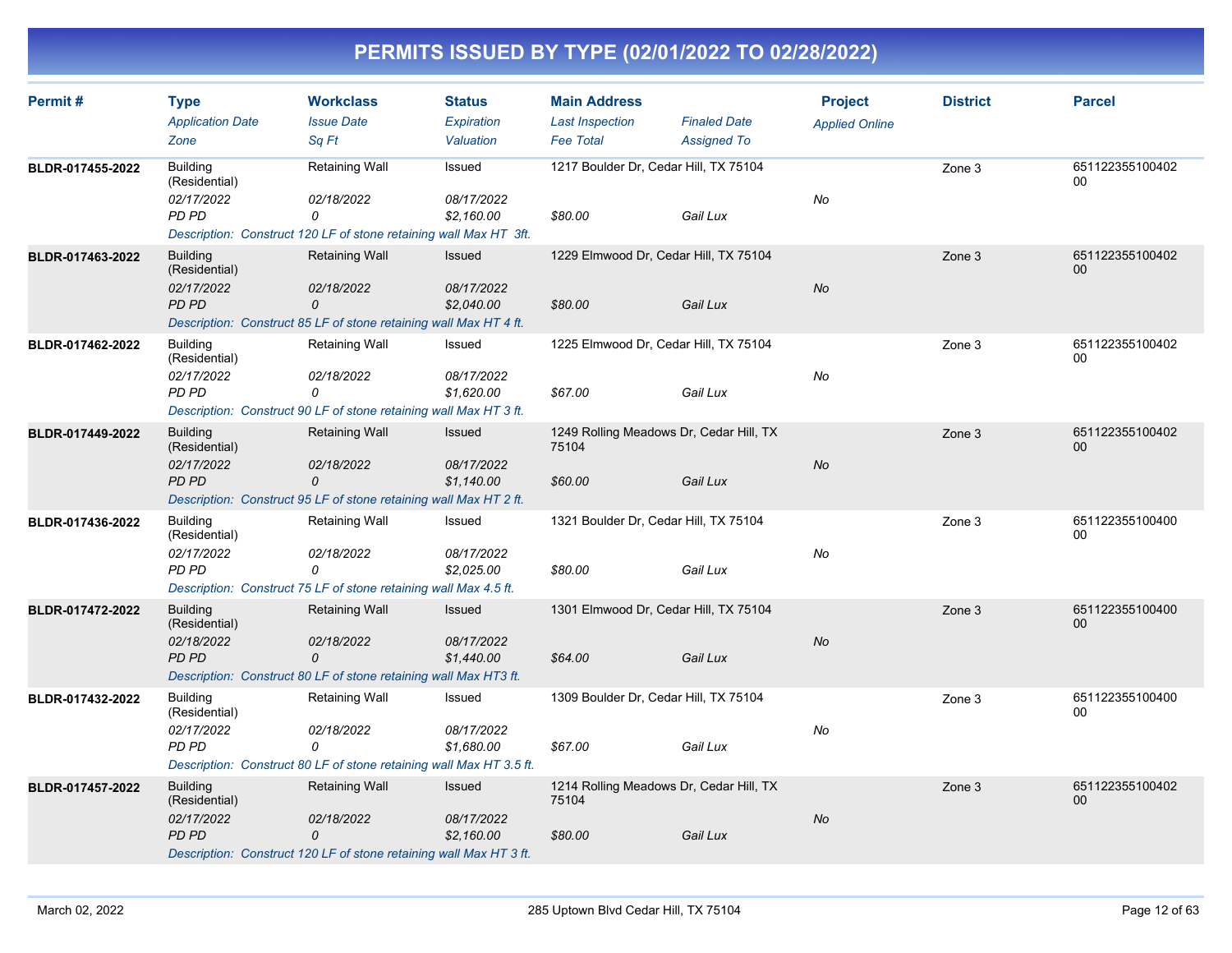# PERMITS ISSUED BY TYPE (02/01/2022 TO 02/28/2022)

| Permit # | Type | Workclass | Status | Main Address | | Project | District | Parcel |
|---|---|---|---|---|---|---|---|---|
| | *Application Date* | *Issue Date* | *Expiration* | *Last Inspection* | *Finaled Date* | *Applied Online* | | |
| | *Zone* | *Sq Ft* | *Valuation* | *Fee Total* | *Assigned To* | | | |
| **BLDR-017455-2022** | Building (Residential) | Retaining Wall | Issued | 1217 Boulder Dr, Cedar Hill, TX 75104 | | | Zone 3 | 65112235510040200 |
| | *02/17/2022* | *02/18/2022* | *08/17/2022* | | | *No* | | |
| | *PD PD* | *0* | *$2,160.00* | *$80.00* | *Gail Lux* | | | |
| | *Description: Construct 120 LF of stone retaining wall Max HT 3ft.* | | | | | | | |
| **BLDR-017463-2022** | Building (Residential) | Retaining Wall | Issued | 1229 Elmwood Dr, Cedar Hill, TX 75104 | | | Zone 3 | 65112235510040200 |
| | *02/17/2022* | *02/18/2022* | *08/17/2022* | | | *No* | | |
| | *PD PD* | *0* | *$2,040.00* | *$80.00* | *Gail Lux* | | | |
| | *Description: Construct 85 LF of stone retaining wall Max HT 4 ft.* | | | | | | | |
| **BLDR-017462-2022** | Building (Residential) | Retaining Wall | Issued | 1225 Elmwood Dr, Cedar Hill, TX 75104 | | | Zone 3 | 65112235510040200 |
| | *02/17/2022* | *02/18/2022* | *08/17/2022* | | | *No* | | |
| | *PD PD* | *0* | *$1,620.00* | *$67.00* | *Gail Lux* | | | |
| | *Description: Construct 90 LF of stone retaining wall Max HT 3 ft.* | | | | | | | |
| **BLDR-017449-2022** | Building (Residential) | Retaining Wall | Issued | 1249 Rolling Meadows Dr, Cedar Hill, TX 75104 | | | Zone 3 | 65112235510040200 |
| | *02/17/2022* | *02/18/2022* | *08/17/2022* | | | *No* | | |
| | *PD PD* | *0* | *$1,140.00* | *$60.00* | *Gail Lux* | | | |
| | *Description: Construct 95 LF of stone retaining wall Max HT 2 ft.* | | | | | | | |
| **BLDR-017436-2022** | Building (Residential) | Retaining Wall | Issued | 1321 Boulder Dr, Cedar Hill, TX 75104 | | | Zone 3 | 65112235510040000 |
| | *02/17/2022* | *02/18/2022* | *08/17/2022* | | | *No* | | |
| | *PD PD* | *0* | *$2,025.00* | *$80.00* | *Gail Lux* | | | |
| | *Description: Construct 75 LF of stone retaining wall Max 4.5 ft.* | | | | | | | |
| **BLDR-017472-2022** | Building (Residential) | Retaining Wall | Issued | 1301 Elmwood Dr, Cedar Hill, TX 75104 | | | Zone 3 | 65112235510040000 |
| | *02/18/2022* | *02/18/2022* | *08/17/2022* | | | *No* | | |
| | *PD PD* | *0* | *$1,440.00* | *$64.00* | *Gail Lux* | | | |
| | *Description: Construct 80 LF of stone retaining wall Max HT3 ft.* | | | | | | | |
| **BLDR-017432-2022** | Building (Residential) | Retaining Wall | Issued | 1309 Boulder Dr, Cedar Hill, TX 75104 | | | Zone 3 | 65112235510040000 |
| | *02/17/2022* | *02/18/2022* | *08/17/2022* | | | *No* | | |
| | *PD PD* | *0* | *$1,680.00* | *$67.00* | *Gail Lux* | | | |
| | *Description: Construct 80 LF of stone retaining wall Max HT 3.5 ft.* | | | | | | | |
| **BLDR-017457-2022** | Building (Residential) | Retaining Wall | Issued | 1214 Rolling Meadows Dr, Cedar Hill, TX 75104 | | | Zone 3 | 65112235510040200 |
| | *02/17/2022* | *02/18/2022* | *08/17/2022* | | | *No* | | |
| | *PD PD* | *0* | *$2,160.00* | *$80.00* | *Gail Lux* | | | |
| | *Description: Construct 120 LF of stone retaining wall Max HT 3 ft.* | | | | | | | |

March 02, 2022 — 285 Uptown Blvd Cedar Hill, TX 75104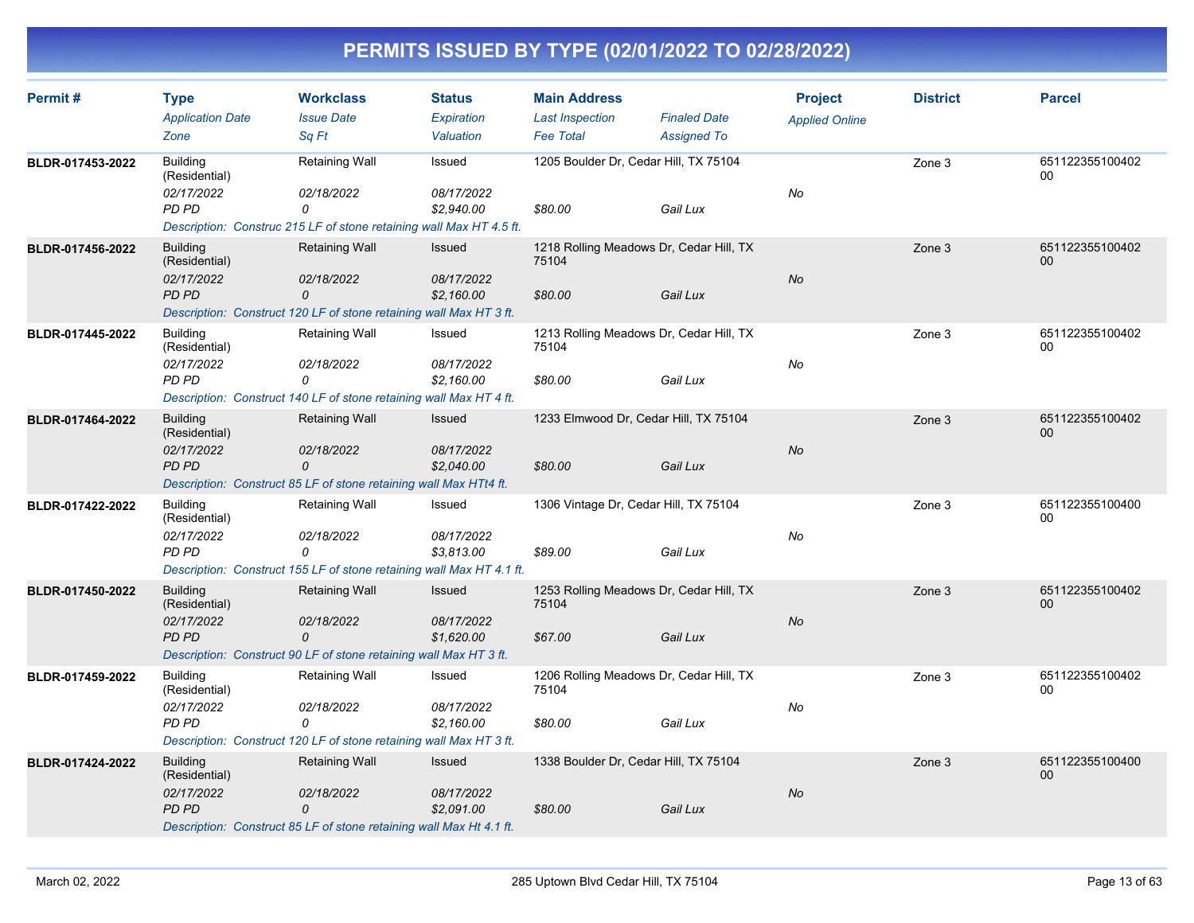# PERMITS ISSUED BY TYPE (02/01/2022 TO 02/28/2022)

| Permit # | Type<br>Application Date<br>Zone | Workclass<br>Issue Date<br>Sq Ft | Status<br>Expiration<br>Valuation | Main Address<br>Last Inspection<br>Fee Total | Finaled Date<br>Assigned To | Project<br>Applied Online | District | Parcel |
|---|---|---|---|---|---|---|---|---|
| BLDR-017453-2022 | Building (Residential)<br>02/17/2022<br>PD PD | Retaining Wall<br>02/18/2022<br>0 | Issued<br>08/17/2022<br>$2,940.00 | 1205 Boulder Dr, Cedar Hill, TX 75104<br><br>$80.00 | <br><br>Gail Lux | <br>No | Zone 3 | 65112235510040200 |
| | Description: Construc 215 LF of stone retaining wall Max HT 4.5 ft. | | | | | | | |
| BLDR-017456-2022 | Building (Residential)<br>02/17/2022<br>PD PD | Retaining Wall<br>02/18/2022<br>0 | Issued<br>08/17/2022<br>$2,160.00 | 1218 Rolling Meadows Dr, Cedar Hill, TX 75104<br><br>$80.00 | <br><br>Gail Lux | <br>No | Zone 3 | 65112235510040200 |
| | Description: Construct 120 LF of stone retaining wall Max HT 3 ft. | | | | | | | |
| BLDR-017445-2022 | Building (Residential)<br>02/17/2022<br>PD PD | Retaining Wall<br>02/18/2022<br>0 | Issued<br>08/17/2022<br>$2,160.00 | 1213 Rolling Meadows Dr, Cedar Hill, TX 75104<br><br>$80.00 | <br><br>Gail Lux | <br>No | Zone 3 | 65112235510040200 |
| | Description: Construct 140 LF of stone retaining wall Max HT 4 ft. | | | | | | | |
| BLDR-017464-2022 | Building (Residential)<br>02/17/2022<br>PD PD | Retaining Wall<br>02/18/2022<br>0 | Issued<br>08/17/2022<br>$2,040.00 | 1233 Elmwood Dr, Cedar Hill, TX 75104<br><br>$80.00 | <br><br>Gail Lux | <br>No | Zone 3 | 65112235510040200 |
| | Description: Construct 85 LF of stone retaining wall Max HTt4 ft. | | | | | | | |
| BLDR-017422-2022 | Building (Residential)<br>02/17/2022<br>PD PD | Retaining Wall<br>02/18/2022<br>0 | Issued<br>08/17/2022<br>$3,813.00 | 1306 Vintage Dr, Cedar Hill, TX 75104<br><br>$89.00 | <br><br>Gail Lux | <br>No | Zone 3 | 65112235510040000 |
| | Description: Construct 155 LF of stone retaining wall Max HT 4.1 ft. | | | | | | | |
| BLDR-017450-2022 | Building (Residential)<br>02/17/2022<br>PD PD | Retaining Wall<br>02/18/2022<br>0 | Issued<br>08/17/2022<br>$1,620.00 | 1253 Rolling Meadows Dr, Cedar Hill, TX 75104<br><br>$67.00 | <br><br>Gail Lux | <br>No | Zone 3 | 65112235510040200 |
| | Description: Construct 90 LF of stone retaining wall Max HT 3 ft. | | | | | | | |
| BLDR-017459-2022 | Building (Residential)<br>02/17/2022<br>PD PD | Retaining Wall<br>02/18/2022<br>0 | Issued<br>08/17/2022<br>$2,160.00 | 1206 Rolling Meadows Dr, Cedar Hill, TX 75104<br><br>$80.00 | <br><br>Gail Lux | <br>No | Zone 3 | 65112235510040200 |
| | Description: Construct 120 LF of stone retaining wall Max HT 3 ft. | | | | | | | |
| BLDR-017424-2022 | Building (Residential)<br>02/17/2022<br>PD PD | Retaining Wall<br>02/18/2022<br>0 | Issued<br>08/17/2022<br>$2,091.00 | 1338 Boulder Dr, Cedar Hill, TX 75104<br><br>$80.00 | <br><br>Gail Lux | <br>No | Zone 3 | 65112235510040000 |
| | Description: Construct 85 LF of stone retaining wall Max Ht 4.1 ft. | | | | | | | |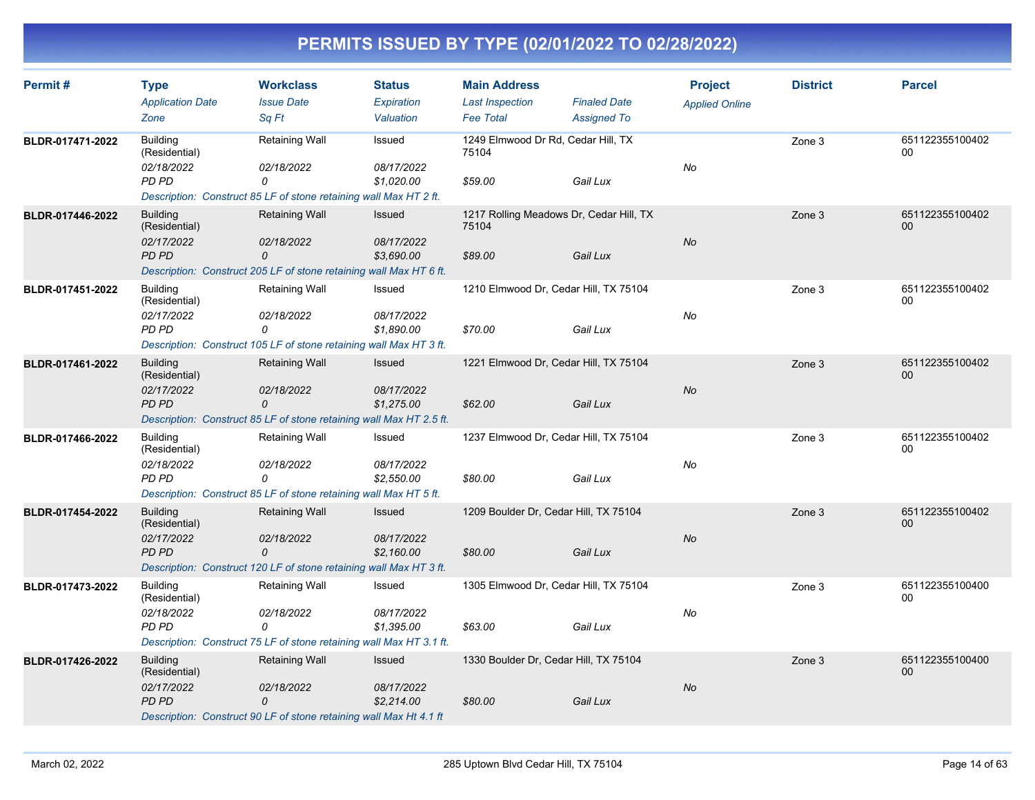# PERMITS ISSUED BY TYPE (02/01/2022 TO 02/28/2022)

| Permit # | Type / Application Date / Zone | Workclass / Issue Date / Sq Ft | Status / Expiration / Valuation | Main Address / Last Inspection / Fee Total | Finaled Date / Assigned To | Project / Applied Online | District | Parcel |
|---|---|---|---|---|---|---|---|---|
| BLDR-017471-2022 | Building (Residential) | Retaining Wall | Issued | 1249 Elmwood Dr Rd, Cedar Hill, TX 75104 | | | Zone 3 | 65112235510040200 |
| | 02/18/2022 | 02/18/2022 | 08/17/2022 | | | No | | |
| | PD PD | 0 | $1,020.00 | $59.00 | Gail Lux | | | |
| | Description: Construct 85 LF of stone retaining wall Max HT 2 ft. | | | | | | | |
| BLDR-017446-2022 | Building (Residential) | Retaining Wall | Issued | 1217 Rolling Meadows Dr, Cedar Hill, TX 75104 | | | Zone 3 | 65112235510040200 |
| | 02/17/2022 | 02/18/2022 | 08/17/2022 | | | No | | |
| | PD PD | 0 | $3,690.00 | $89.00 | Gail Lux | | | |
| | Description: Construct 205 LF of stone retaining wall Max HT 6 ft. | | | | | | | |
| BLDR-017451-2022 | Building (Residential) | Retaining Wall | Issued | 1210 Elmwood Dr, Cedar Hill, TX 75104 | | | Zone 3 | 65112235510040200 |
| | 02/17/2022 | 02/18/2022 | 08/17/2022 | | | No | | |
| | PD PD | 0 | $1,890.00 | $70.00 | Gail Lux | | | |
| | Description: Construct 105 LF of stone retaining wall Max HT 3 ft. | | | | | | | |
| BLDR-017461-2022 | Building (Residential) | Retaining Wall | Issued | 1221 Elmwood Dr, Cedar Hill, TX 75104 | | | Zone 3 | 65112235510040200 |
| | 02/17/2022 | 02/18/2022 | 08/17/2022 | | | No | | |
| | PD PD | 0 | $1,275.00 | $62.00 | Gail Lux | | | |
| | Description: Construct 85 LF of stone retaining wall Max HT 2.5 ft. | | | | | | | |
| BLDR-017466-2022 | Building (Residential) | Retaining Wall | Issued | 1237 Elmwood Dr, Cedar Hill, TX 75104 | | | Zone 3 | 65112235510040200 |
| | 02/18/2022 | 02/18/2022 | 08/17/2022 | | | No | | |
| | PD PD | 0 | $2,550.00 | $80.00 | Gail Lux | | | |
| | Description: Construct 85 LF of stone retaining wall Max HT 5 ft. | | | | | | | |
| BLDR-017454-2022 | Building (Residential) | Retaining Wall | Issued | 1209 Boulder Dr, Cedar Hill, TX 75104 | | | Zone 3 | 65112235510040200 |
| | 02/17/2022 | 02/18/2022 | 08/17/2022 | | | No | | |
| | PD PD | 0 | $2,160.00 | $80.00 | Gail Lux | | | |
| | Description: Construct 120 LF of stone retaining wall Max HT 3 ft. | | | | | | | |
| BLDR-017473-2022 | Building (Residential) | Retaining Wall | Issued | 1305 Elmwood Dr, Cedar Hill, TX 75104 | | | Zone 3 | 65112235510040000 |
| | 02/18/2022 | 02/18/2022 | 08/17/2022 | | | No | | |
| | PD PD | 0 | $1,395.00 | $63.00 | Gail Lux | | | |
| | Description: Construct 75 LF of stone retaining wall Max HT 3.1 ft. | | | | | | | |
| BLDR-017426-2022 | Building (Residential) | Retaining Wall | Issued | 1330 Boulder Dr, Cedar Hill, TX 75104 | | | Zone 3 | 65112235510040000 |
| | 02/17/2022 | 02/18/2022 | 08/17/2022 | | | No | | |
| | PD PD | 0 | $2,214.00 | $80.00 | Gail Lux | | | |
| | Description: Construct 90 LF of stone retaining wall Max Ht 4.1 ft | | | | | | | |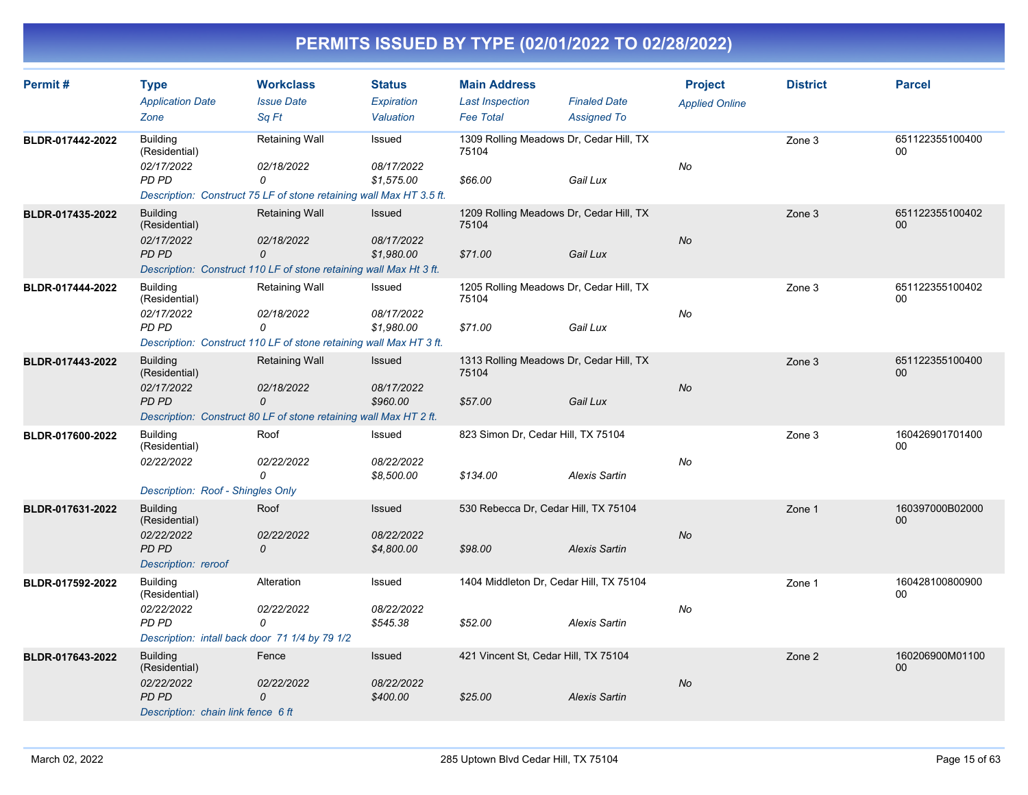# PERMITS ISSUED BY TYPE (02/01/2022 TO 02/28/2022)

| Permit # | Type / Application Date / Zone | Workclass / Issue Date / Sq Ft | Status / Expiration / Valuation | Main Address / Last Inspection / Fee Total | Finaled Date / Assigned To | Project / Applied Online | District | Parcel |
|---|---|---|---|---|---|---|---|---|
| BLDR-017442-2022 | Building (Residential) / 02/17/2022 / PD PD | Retaining Wall / 02/18/2022 / 0 | Issued / 08/17/2022 / $1,575.00 | 1309 Rolling Meadows Dr, Cedar Hill, TX 75104 / $66.00 | Gail Lux | No | Zone 3 | 65112235510040000 |
| | *Description: Construct 75 LF of stone retaining wall Max HT 3.5 ft.* | | | | | | | |
| BLDR-017435-2022 | Building (Residential) / 02/17/2022 / PD PD | Retaining Wall / 02/18/2022 / 0 | Issued / 08/17/2022 / $1,980.00 | 1209 Rolling Meadows Dr, Cedar Hill, TX 75104 / $71.00 | Gail Lux | No | Zone 3 | 65112235510040200 |
| | *Description: Construct 110 LF of stone retaining wall Max Ht 3 ft.* | | | | | | | |
| BLDR-017444-2022 | Building (Residential) / 02/17/2022 / PD PD | Retaining Wall / 02/18/2022 / 0 | Issued / 08/17/2022 / $1,980.00 | 1205 Rolling Meadows Dr, Cedar Hill, TX 75104 / $71.00 | Gail Lux | No | Zone 3 | 65112235510040200 |
| | *Description: Construct 110 LF of stone retaining wall Max HT 3 ft.* | | | | | | | |
| BLDR-017443-2022 | Building (Residential) / 02/17/2022 / PD PD | Retaining Wall / 02/18/2022 / 0 | Issued / 08/17/2022 / $960.00 | 1313 Rolling Meadows Dr, Cedar Hill, TX 75104 / $57.00 | Gail Lux | No | Zone 3 | 65112235510040000 |
| | *Description: Construct 80 LF of stone retaining wall Max HT 2 ft.* | | | | | | | |
| BLDR-017600-2022 | Building (Residential) / 02/22/2022 | Roof / 02/22/2022 / 0 | Issued / 08/22/2022 / $8,500.00 | 823 Simon Dr, Cedar Hill, TX 75104 / $134.00 | Alexis Sartin | No | Zone 3 | 16042690170140000 |
| | *Description: Roof - Shingles Only* | | | | | | | |
| BLDR-017631-2022 | Building (Residential) / 02/22/2022 / PD PD | Roof / 02/22/2022 / 0 | Issued / 08/22/2022 / $4,800.00 | 530 Rebecca Dr, Cedar Hill, TX 75104 / $98.00 | Alexis Sartin | No | Zone 1 | 160397000B0200000 |
| | *Description: reroof* | | | | | | | |
| BLDR-017592-2022 | Building (Residential) / 02/22/2022 / PD PD | Alteration / 02/22/2022 / 0 | Issued / 08/22/2022 / $545.38 | 1404 Middleton Dr, Cedar Hill, TX 75104 / $52.00 | Alexis Sartin | No | Zone 1 | 16042810080090000 |
| | *Description: intall back door 71 1/4 by 79 1/2* | | | | | | | |
| BLDR-017643-2022 | Building (Residential) / 02/22/2022 / PD PD | Fence / 02/22/2022 / 0 | Issued / 08/22/2022 / $400.00 | 421 Vincent St, Cedar Hill, TX 75104 / $25.00 | Alexis Sartin | No | Zone 2 | 160206900M0110000 |
| | *Description: chain link fence 6 ft* | | | | | | | |

March 02, 2022 — 285 Uptown Blvd Cedar Hill, TX 75104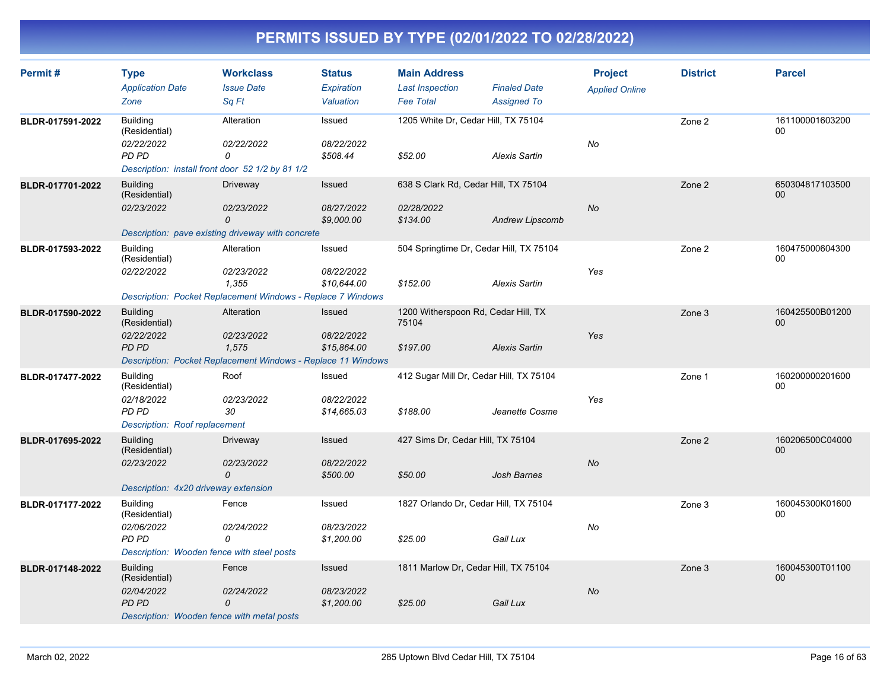# PERMITS ISSUED BY TYPE (02/01/2022 TO 02/28/2022)

| Permit # | Type / Application Date / Zone | Workclass / Issue Date / Sq Ft | Status / Expiration / Valuation | Main Address / Last Inspection / Fee Total | Finaled Date / Assigned To | Project / Applied Online | District | Parcel |
|---|---|---|---|---|---|---|---|---|
| BLDR-017591-2022 | Building (Residential) / 02/22/2022 / PD PD | Alteration / 02/22/2022 / 0 | Issued / 08/22/2022 / $508.44 | 1205 White Dr, Cedar Hill, TX 75104 / / $52.00 | Alexis Sartin | No | Zone 2 | 16110000160320000 |
| | Description: install front door 52 1/2 by 81 1/2 | | | | | | | |
| BLDR-017701-2022 | Building (Residential) / 02/23/2022 | Driveway / 02/23/2022 / 0 | Issued / 08/27/2022 / $9,000.00 | 638 S Clark Rd, Cedar Hill, TX 75104 / 02/28/2022 / $134.00 | Andrew Lipscomb | No | Zone 2 | 65030481710350000 |
| | Description: pave existing driveway with concrete | | | | | | | |
| BLDR-017593-2022 | Building (Residential) / 02/22/2022 | Alteration / 02/23/2022 / 1,355 | Issued / 08/22/2022 / $10,644.00 | 504 Springtime Dr, Cedar Hill, TX 75104 / / $152.00 | Alexis Sartin | Yes | Zone 2 | 16047500060430000 |
| | Description: Pocket Replacement Windows - Replace 7 Windows | | | | | | | |
| BLDR-017590-2022 | Building (Residential) / 02/22/2022 / PD PD | Alteration / 02/23/2022 / 1,575 | Issued / 08/22/2022 / $15,864.00 | 1200 Witherspoon Rd, Cedar Hill, TX 75104 / / $197.00 | Alexis Sartin | Yes | Zone 3 | 160425500B01200 00 |
| | Description: Pocket Replacement Windows - Replace 11 Windows | | | | | | | |
| BLDR-017477-2022 | Building (Residential) / 02/18/2022 / PD PD | Roof / 02/23/2022 / 30 | Issued / 08/22/2022 / $14,665.03 | 412 Sugar Mill Dr, Cedar Hill, TX 75104 / / $188.00 | Jeanette Cosme | Yes | Zone 1 | 16020000020160000 |
| | Description: Roof replacement | | | | | | | |
| BLDR-017695-2022 | Building (Residential) / 02/23/2022 | Driveway / 02/23/2022 / 0 | Issued / 08/22/2022 / $500.00 | 427 Sims Dr, Cedar Hill, TX 75104 / / $50.00 | Josh Barnes | No | Zone 2 | 160206500C0400000 |
| | Description: 4x20 driveway extension | | | | | | | |
| BLDR-017177-2022 | Building (Residential) / 02/06/2022 / PD PD | Fence / 02/24/2022 / 0 | Issued / 08/23/2022 / $1,200.00 | 1827 Orlando Dr, Cedar Hill, TX 75104 / / $25.00 | Gail Lux | No | Zone 3 | 160045300K0160000 |
| | Description: Wooden fence with steel posts | | | | | | | |
| BLDR-017148-2022 | Building (Residential) / 02/04/2022 / PD PD | Fence / 02/24/2022 / 0 | Issued / 08/23/2022 / $1,200.00 | 1811 Marlow Dr, Cedar Hill, TX 75104 / / $25.00 | Gail Lux | No | Zone 3 | 160045300T0110000 |
| | Description: Wooden fence with metal posts | | | | | | | |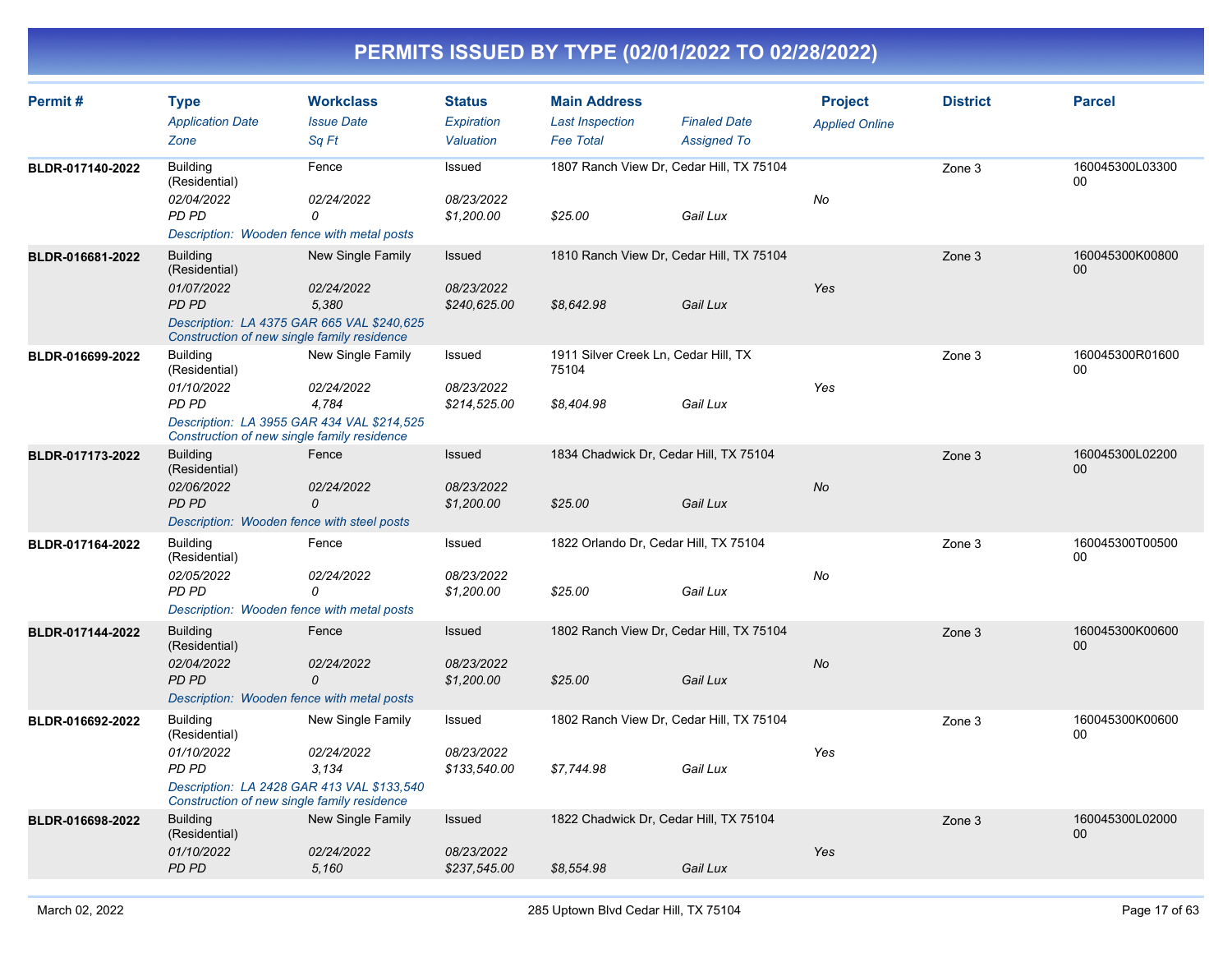# PERMITS ISSUED BY TYPE (02/01/2022 TO 02/28/2022)

| Permit # | Type / *Application Date* / *Zone* | Workclass / *Issue Date* / *Sq Ft* | Status / *Expiration* / *Valuation* | Main Address / *Last Inspection* / *Fee Total* | *Finaled Date* / *Assigned To* | Project / *Applied Online* | District | Parcel |
|---|---|---|---|---|---|---|---|---|
| BLDR-017140-2022 | Building (Residential) / *02/04/2022* / *PD PD* | Fence / *02/24/2022* / *0* | Issued / *08/23/2022* / *$1,200.00* | 1807 Ranch View Dr, Cedar Hill, TX 75104 / *$25.00* | *Gail Lux* | *No* | Zone 3 | 160045300L0330000 |
| | *Description: Wooden fence with metal posts* | | | | | | | |
| BLDR-016681-2022 | Building (Residential) / *01/07/2022* / *PD PD* | New Single Family / *02/24/2022* / *5,380* | Issued / *08/23/2022* / *$240,625.00* | 1810 Ranch View Dr, Cedar Hill, TX 75104 / *$8,642.98* | *Gail Lux* | *Yes* | Zone 3 | 160045300K0080000 |
| | *Description: LA 4375 GAR 665 VAL $240,625 Construction of new single family residence* | | | | | | | |
| BLDR-016699-2022 | Building (Residential) / *01/10/2022* / *PD PD* | New Single Family / *02/24/2022* / *4,784* | Issued / *08/23/2022* / *$214,525.00* | 1911 Silver Creek Ln, Cedar Hill, TX 75104 / *$8,404.98* | *Gail Lux* | *Yes* | Zone 3 | 160045300R0160000 |
| | *Description: LA 3955 GAR 434 VAL $214,525 Construction of new single family residence* | | | | | | | |
| BLDR-017173-2022 | Building (Residential) / *02/06/2022* / *PD PD* | Fence / *02/24/2022* / *0* | Issued / *08/23/2022* / *$1,200.00* | 1834 Chadwick Dr, Cedar Hill, TX 75104 / *$25.00* | *Gail Lux* | *No* | Zone 3 | 160045300L0220000 |
| | *Description: Wooden fence with steel posts* | | | | | | | |
| BLDR-017164-2022 | Building (Residential) / *02/05/2022* / *PD PD* | Fence / *02/24/2022* / *0* | Issued / *08/23/2022* / *$1,200.00* | 1822 Orlando Dr, Cedar Hill, TX 75104 / *$25.00* | *Gail Lux* | *No* | Zone 3 | 160045300T0050000 |
| | *Description: Wooden fence with metal posts* | | | | | | | |
| BLDR-017144-2022 | Building (Residential) / *02/04/2022* / *PD PD* | Fence / *02/24/2022* / *0* | Issued / *08/23/2022* / *$1,200.00* | 1802 Ranch View Dr, Cedar Hill, TX 75104 / *$25.00* | *Gail Lux* | *No* | Zone 3 | 160045300K0060000 |
| | *Description: Wooden fence with metal posts* | | | | | | | |
| BLDR-016692-2022 | Building (Residential) / *01/10/2022* / *PD PD* | New Single Family / *02/24/2022* / *3,134* | Issued / *08/23/2022* / *$133,540.00* | 1802 Ranch View Dr, Cedar Hill, TX 75104 / *$7,744.98* | *Gail Lux* | *Yes* | Zone 3 | 160045300K0060000 |
| | *Description: LA 2428 GAR 413 VAL $133,540 Construction of new single family residence* | | | | | | | |
| BLDR-016698-2022 | Building (Residential) / *01/10/2022* / *PD PD* | New Single Family / *02/24/2022* / *5,160* | Issued / *08/23/2022* / *$237,545.00* | 1822 Chadwick Dr, Cedar Hill, TX 75104 / *$8,554.98* | *Gail Lux* | *Yes* | Zone 3 | 160045300L0200000 |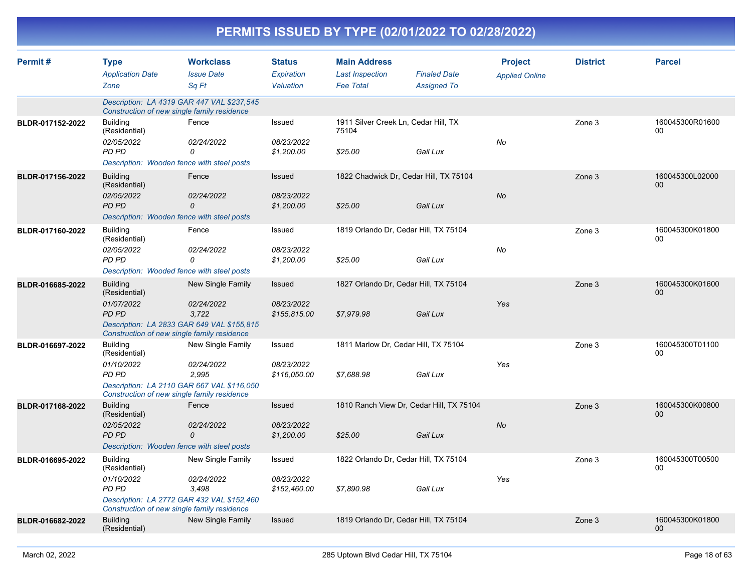# PERMITS ISSUED BY TYPE (02/01/2022 TO 02/28/2022)

| Permit # | Type / Application Date / Zone | Workclass / Issue Date / Sq Ft | Status / Expiration / Valuation | Main Address / Last Inspection / Fee Total | Finaled Date / Assigned To | Project / Applied Online | District | Parcel |
|---|---|---|---|---|---|---|---|---|
| | Description: LA 4319 GAR 447 VAL $237,545 Construction of new single family residence | | | | | | | |
| BLDR-017152-2022 | Building (Residential) | Fence | Issued | 1911 Silver Creek Ln, Cedar Hill, TX 75104 | | | Zone 3 | 160045300R01600 00 |
| | 02/05/2022 | 02/24/2022 | 08/23/2022 | | | No | | |
| | PD PD | 0 | $1,200.00 | $25.00 | Gail Lux | | | |
| | Description: Wooden fence with steel posts | | | | | | | |
| BLDR-017156-2022 | Building (Residential) | Fence | Issued | 1822 Chadwick Dr, Cedar Hill, TX 75104 | | | Zone 3 | 160045300L02000 00 |
| | 02/05/2022 | 02/24/2022 | 08/23/2022 | | | No | | |
| | PD PD | 0 | $1,200.00 | $25.00 | Gail Lux | | | |
| | Description: Wooden fence with steel posts | | | | | | | |
| BLDR-017160-2022 | Building (Residential) | Fence | Issued | 1819 Orlando Dr, Cedar Hill, TX 75104 | | | Zone 3 | 160045300K01800 00 |
| | 02/05/2022 | 02/24/2022 | 08/23/2022 | | | No | | |
| | PD PD | 0 | $1,200.00 | $25.00 | Gail Lux | | | |
| | Description: Wooded fence with steel posts | | | | | | | |
| BLDR-016685-2022 | Building (Residential) | New Single Family | Issued | 1827 Orlando Dr, Cedar Hill, TX 75104 | | | Zone 3 | 160045300K01600 00 |
| | 01/07/2022 | 02/24/2022 | 08/23/2022 | | | Yes | | |
| | PD PD | 3,722 | $155,815.00 | $7,979.98 | Gail Lux | | | |
| | Description: LA 2833 GAR 649 VAL $155,815 Construction of new single family residence | | | | | | | |
| BLDR-016697-2022 | Building (Residential) | New Single Family | Issued | 1811 Marlow Dr, Cedar Hill, TX 75104 | | | Zone 3 | 160045300T01100 00 |
| | 01/10/2022 | 02/24/2022 | 08/23/2022 | | | Yes | | |
| | PD PD | 2,995 | $116,050.00 | $7,688.98 | Gail Lux | | | |
| | Description: LA 2110 GAR 667 VAL $116,050 Construction of new single family residence | | | | | | | |
| BLDR-017168-2022 | Building (Residential) | Fence | Issued | 1810 Ranch View Dr, Cedar Hill, TX 75104 | | | Zone 3 | 160045300K00800 00 |
| | 02/05/2022 | 02/24/2022 | 08/23/2022 | | | No | | |
| | PD PD | 0 | $1,200.00 | $25.00 | Gail Lux | | | |
| | Description: Wooden fence with steel posts | | | | | | | |
| BLDR-016695-2022 | Building (Residential) | New Single Family | Issued | 1822 Orlando Dr, Cedar Hill, TX 75104 | | | Zone 3 | 160045300T00500 00 |
| | 01/10/2022 | 02/24/2022 | 08/23/2022 | | | Yes | | |
| | PD PD | 3,498 | $152,460.00 | $7,890.98 | Gail Lux | | | |
| | Description: LA 2772 GAR 432 VAL $152,460 Construction of new single family residence | | | | | | | |
| BLDR-016682-2022 | Building (Residential) | New Single Family | Issued | 1819 Orlando Dr, Cedar Hill, TX 75104 | | | Zone 3 | 160045300K01800 00 |

March 02, 2022 — 285 Uptown Blvd Cedar Hill, TX 75104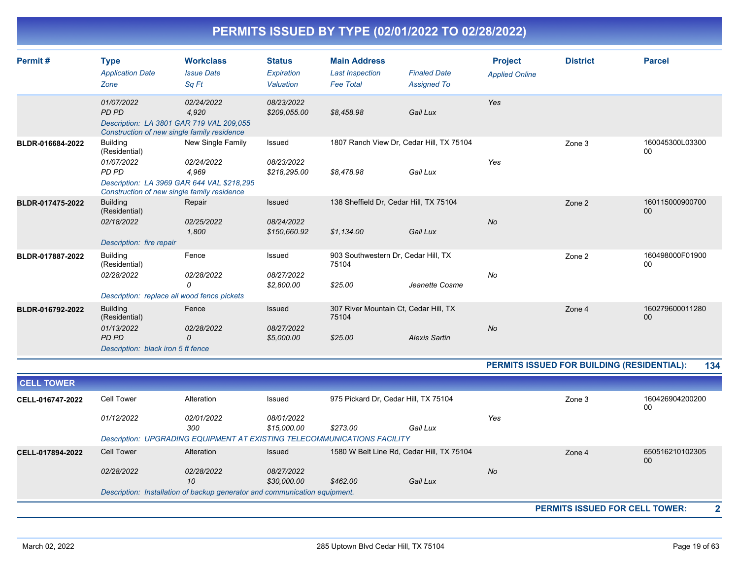# PERMITS ISSUED BY TYPE (02/01/2022 TO 02/28/2022)

| Permit # | Type / Application Date / Zone | Workclass / Issue Date / Sq Ft | Status / Expiration / Valuation | Main Address / Last Inspection / Fee Total | Finaled Date / Assigned To | Project / Applied Online | District | Parcel |
|---|---|---|---|---|---|---|---|---|
| | 01/07/2022 | 02/24/2022 | 08/23/2022 | | | Yes | | |
| | PD PD | 4,920 | $209,055.00 | $8,458.98 | Gail Lux | | | |
| | Description: LA 3801 GAR 719 VAL 209,055 Construction of new single family residence | | | | | | | |
| BLDR-016684-2022 | Building (Residential) | New Single Family | Issued | 1807 Ranch View Dr, Cedar Hill, TX 75104 | | | Zone 3 | 160045300L0330000 |
| | 01/07/2022 | 02/24/2022 | 08/23/2022 | | | Yes | | |
| | PD PD | 4,969 | $218,295.00 | $8,478.98 | Gail Lux | | | |
| | Description: LA 3969 GAR 644 VAL $218,295 Construction of new single family residence | | | | | | | |
| BLDR-017475-2022 | Building (Residential) | Repair | Issued | 138 Sheffield Dr, Cedar Hill, TX 75104 | | | Zone 2 | 16011500090070000 |
| | 02/18/2022 | 02/25/2022 | 08/24/2022 | | | No | | |
| | | 1,800 | $150,660.92 | $1,134.00 | Gail Lux | | | |
| | Description: fire repair | | | | | | | |
| BLDR-017887-2022 | Building (Residential) | Fence | Issued | 903 Southwestern Dr, Cedar Hill, TX 75104 | | | Zone 2 | 160498000F0190000 |
| | 02/28/2022 | 02/28/2022 | 08/27/2022 | | | No | | |
| | | 0 | $2,800.00 | $25.00 | Jeanette Cosme | | | |
| | Description: replace all wood fence pickets | | | | | | | |
| BLDR-016792-2022 | Building (Residential) | Fence | Issued | 307 River Mountain Ct, Cedar Hill, TX 75104 | | | Zone 4 | 16027960001128000 |
| | 01/13/2022 | 02/28/2022 | 08/27/2022 | | | No | | |
| | PD PD | 0 | $5,000.00 | $25.00 | Alexis Sartin | | | |
| | Description: black iron 5 ft fence | | | | | | | |

**PERMITS ISSUED FOR BUILDING (RESIDENTIAL): 134**

## CELL TOWER

| Permit # | Type / Application Date / Zone | Workclass / Issue Date / Sq Ft | Status / Expiration / Valuation | Main Address / Last Inspection / Fee Total | Finaled Date / Assigned To | Project / Applied Online | District | Parcel |
|---|---|---|---|---|---|---|---|---|
| CELL-016747-2022 | Cell Tower | Alteration | Issued | 975 Pickard Dr, Cedar Hill, TX 75104 | | | Zone 3 | 16042690420020000 |
| | 01/12/2022 | 02/01/2022 | 08/01/2022 | | | Yes | | |
| | | 300 | $15,000.00 | $273.00 | Gail Lux | | | |
| | Description: UPGRADING EQUIPMENT AT EXISTING TELECOMMUNICATIONS FACILITY | | | | | | | |
| CELL-017894-2022 | Cell Tower | Alteration | Issued | 1580 W Belt Line Rd, Cedar Hill, TX 75104 | | | Zone 4 | 65051621010230500 |
| | 02/28/2022 | 02/28/2022 | 08/27/2022 | | | No | | |
| | | 10 | $30,000.00 | $462.00 | Gail Lux | | | |
| | Description: Installation of backup generator and communication equipment. | | | | | | | |

**PERMITS ISSUED FOR CELL TOWER: 2**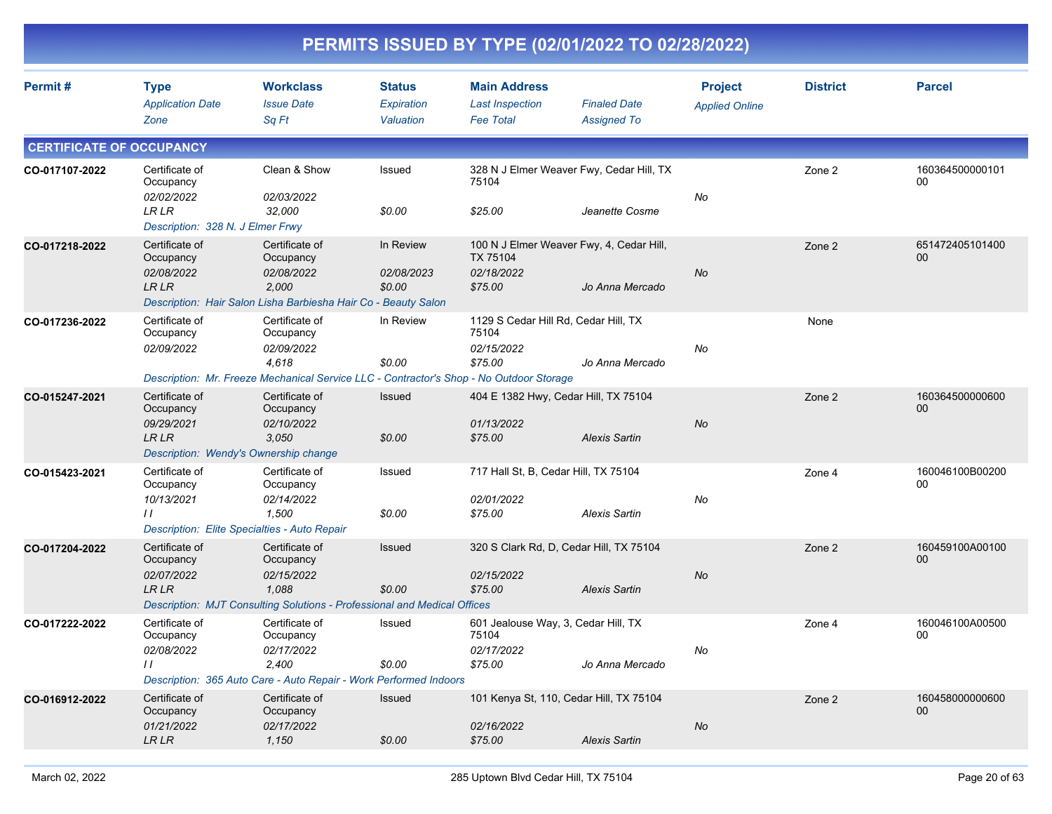# PERMITS ISSUED BY TYPE (02/01/2022 TO 02/28/2022)

| Permit # | Type / Application Date / Zone | Workclass / Issue Date / Sq Ft | Status / Expiration / Valuation | Main Address / Last Inspection / Fee Total | Finaled Date / Assigned To | Project / Applied Online | District | Parcel |
|---|---|---|---|---|---|---|---|---|

## CERTIFICATE OF OCCUPANCY

| Permit # | Type / Application Date / Zone | Workclass / Issue Date / Sq Ft | Status / Expiration / Valuation | Main Address / Last Inspection / Fee Total | Finaled Date / Assigned To | Project / Applied Online | District | Parcel |
|---|---|---|---|---|---|---|---|---|
| CO-017107-2022 | Certificate of Occupancy<br>02/02/2022<br>LR LR | Clean & Show<br>02/03/2022<br>32,000 | Issued<br><br>$0.00 | 328 N J Elmer Weaver Fwy, Cedar Hill, TX 75104<br><br>$25.00 | <br>Jeanette Cosme | No | Zone 2 | 16036450000010100 |
| | Description: 328 N. J Elmer Frwy | | | | | | | |
| CO-017218-2022 | Certificate of Occupancy<br>02/08/2022<br>LR LR | Certificate of Occupancy<br>02/08/2022<br>2,000 | In Review<br>02/08/2023<br>$0.00 | 100 N J Elmer Weaver Fwy, 4, Cedar Hill, TX 75104<br>02/18/2022<br>$75.00 | <br>Jo Anna Mercado | No | Zone 2 | 65147240510140000 |
| | Description: Hair Salon Lisha Barbiesha Hair Co - Beauty Salon | | | | | | | |
| CO-017236-2022 | Certificate of Occupancy<br>02/09/2022 | Certificate of Occupancy<br>02/09/2022<br>4,618 | In Review<br><br>$0.00 | 1129 S Cedar Hill Rd, Cedar Hill, TX 75104<br>02/15/2022<br>$75.00 | <br>Jo Anna Mercado | No | None | |
| | Description: Mr. Freeze Mechanical Service LLC - Contractor's Shop - No Outdoor Storage | | | | | | | |
| CO-015247-2021 | Certificate of Occupancy<br>09/29/2021<br>LR LR | Certificate of Occupancy<br>02/10/2022<br>3,050 | Issued<br><br>$0.00 | 404 E 1382 Hwy, Cedar Hill, TX 75104<br>01/13/2022<br>$75.00 | <br>Alexis Sartin | No | Zone 2 | 16036450000060000 |
| | Description: Wendy's Ownership change | | | | | | | |
| CO-015423-2021 | Certificate of Occupancy<br>10/13/2021<br>I I | Certificate of Occupancy<br>02/14/2022<br>1,500 | Issued<br><br>$0.00 | 717 Hall St, B, Cedar Hill, TX 75104<br>02/01/2022<br>$75.00 | <br>Alexis Sartin | No | Zone 4 | 160046100B0020000 |
| | Description: Elite Specialties - Auto Repair | | | | | | | |
| CO-017204-2022 | Certificate of Occupancy<br>02/07/2022<br>LR LR | Certificate of Occupancy<br>02/15/2022<br>1,088 | Issued<br><br>$0.00 | 320 S Clark Rd, D, Cedar Hill, TX 75104<br>02/15/2022<br>$75.00 | <br>Alexis Sartin | No | Zone 2 | 160459100A0010000 |
| | Description: MJT Consulting Solutions - Professional and Medical Offices | | | | | | | |
| CO-017222-2022 | Certificate of Occupancy<br>02/08/2022<br>I I | Certificate of Occupancy<br>02/17/2022<br>2,400 | Issued<br><br>$0.00 | 601 Jealouse Way, 3, Cedar Hill, TX 75104<br>02/17/2022<br>$75.00 | <br>Jo Anna Mercado | No | Zone 4 | 160046100A0050000 |
| | Description: 365 Auto Care - Auto Repair - Work Performed Indoors | | | | | | | |
| CO-016912-2022 | Certificate of Occupancy<br>01/21/2022<br>LR LR | Certificate of Occupancy<br>02/17/2022<br>1,150 | Issued<br><br>$0.00 | 101 Kenya St, 110, Cedar Hill, TX 75104<br>02/16/2022<br>$75.00 | <br>Alexis Sartin | No | Zone 2 | 16045800000060000 |

March 02, 2022 — 285 Uptown Blvd Cedar Hill, TX 75104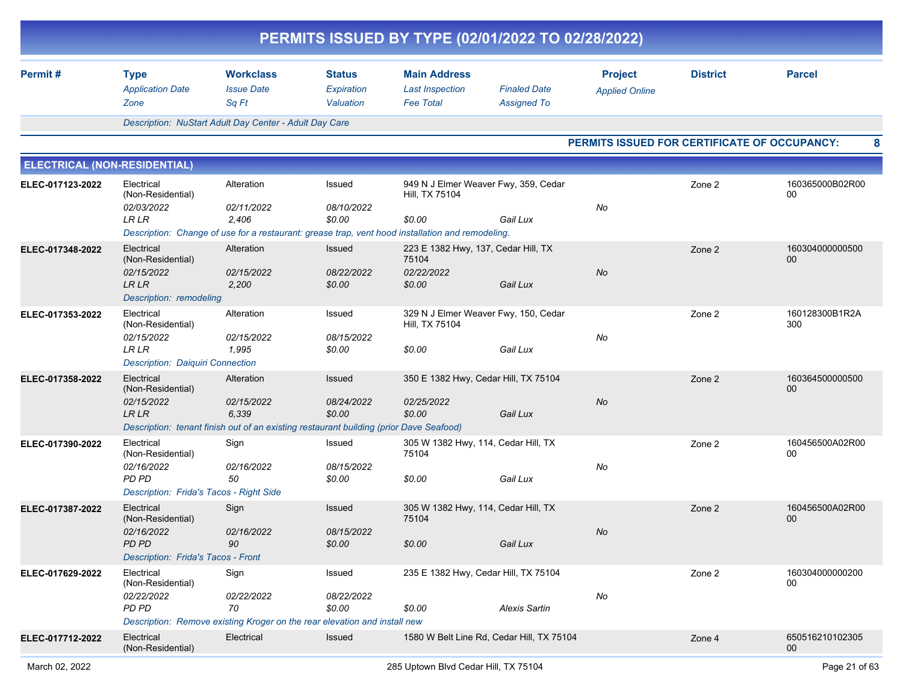# PERMITS ISSUED BY TYPE (02/01/2022 TO 02/28/2022)

| Permit # | Type / Application Date / Zone | Workclass / Issue Date / Sq Ft | Status / Expiration / Valuation | Main Address / Last Inspection / Fee Total | Finaled Date / Assigned To | Project / Applied Online | District | Parcel |
|---|---|---|---|---|---|---|---|---|
| | Description: NuStart Adult Day Center - Adult Day Care | | | | | | | |

**PERMITS ISSUED FOR CERTIFICATE OF OCCUPANCY: 8**

## ELECTRICAL (NON-RESIDENTIAL)

| Permit # | Type / Application Date / Zone | Workclass / Issue Date / Sq Ft | Status / Expiration / Valuation | Main Address / Last Inspection / Fee Total | Finaled Date / Assigned To | Project / Applied Online | District | Parcel |
|---|---|---|---|---|---|---|---|---|
| ELEC-017123-2022 | Electrical (Non-Residential) | Alteration | Issued | 949 N J Elmer Weaver Fwy, 359, Cedar Hill, TX 75104 | | | Zone 2 | 160365000B02R0000 |
| | 02/03/2022 | 02/11/2022 | 08/10/2022 | | | No | | |
| | LR LR | 2,406 | $0.00 | $0.00 | Gail Lux | | | |
| | Description: Change of use for a restaurant: grease trap, vent hood installation and remodeling. | | | | | | | |
| ELEC-017348-2022 | Electrical (Non-Residential) | Alteration | Issued | 223 E 1382 Hwy, 137, Cedar Hill, TX 75104 | | | Zone 2 | 16030400000050000 |
| | 02/15/2022 | 02/15/2022 | 08/22/2022 | 02/22/2022 | | No | | |
| | LR LR | 2,200 | $0.00 | $0.00 | Gail Lux | | | |
| | Description: remodeling | | | | | | | |
| ELEC-017353-2022 | Electrical (Non-Residential) | Alteration | Issued | 329 N J Elmer Weaver Fwy, 150, Cedar Hill, TX 75104 | | | Zone 2 | 160128300B1R2A300 |
| | 02/15/2022 | 02/15/2022 | 08/15/2022 | | | No | | |
| | LR LR | 1,995 | $0.00 | $0.00 | Gail Lux | | | |
| | Description: Daiquiri Connection | | | | | | | |
| ELEC-017358-2022 | Electrical (Non-Residential) | Alteration | Issued | 350 E 1382 Hwy, Cedar Hill, TX 75104 | | | Zone 2 | 16036450000050000 |
| | 02/15/2022 | 02/15/2022 | 08/24/2022 | 02/25/2022 | | No | | |
| | LR LR | 6,339 | $0.00 | $0.00 | Gail Lux | | | |
| | Description: tenant finish out of an existing restaurant building (prior Dave Seafood) | | | | | | | |
| ELEC-017390-2022 | Electrical (Non-Residential) | Sign | Issued | 305 W 1382 Hwy, 114, Cedar Hill, TX 75104 | | | Zone 2 | 160456500A02R0000 |
| | 02/16/2022 | 02/16/2022 | 08/15/2022 | | | No | | |
| | PD PD | 50 | $0.00 | $0.00 | Gail Lux | | | |
| | Description: Frida's Tacos - Right Side | | | | | | | |
| ELEC-017387-2022 | Electrical (Non-Residential) | Sign | Issued | 305 W 1382 Hwy, 114, Cedar Hill, TX 75104 | | | Zone 2 | 160456500A02R0000 |
| | 02/16/2022 | 02/16/2022 | 08/15/2022 | | | No | | |
| | PD PD | 90 | $0.00 | $0.00 | Gail Lux | | | |
| | Description: Frida's Tacos - Front | | | | | | | |
| ELEC-017629-2022 | Electrical (Non-Residential) | Sign | Issued | 235 E 1382 Hwy, Cedar Hill, TX 75104 | | | Zone 2 | 16030400000020000 |
| | 02/22/2022 | 02/22/2022 | 08/22/2022 | | | No | | |
| | PD PD | 70 | $0.00 | $0.00 | Alexis Sartin | | | |
| | Description: Remove existing Kroger on the rear elevation and install new | | | | | | | |
| ELEC-017712-2022 | Electrical (Non-Residential) | Electrical | Issued | 1580 W Belt Line Rd, Cedar Hill, TX 75104 | | | Zone 4 | 65051621010230500 |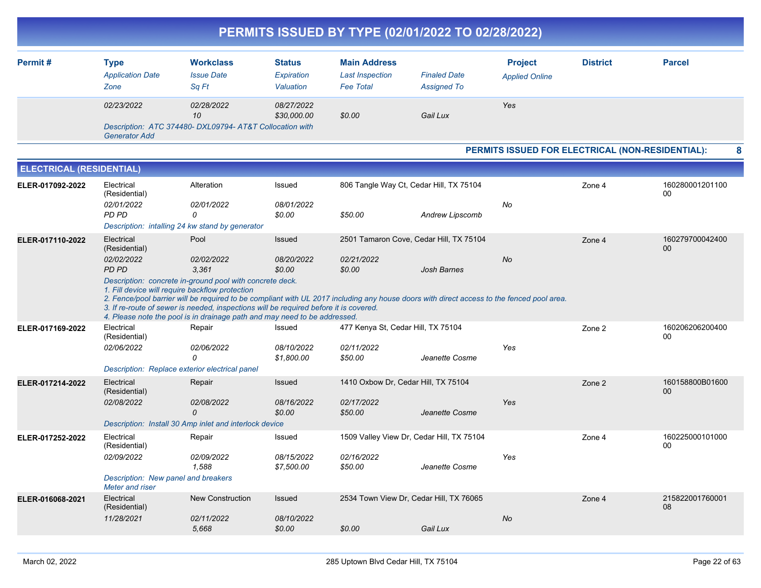# PERMITS ISSUED BY TYPE (02/01/2022 TO 02/28/2022)

| Permit # | Type / Application Date / Zone | Workclass / Issue Date / Sq Ft | Status / Expiration / Valuation | Main Address / Last Inspection / Fee Total | Finaled Date / Assigned To | Project / Applied Online | District | Parcel |
|---|---|---|---|---|---|---|---|---|
| | 02/23/2022 | 02/28/2022<br>10 | 08/27/2022<br>$30,000.00 | $0.00 | Gail Lux | Yes | | |
| | Description: ATC 374480- DXL09794- AT&T Collocation with Generator Add | | | | | | | |

**PERMITS ISSUED FOR ELECTRICAL (NON-RESIDENTIAL): 8**

## ELECTRICAL (RESIDENTIAL)

| Permit # | Type / Application Date / Zone | Workclass / Issue Date / Sq Ft | Status / Expiration / Valuation | Main Address / Last Inspection / Fee Total | Finaled Date / Assigned To | Project / Applied Online | District | Parcel |
|---|---|---|---|---|---|---|---|---|
| ELER-017092-2022 | Electrical (Residential)<br>02/01/2022<br>PD PD | Alteration<br>02/01/2022<br>0 | Issued<br>08/01/2022<br>$0.00 | 806 Tangle Way Ct, Cedar Hill, TX 75104<br><br>$50.00 | Andrew Lipscomb | No | Zone 4 | 16028000120110000 |
| | Description: intalling 24 kw stand by generator | | | | | | | |
| ELER-017110-2022 | Electrical (Residential)<br>02/02/2022<br>PD PD | Pool<br>02/02/2022<br>3,361 | Issued<br>08/20/2022<br>$0.00 | 2501 Tamaron Cove, Cedar Hill, TX 75104<br>02/21/2022<br>$0.00 | Josh Barnes | No | Zone 4 | 16027970004240000 |
| | Description: concrete in-ground pool with concrete deck.<br>1. Fill device will require backflow protection<br>2. Fence/pool barrier will be required to be compliant with UL 2017 including any house doors with direct access to the fenced pool area.<br>3. If re-route of sewer is needed, inspections will be required before it is covered.<br>4. Please note the pool is in drainage path and may need to be addressed. | | | | | | | |
| ELER-017169-2022 | Electrical (Residential)<br>02/06/2022 | Repair<br>02/06/2022<br>0 | Issued<br>08/10/2022<br>$1,800.00 | 477 Kenya St, Cedar Hill, TX 75104<br>02/11/2022<br>$50.00 | Jeanette Cosme | Yes | Zone 2 | 16020620620040000 |
| | Description: Replace exterior electrical panel | | | | | | | |
| ELER-017214-2022 | Electrical (Residential)<br>02/08/2022 | Repair<br>02/08/2022<br>0 | Issued<br>08/16/2022<br>$0.00 | 1410 Oxbow Dr, Cedar Hill, TX 75104<br>02/17/2022<br>$50.00 | Jeanette Cosme | Yes | Zone 2 | 160158800B0160000 |
| | Description: Install 30 Amp inlet and interlock device | | | | | | | |
| ELER-017252-2022 | Electrical (Residential)<br>02/09/2022 | Repair<br>02/09/2022<br>1,588 | Issued<br>08/15/2022<br>$7,500.00 | 1509 Valley View Dr, Cedar Hill, TX 75104<br>02/16/2022<br>$50.00 | Jeanette Cosme | Yes | Zone 4 | 16022500010100000 |
| | Description: New panel and breakers<br>Meter and riser | | | | | | | |
| ELER-016068-2021 | Electrical (Residential)<br>11/28/2021 | New Construction<br>02/11/2022<br>5,668 | Issued<br>08/10/2022<br>$0.00 | 2534 Town View Dr, Cedar Hill, TX 76065<br><br>$0.00 | Gail Lux | No | Zone 4 | 21582200176000108 |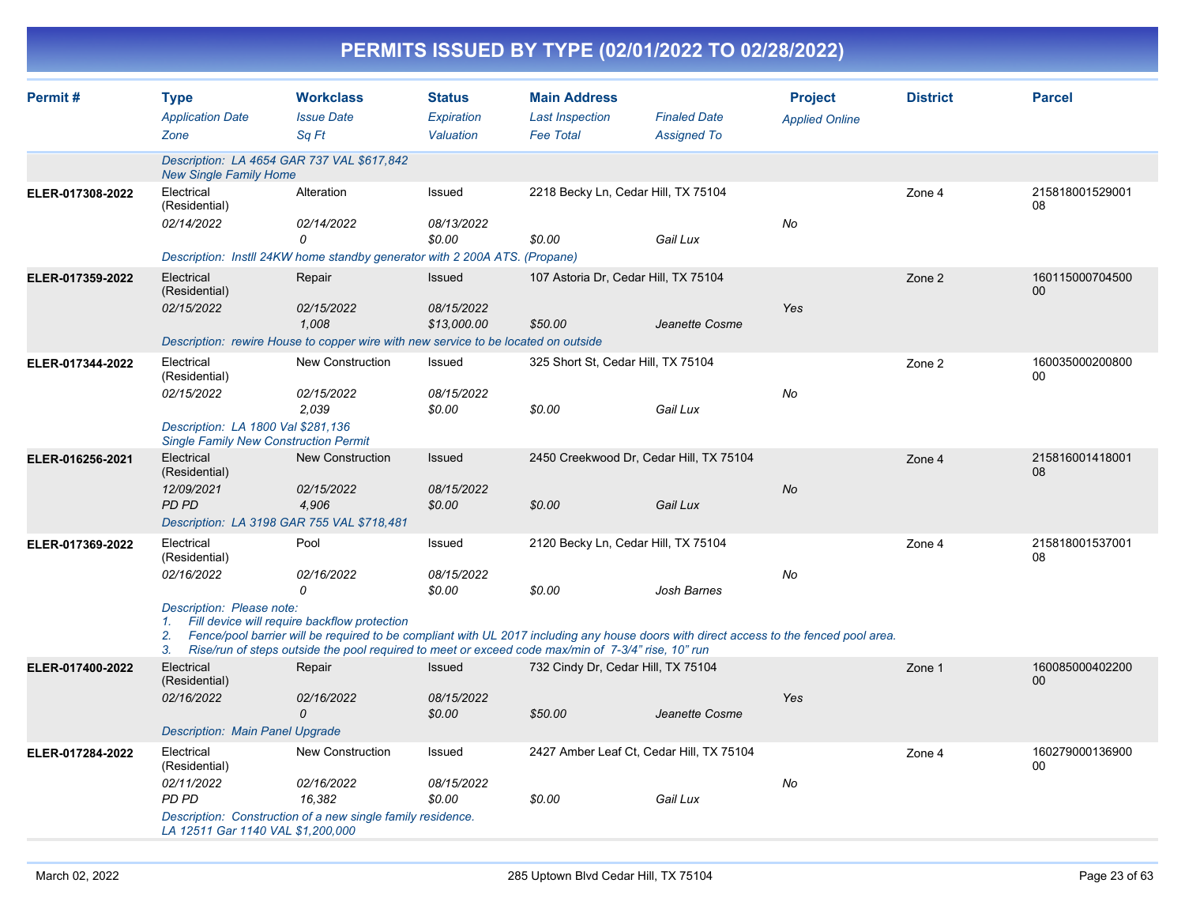# PERMITS ISSUED BY TYPE (02/01/2022 TO 02/28/2022)

| Permit # | Type<br>*Application Date*<br>*Zone* | Workclass<br>*Issue Date*<br>*Sq Ft* | Status<br>*Expiration*<br>*Valuation* | Main Address<br>*Last Inspection*<br>*Fee Total* | *Finaled Date*<br>*Assigned To* | Project<br>*Applied Online* | District | Parcel |
|---|---|---|---|---|---|---|---|---|
| | *Description: LA 4654 GAR 737 VAL $617,842 New Single Family Home* | | | | | | | |
| ELER-017308-2022 | Electrical (Residential)<br>*02/14/2022* | Alteration<br>*02/14/2022*<br>*0* | Issued<br>*08/13/2022*<br>*$0.00* | 2218 Becky Ln, Cedar Hill, TX 75104<br><br>*$0.00* | *Gail Lux* | *No* | Zone 4 | 21581800152900108 |
| | *Description: Instll 24KW home standby generator with 2 200A ATS. (Propane)* | | | | | | | |
| ELER-017359-2022 | Electrical (Residential)<br>*02/15/2022* | Repair<br>*02/15/2022*<br>*1,008* | Issued<br>*08/15/2022*<br>*$13,000.00* | 107 Astoria Dr, Cedar Hill, TX 75104<br><br>*$50.00* | *Jeanette Cosme* | *Yes* | Zone 2 | 16011500070450000 |
| | *Description: rewire House to copper wire with new service to be located on outside* | | | | | | | |
| ELER-017344-2022 | Electrical (Residential)<br>*02/15/2022* | New Construction<br>*02/15/2022*<br>*2,039* | Issued<br>*08/15/2022*<br>*$0.00* | 325 Short St, Cedar Hill, TX 75104<br><br>*$0.00* | *Gail Lux* | *No* | Zone 2 | 16003500020080000 |
| | *Description: LA 1800 Val $281,136 Single Family New Construction Permit* | | | | | | | |
| ELER-016256-2021 | Electrical (Residential)<br>*12/09/2021*<br>*PD PD* | New Construction<br>*02/15/2022*<br>*4,906* | Issued<br>*08/15/2022*<br>*$0.00* | 2450 Creekwood Dr, Cedar Hill, TX 75104<br><br>*$0.00* | *Gail Lux* | *No* | Zone 4 | 21581600141800108 |
| | *Description: LA 3198 GAR 755 VAL $718,481* | | | | | | | |
| ELER-017369-2022 | Electrical (Residential)<br>*02/16/2022* | Pool<br>*02/16/2022*<br>*0* | Issued<br>*08/15/2022*<br>*$0.00* | 2120 Becky Ln, Cedar Hill, TX 75104<br><br>*$0.00* | *Josh Barnes* | *No* | Zone 4 | 21581800153700108 |
| | *Description: Please note:*<br>*1. Fill device will require backflow protection*<br>*2. Fence/pool barrier will be required to be compliant with UL 2017 including any house doors with direct access to the fenced pool area.*<br>*3. Rise/run of steps outside the pool required to meet or exceed code max/min of 7-3/4" rise, 10" run* | | | | | | | |
| ELER-017400-2022 | Electrical (Residential)<br>*02/16/2022* | Repair<br>*02/16/2022*<br>*0* | Issued<br>*08/15/2022*<br>*$0.00* | 732 Cindy Dr, Cedar Hill, TX 75104<br><br>*$50.00* | *Jeanette Cosme* | *Yes* | Zone 1 | 16008500040220000 |
| | *Description: Main Panel Upgrade* | | | | | | | |
| ELER-017284-2022 | Electrical (Residential)<br>*02/11/2022*<br>*PD PD* | New Construction<br>*02/16/2022*<br>*16,382* | Issued<br>*08/15/2022*<br>*$0.00* | 2427 Amber Leaf Ct, Cedar Hill, TX 75104<br><br>*$0.00* | *Gail Lux* | *No* | Zone 4 | 16027900013690000 |
| | *Description: Construction of a new single family residence. LA 12511 Gar 1140 VAL $1,200,000* | | | | | | | |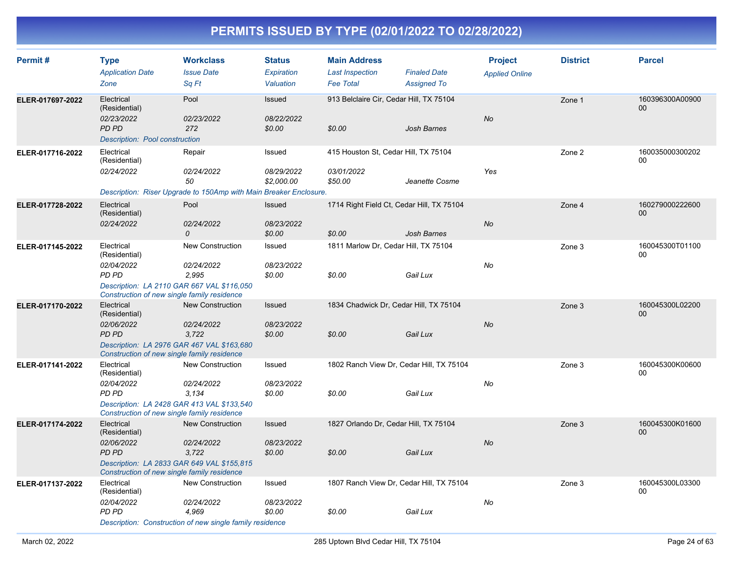# PERMITS ISSUED BY TYPE (02/01/2022 TO 02/28/2022)

| Permit # | Type<br>*Application Date*<br>*Zone* | Workclass<br>*Issue Date*<br>*Sq Ft* | Status<br>*Expiration*<br>*Valuation* | Main Address<br>*Last Inspection*<br>*Fee Total* | *Finaled Date*<br>*Assigned To* | Project<br>*Applied Online* | District | Parcel |
|---|---|---|---|---|---|---|---|---|
| ELER-017697-2022 | Electrical (Residential)<br>*02/23/2022*<br>*PD PD* | Pool<br>*02/23/2022*<br>*272* | Issued<br>*08/22/2022*<br>*$0.00* | 913 Belclaire Cir, Cedar Hill, TX 75104<br><br>*$0.00* | <br><br>*Josh Barnes* | <br>*No* | Zone 1 | 160396300A0090000 |
| | *Description: Pool construction* | | | | | | | |
| ELER-017716-2022 | Electrical (Residential)<br>*02/24/2022* | Repair<br>*02/24/2022*<br>*50* | Issued<br>*08/29/2022*<br>*$2,000.00* | 415 Houston St, Cedar Hill, TX 75104<br>*03/01/2022*<br>*$50.00* | <br><br>*Jeanette Cosme* | <br>*Yes* | Zone 2 | 16003500030020200 |
| | *Description: Riser Upgrade to 150Amp with Main Breaker Enclosure.* | | | | | | | |
| ELER-017728-2022 | Electrical (Residential)<br>*02/24/2022* | Pool<br>*02/24/2022*<br>*0* | Issued<br>*08/23/2022*<br>*$0.00* | 1714 Right Field Ct, Cedar Hill, TX 75104<br><br>*$0.00* | <br><br>*Josh Barnes* | <br>*No* | Zone 4 | 16027900022260000 |
| ELER-017145-2022 | Electrical (Residential)<br>*02/04/2022*<br>*PD PD* | New Construction<br>*02/24/2022*<br>*2,995* | Issued<br>*08/23/2022*<br>*$0.00* | 1811 Marlow Dr, Cedar Hill, TX 75104<br><br>*$0.00* | <br><br>*Gail Lux* | <br>*No* | Zone 3 | 160045300T0110000 |
| | *Description: LA 2110 GAR 667 VAL $116,050 Construction of new single family residence* | | | | | | | |
| ELER-017170-2022 | Electrical (Residential)<br>*02/06/2022*<br>*PD PD* | New Construction<br>*02/24/2022*<br>*3,722* | Issued<br>*08/23/2022*<br>*$0.00* | 1834 Chadwick Dr, Cedar Hill, TX 75104<br><br>*$0.00* | <br><br>*Gail Lux* | <br>*No* | Zone 3 | 160045300L0220000 |
| | *Description: LA 2976 GAR 467 VAL $163,680 Construction of new single family residence* | | | | | | | |
| ELER-017141-2022 | Electrical (Residential)<br>*02/04/2022*<br>*PD PD* | New Construction<br>*02/24/2022*<br>*3,134* | Issued<br>*08/23/2022*<br>*$0.00* | 1802 Ranch View Dr, Cedar Hill, TX 75104<br><br>*$0.00* | <br><br>*Gail Lux* | <br>*No* | Zone 3 | 160045300K0060000 |
| | *Description: LA 2428 GAR 413 VAL $133,540 Construction of new single family residence* | | | | | | | |
| ELER-017174-2022 | Electrical (Residential)<br>*02/06/2022*<br>*PD PD* | New Construction<br>*02/24/2022*<br>*3,722* | Issued<br>*08/23/2022*<br>*$0.00* | 1827 Orlando Dr, Cedar Hill, TX 75104<br><br>*$0.00* | <br><br>*Gail Lux* | <br>*No* | Zone 3 | 160045300K0160000 |
| | *Description: LA 2833 GAR 649 VAL $155,815 Construction of new single family residence* | | | | | | | |
| ELER-017137-2022 | Electrical (Residential)<br>*02/04/2022*<br>*PD PD* | New Construction<br>*02/24/2022*<br>*4,969* | Issued<br>*08/23/2022*<br>*$0.00* | 1807 Ranch View Dr, Cedar Hill, TX 75104<br><br>*$0.00* | <br><br>*Gail Lux* | <br>*No* | Zone 3 | 160045300L0330000 |
| | *Description: Construction of new single family residence* | | | | | | | |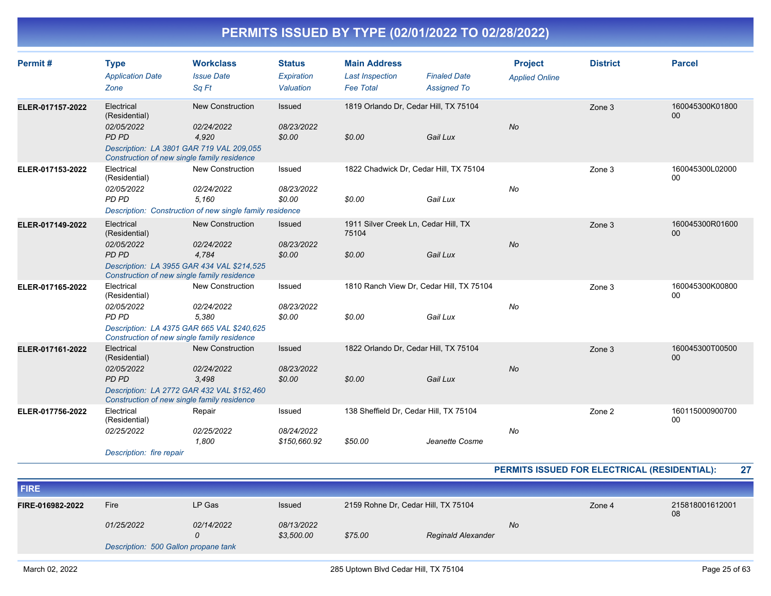# PERMITS ISSUED BY TYPE (02/01/2022 TO 02/28/2022)

| Permit # | Type<br>*Application Date*<br>*Zone* | Workclass<br>*Issue Date*<br>*Sq Ft* | Status<br>*Expiration*<br>*Valuation* | Main Address<br>*Last Inspection*<br>*Fee Total* | *Finaled Date*<br>*Assigned To* | Project<br>*Applied Online* | District | Parcel |
|---|---|---|---|---|---|---|---|---|
| **ELER-017157-2022** | Electrical (Residential)<br>*02/05/2022*<br>*PD PD* | New Construction<br>*02/24/2022*<br>*4,920* | Issued<br>*08/23/2022*<br>*$0.00* | 1819 Orlando Dr, Cedar Hill, TX 75104<br><br>*$0.00* | <br><br>*Gail Lux* | <br>*No* | Zone 3 | 160045300K0180000 |
| | *Description: LA 3801 GAR 719 VAL 209,055 Construction of new single family residence* | | | | | | | |
| **ELER-017153-2022** | Electrical (Residential)<br>*02/05/2022*<br>*PD PD* | New Construction<br>*02/24/2022*<br>*5,160* | Issued<br>*08/23/2022*<br>*$0.00* | 1822 Chadwick Dr, Cedar Hill, TX 75104<br><br>*$0.00* | <br><br>*Gail Lux* | <br>*No* | Zone 3 | 160045300L0200000 |
| | *Description: Construction of new single family residence* | | | | | | | |
| **ELER-017149-2022** | Electrical (Residential)<br>*02/05/2022*<br>*PD PD* | New Construction<br>*02/24/2022*<br>*4,784* | Issued<br>*08/23/2022*<br>*$0.00* | 1911 Silver Creek Ln, Cedar Hill, TX 75104<br><br>*$0.00* | <br><br>*Gail Lux* | <br>*No* | Zone 3 | 160045300R0160000 |
| | *Description: LA 3955 GAR 434 VAL $214,525 Construction of new single family residence* | | | | | | | |
| **ELER-017165-2022** | Electrical (Residential)<br>*02/05/2022*<br>*PD PD* | New Construction<br>*02/24/2022*<br>*5,380* | Issued<br>*08/23/2022*<br>*$0.00* | 1810 Ranch View Dr, Cedar Hill, TX 75104<br><br>*$0.00* | <br><br>*Gail Lux* | <br>*No* | Zone 3 | 160045300K0080000 |
| | *Description: LA 4375 GAR 665 VAL $240,625 Construction of new single family residence* | | | | | | | |
| **ELER-017161-2022** | Electrical (Residential)<br>*02/05/2022*<br>*PD PD* | New Construction<br>*02/24/2022*<br>*3,498* | Issued<br>*08/23/2022*<br>*$0.00* | 1822 Orlando Dr, Cedar Hill, TX 75104<br><br>*$0.00* | <br><br>*Gail Lux* | <br>*No* | Zone 3 | 160045300T0050000 |
| | *Description: LA 2772 GAR 432 VAL $152,460 Construction of new single family residence* | | | | | | | |
| **ELER-017756-2022** | Electrical (Residential)<br>*02/25/2022* | Repair<br>*02/25/2022*<br>*1,800* | Issued<br>*08/24/2022*<br>*$150,660.92* | 138 Sheffield Dr, Cedar Hill, TX 75104<br><br>*$50.00* | <br><br>*Jeanette Cosme* | <br>*No* | Zone 2 | 16011500090070000 |
| | *Description: fire repair* | | | | | | | |

**PERMITS ISSUED FOR ELECTRICAL (RESIDENTIAL): 27**

## FIRE

| Permit # | Type<br>*Application Date*<br>*Zone* | Workclass<br>*Issue Date*<br>*Sq Ft* | Status<br>*Expiration*<br>*Valuation* | Main Address<br>*Last Inspection*<br>*Fee Total* | *Finaled Date*<br>*Assigned To* | Project<br>*Applied Online* | District | Parcel |
|---|---|---|---|---|---|---|---|---|
| **FIRE-016982-2022** | Fire<br>*01/25/2022* | LP Gas<br>*02/14/2022*<br>*0* | Issued<br>*08/13/2022*<br>*$3,500.00* | 2159 Rohne Dr, Cedar Hill, TX 75104<br><br>*$75.00* | <br><br>*Reginald Alexander* | <br>*No* | Zone 4 | 21581800161200108 |
| | *Description: 500 Gallon propane tank* | | | | | | | |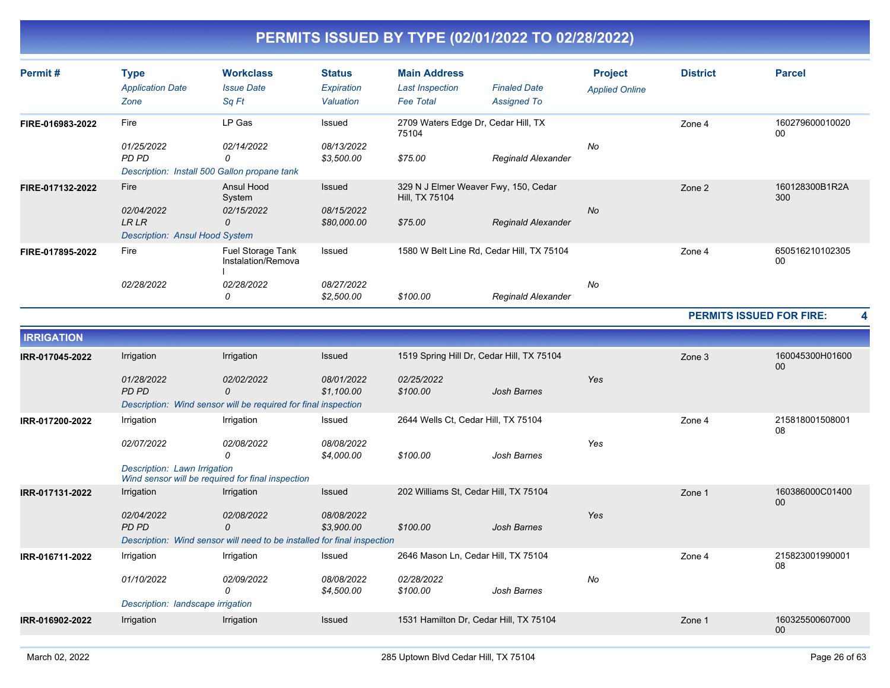# PERMITS ISSUED BY TYPE (02/01/2022 TO 02/28/2022)

| Permit # | Type | Workclass | Status | Main Address | | Project | District | Parcel |
|---|---|---|---|---|---|---|---|---|
| | *Application Date* | *Issue Date* | *Expiration* | *Last Inspection* | *Finaled Date* | *Applied Online* | | |
| | *Zone* | *Sq Ft* | *Valuation* | *Fee Total* | *Assigned To* | | | |
| **FIRE-016983-2022** | Fire | LP Gas | Issued | 2709 Waters Edge Dr, Cedar Hill, TX 75104 | | | Zone 4 | 16027960001002000 |
| | *01/25/2022* | *02/14/2022* | *08/13/2022* | | | *No* | | |
| | *PD PD* | *0* | *$3,500.00* | *$75.00* | *Reginald Alexander* | | | |
| | *Description: Install 500 Gallon propane tank* | | | | | | | |
| **FIRE-017132-2022** | Fire | Ansul Hood System | Issued | 329 N J Elmer Weaver Fwy, 150, Cedar Hill, TX 75104 | | | Zone 2 | 160128300B1R2A300 |
| | *02/04/2022* | *02/15/2022* | *08/15/2022* | | | *No* | | |
| | *LR LR* | *0* | *$80,000.00* | *$75.00* | *Reginald Alexander* | | | |
| | *Description: Ansul Hood System* | | | | | | | |
| **FIRE-017895-2022** | Fire | Fuel Storage Tank Instalation/Removal | Issued | 1580 W Belt Line Rd, Cedar Hill, TX 75104 | | | Zone 4 | 65051621010230500 |
| | *02/28/2022* | *02/28/2022* | *08/27/2022* | | | *No* | | |
| | | *0* | *$2,500.00* | *$100.00* | *Reginald Alexander* | | | |

**PERMITS ISSUED FOR FIRE: 4**

## IRRIGATION

| Permit # | Type | Workclass | Status | Main Address | | Project | District | Parcel |
|---|---|---|---|---|---|---|---|---|
| **IRR-017045-2022** | Irrigation | Irrigation | Issued | 1519 Spring Hill Dr, Cedar Hill, TX 75104 | | | Zone 3 | 160045300H01600 00 |
| | *01/28/2022* | *02/02/2022* | *08/01/2022* | *02/25/2022* | | *Yes* | | |
| | *PD PD* | *0* | *$1,100.00* | *$100.00* | *Josh Barnes* | | | |
| | *Description: Wind sensor will be required for final inspection* | | | | | | | |
| **IRR-017200-2022** | Irrigation | Irrigation | Issued | 2644 Wells Ct, Cedar Hill, TX 75104 | | | Zone 4 | 21581800150800108 |
| | *02/07/2022* | *02/08/2022* | *08/08/2022* | | | *Yes* | | |
| | | *0* | *$4,000.00* | *$100.00* | *Josh Barnes* | | | |
| | *Description: Lawn Irrigation Wind sensor will be required for final inspection* | | | | | | | |
| **IRR-017131-2022** | Irrigation | Irrigation | Issued | 202 Williams St, Cedar Hill, TX 75104 | | | Zone 1 | 160386000C01400 00 |
| | *02/04/2022* | *02/08/2022* | *08/08/2022* | | | *Yes* | | |
| | *PD PD* | *0* | *$3,900.00* | *$100.00* | *Josh Barnes* | | | |
| | *Description: Wind sensor will need to be installed for final inspection* | | | | | | | |
| **IRR-016711-2022** | Irrigation | Irrigation | Issued | 2646 Mason Ln, Cedar Hill, TX 75104 | | | Zone 4 | 21582300199000108 |
| | *01/10/2022* | *02/09/2022* | *08/08/2022* | *02/28/2022* | | *No* | | |
| | | *0* | *$4,500.00* | *$100.00* | *Josh Barnes* | | | |
| | *Description: landscape irrigation* | | | | | | | |
| **IRR-016902-2022** | Irrigation | Irrigation | Issued | 1531 Hamilton Dr, Cedar Hill, TX 75104 | | | Zone 1 | 16032550060700000 |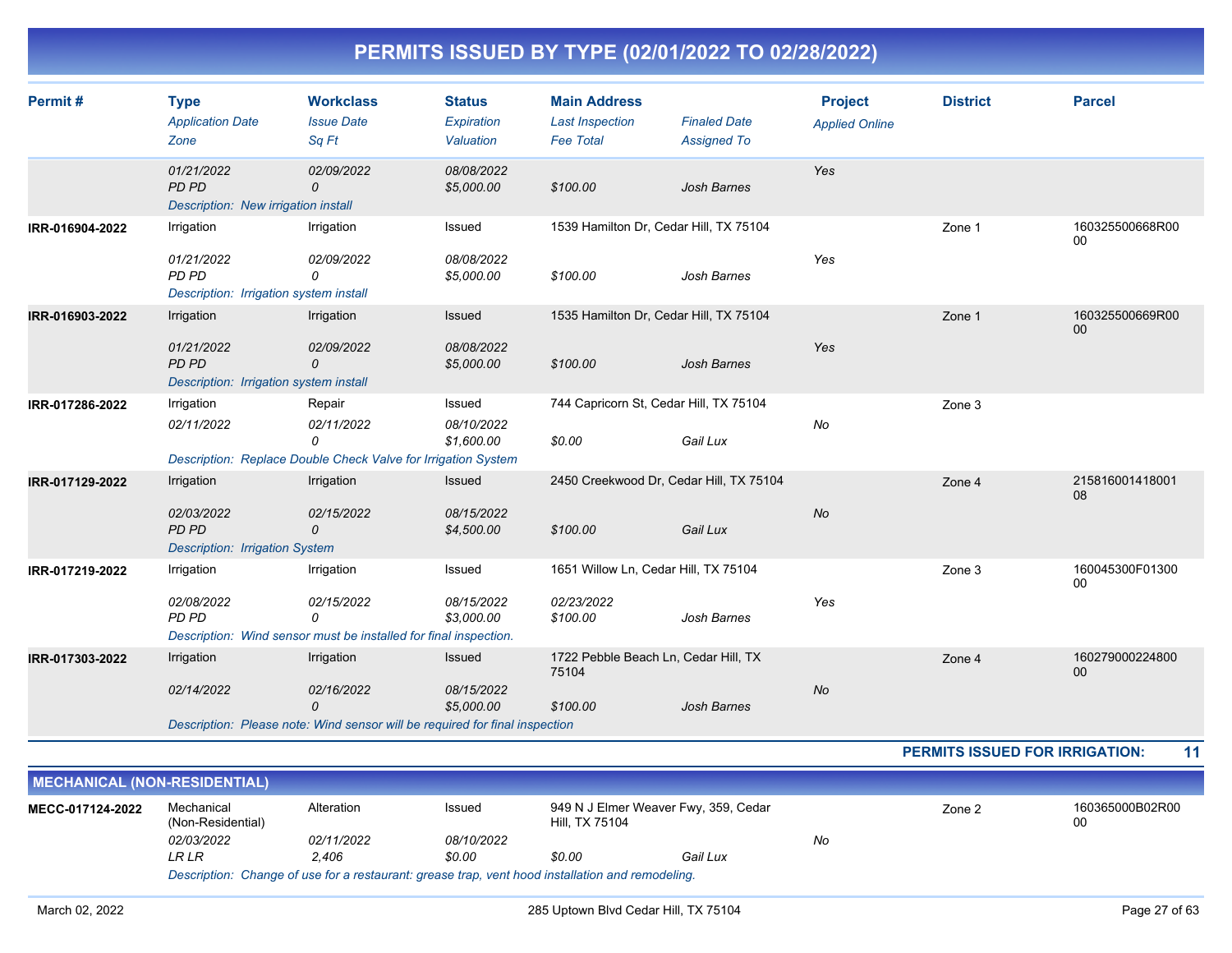# PERMITS ISSUED BY TYPE (02/01/2022 TO 02/28/2022)

| Permit # | Type / Application Date / Zone | Workclass / Issue Date / Sq Ft | Status / Expiration / Valuation | Main Address / Last Inspection / Fee Total | Finaled Date / Assigned To | Project / Applied Online | District | Parcel |
|---|---|---|---|---|---|---|---|---|
| | 01/21/2022<br>PD PD | 02/09/2022<br>0 | 08/08/2022<br>$5,000.00 | $100.00 | Josh Barnes | Yes | | |
| | Description: New irrigation install | | | | | | | |
| IRR-016904-2022 | Irrigation<br>01/21/2022<br>PD PD | Irrigation<br>02/09/2022<br>0 | Issued<br>08/08/2022<br>$5,000.00 | 1539 Hamilton Dr, Cedar Hill, TX 75104<br>$100.00 | Josh Barnes | Yes | Zone 1 | 160325500668R0000 |
| | Description: Irrigation system install | | | | | | | |
| IRR-016903-2022 | Irrigation<br>01/21/2022<br>PD PD | Irrigation<br>02/09/2022<br>0 | Issued<br>08/08/2022<br>$5,000.00 | 1535 Hamilton Dr, Cedar Hill, TX 75104<br>$100.00 | Josh Barnes | Yes | Zone 1 | 160325500669R0000 |
| | Description: Irrigation system install | | | | | | | |
| IRR-017286-2022 | Irrigation<br>02/11/2022 | Repair<br>02/11/2022<br>0 | Issued<br>08/10/2022<br>$1,600.00 | 744 Capricorn St, Cedar Hill, TX 75104<br>$0.00 | Gail Lux | No | Zone 3 | |
| | Description: Replace Double Check Valve for Irrigation System | | | | | | | |
| IRR-017129-2022 | Irrigation<br>02/03/2022<br>PD PD | Irrigation<br>02/15/2022<br>0 | Issued<br>08/15/2022<br>$4,500.00 | 2450 Creekwood Dr, Cedar Hill, TX 75104<br>$100.00 | Gail Lux | No | Zone 4 | 21581600141800108 |
| | Description: Irrigation System | | | | | | | |
| IRR-017219-2022 | Irrigation<br>02/08/2022<br>PD PD | Irrigation<br>02/15/2022<br>0 | Issued<br>08/15/2022<br>$3,000.00 | 1651 Willow Ln, Cedar Hill, TX 75104<br>02/23/2022<br>$100.00 | Josh Barnes | Yes | Zone 3 | 160045300F0130000 |
| | Description: Wind sensor must be installed for final inspection. | | | | | | | |
| IRR-017303-2022 | Irrigation<br>02/14/2022 | Irrigation<br>02/16/2022<br>0 | Issued<br>08/15/2022<br>$5,000.00 | 1722 Pebble Beach Ln, Cedar Hill, TX 75104<br>$100.00 | Josh Barnes | No | Zone 4 | 16027900022480000 |
| | Description: Please note: Wind sensor will be required for final inspection | | | | | | | |

**PERMITS ISSUED FOR IRRIGATION: 11**

## MECHANICAL (NON-RESIDENTIAL)

| Permit # | Type / Application Date / Zone | Workclass / Issue Date / Sq Ft | Status / Expiration / Valuation | Main Address / Last Inspection / Fee Total | Finaled Date / Assigned To | Project / Applied Online | District | Parcel |
|---|---|---|---|---|---|---|---|---|
| MECC-017124-2022 | Mechanical (Non-Residential)<br>02/03/2022<br>LR LR | Alteration<br>02/11/2022<br>2,406 | Issued<br>08/10/2022<br>$0.00 | 949 N J Elmer Weaver Fwy, 359, Cedar Hill, TX 75104<br>$0.00 | Gail Lux | No | Zone 2 | 160365000B02R0000 |
| | Description: Change of use for a restaurant: grease trap, vent hood installation and remodeling. | | | | | | | |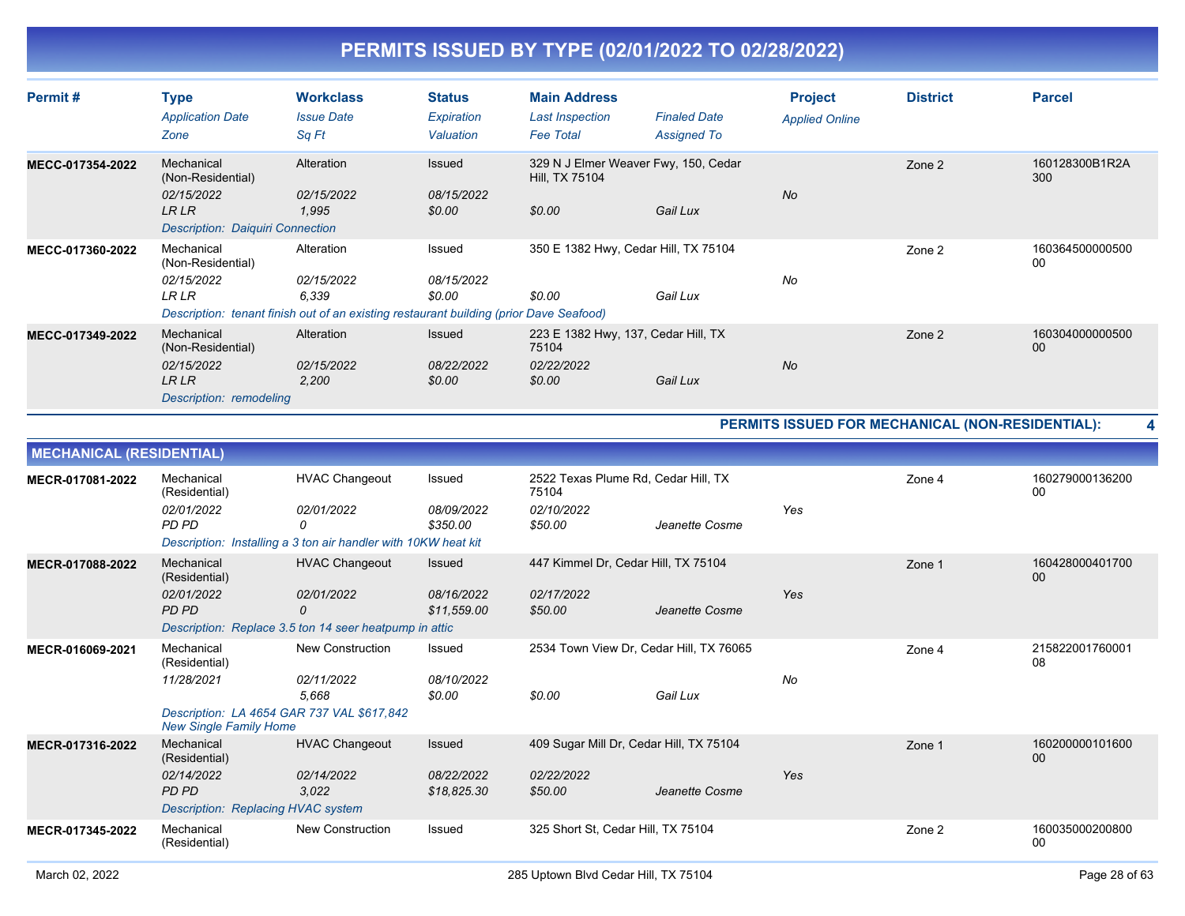# PERMITS ISSUED BY TYPE (02/01/2022 TO 02/28/2022)

| Permit # | Type / Application Date / Zone | Workclass / Issue Date / Sq Ft | Status / Expiration / Valuation | Main Address / Last Inspection / Fee Total | Finaled Date / Assigned To | Project / Applied Online | District | Parcel |
|---|---|---|---|---|---|---|---|---|
| MECC-017354-2022 | Mechanical (Non-Residential) | Alteration | Issued | 329 N J Elmer Weaver Fwy, 150, Cedar Hill, TX 75104 | | | Zone 2 | 160128300B1R2A300 |
| | 02/15/2022 | 02/15/2022 | 08/15/2022 | | | No | | |
| | LR LR | 1,995 | $0.00 | $0.00 | Gail Lux | | | |
| | Description: Daiquiri Connection | | | | | | | |
| MECC-017360-2022 | Mechanical (Non-Residential) | Alteration | Issued | 350 E 1382 Hwy, Cedar Hill, TX 75104 | | | Zone 2 | 16036450000050000 |
| | 02/15/2022 | 02/15/2022 | 08/15/2022 | | | No | | |
| | LR LR | 6,339 | $0.00 | $0.00 | Gail Lux | | | |
| | Description: tenant finish out of an existing restaurant building (prior Dave Seafood) | | | | | | | |
| MECC-017349-2022 | Mechanical (Non-Residential) | Alteration | Issued | 223 E 1382 Hwy, 137, Cedar Hill, TX 75104 | | | Zone 2 | 16030400000050000 |
| | 02/15/2022 | 02/15/2022 | 08/22/2022 | 02/22/2022 | | No | | |
| | LR LR | 2,200 | $0.00 | $0.00 | Gail Lux | | | |
| | Description: remodeling | | | | | | | |

**PERMITS ISSUED FOR MECHANICAL (NON-RESIDENTIAL): 4**

## MECHANICAL (RESIDENTIAL)

| Permit # | Type / Application Date / Zone | Workclass / Issue Date / Sq Ft | Status / Expiration / Valuation | Main Address / Last Inspection / Fee Total | Finaled Date / Assigned To | Project / Applied Online | District | Parcel |
|---|---|---|---|---|---|---|---|---|
| MECR-017081-2022 | Mechanical (Residential) | HVAC Changeout | Issued | 2522 Texas Plume Rd, Cedar Hill, TX 75104 | | | Zone 4 | 16027900013620000 |
| | 02/01/2022 | 02/01/2022 | 08/09/2022 | 02/10/2022 | | Yes | | |
| | PD PD | 0 | $350.00 | $50.00 | Jeanette Cosme | | | |
| | Description: Installing a 3 ton air handler with 10KW heat kit | | | | | | | |
| MECR-017088-2022 | Mechanical (Residential) | HVAC Changeout | Issued | 447 Kimmel Dr, Cedar Hill, TX 75104 | | | Zone 1 | 16042800040170000 |
| | 02/01/2022 | 02/01/2022 | 08/16/2022 | 02/17/2022 | | Yes | | |
| | PD PD | 0 | $11,559.00 | $50.00 | Jeanette Cosme | | | |
| | Description: Replace 3.5 ton 14 seer heatpump in attic | | | | | | | |
| MECR-016069-2021 | Mechanical (Residential) | New Construction | Issued | 2534 Town View Dr, Cedar Hill, TX 76065 | | | Zone 4 | 21582200176000108 |
| | 11/28/2021 | 02/11/2022 | 08/10/2022 | | | No | | |
| | | 5,668 | $0.00 | $0.00 | Gail Lux | | | |
| | Description: LA 4654 GAR 737 VAL $617,842 New Single Family Home | | | | | | | |
| MECR-017316-2022 | Mechanical (Residential) | HVAC Changeout | Issued | 409 Sugar Mill Dr, Cedar Hill, TX 75104 | | | Zone 1 | 16020000010160000 |
| | 02/14/2022 | 02/14/2022 | 08/22/2022 | 02/22/2022 | | Yes | | |
| | PD PD | 3,022 | $18,825.30 | $50.00 | Jeanette Cosme | | | |
| | Description: Replacing HVAC system | | | | | | | |
| MECR-017345-2022 | Mechanical (Residential) | New Construction | Issued | 325 Short St, Cedar Hill, TX 75104 | | | Zone 2 | 16003500020080000 |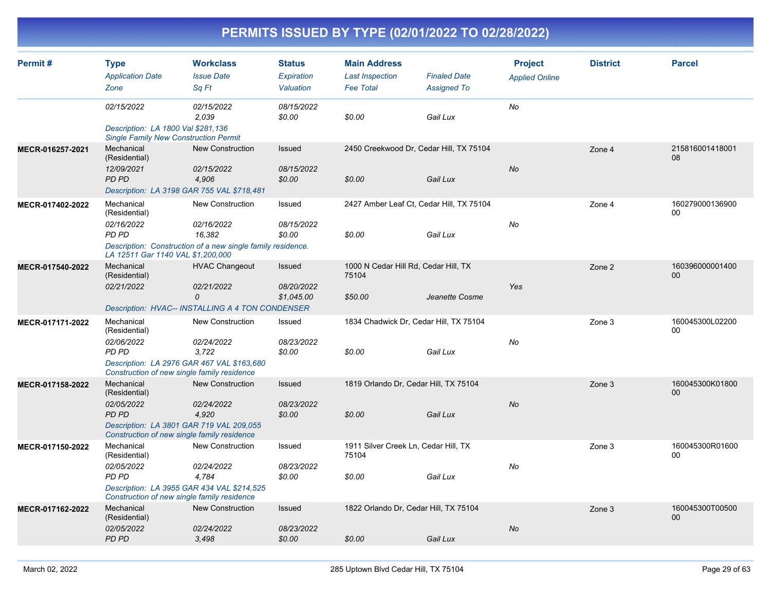# PERMITS ISSUED BY TYPE (02/01/2022 TO 02/28/2022)

| Permit # | Type<br>*Application Date*<br>*Zone* | Workclass<br>*Issue Date*<br>*Sq Ft* | Status<br>*Expiration*<br>*Valuation* | Main Address<br>*Last Inspection*<br>*Fee Total* | *Finaled Date*<br>*Assigned To* | Project<br>*Applied Online* | District | Parcel |
|---|---|---|---|---|---|---|---|---|
| | *02/15/2022* | *02/15/2022*<br>*2,039* | *08/15/2022*<br>*$0.00* | *$0.00* | *Gail Lux* | *No* | | |
| | *Description: LA 1800 Val $281,136 Single Family New Construction Permit* | | | | | | | |
| **MECR-016257-2021** | Mechanical (Residential)<br>*12/09/2021*<br>*PD PD* | New Construction<br>*02/15/2022*<br>*4,906* | Issued<br>*08/15/2022*<br>*$0.00* | 2450 Creekwood Dr, Cedar Hill, TX 75104<br>*$0.00* | *Gail Lux* | *No* | Zone 4 | 21581600141800108 |
| | *Description: LA 3198 GAR 755 VAL $718,481* | | | | | | | |
| **MECR-017402-2022** | Mechanical (Residential)<br>*02/16/2022*<br>*PD PD* | New Construction<br>*02/16/2022*<br>*16,382* | Issued<br>*08/15/2022*<br>*$0.00* | 2427 Amber Leaf Ct, Cedar Hill, TX 75104<br>*$0.00* | *Gail Lux* | *No* | Zone 4 | 16027900013690000 |
| | *Description: Construction of a new single family residence. LA 12511 Gar 1140 VAL $1,200,000* | | | | | | | |
| **MECR-017540-2022** | Mechanical (Residential)<br>*02/21/2022* | HVAC Changeout<br>*02/21/2022*<br>*0* | Issued<br>*08/20/2022*<br>*$1,045.00* | 1000 N Cedar Hill Rd, Cedar Hill, TX 75104<br>*$50.00* | *Jeanette Cosme* | *Yes* | Zone 2 | 16039600000140000 |
| | *Description: HVAC-- INSTALLING A 4 TON CONDENSER* | | | | | | | |
| **MECR-017171-2022** | Mechanical (Residential)<br>*02/06/2022*<br>*PD PD* | New Construction<br>*02/24/2022*<br>*3,722* | Issued<br>*08/23/2022*<br>*$0.00* | 1834 Chadwick Dr, Cedar Hill, TX 75104<br>*$0.00* | *Gail Lux* | *No* | Zone 3 | 160045300L0220000 |
| | *Description: LA 2976 GAR 467 VAL $163,680 Construction of new single family residence* | | | | | | | |
| **MECR-017158-2022** | Mechanical (Residential)<br>*02/05/2022*<br>*PD PD* | New Construction<br>*02/24/2022*<br>*4,920* | Issued<br>*08/23/2022*<br>*$0.00* | 1819 Orlando Dr, Cedar Hill, TX 75104<br>*$0.00* | *Gail Lux* | *No* | Zone 3 | 160045300K0180000 |
| | *Description: LA 3801 GAR 719 VAL 209,055 Construction of new single family residence* | | | | | | | |
| **MECR-017150-2022** | Mechanical (Residential)<br>*02/05/2022*<br>*PD PD* | New Construction<br>*02/24/2022*<br>*4,784* | Issued<br>*08/23/2022*<br>*$0.00* | 1911 Silver Creek Ln, Cedar Hill, TX 75104<br>*$0.00* | *Gail Lux* | *No* | Zone 3 | 160045300R0160000 |
| | *Description: LA 3955 GAR 434 VAL $214,525 Construction of new single family residence* | | | | | | | |
| **MECR-017162-2022** | Mechanical (Residential)<br>*02/05/2022*<br>*PD PD* | New Construction<br>*02/24/2022*<br>*3,498* | Issued<br>*08/23/2022*<br>*$0.00* | 1822 Orlando Dr, Cedar Hill, TX 75104<br>*$0.00* | *Gail Lux* | *No* | Zone 3 | 160045300T0050000 |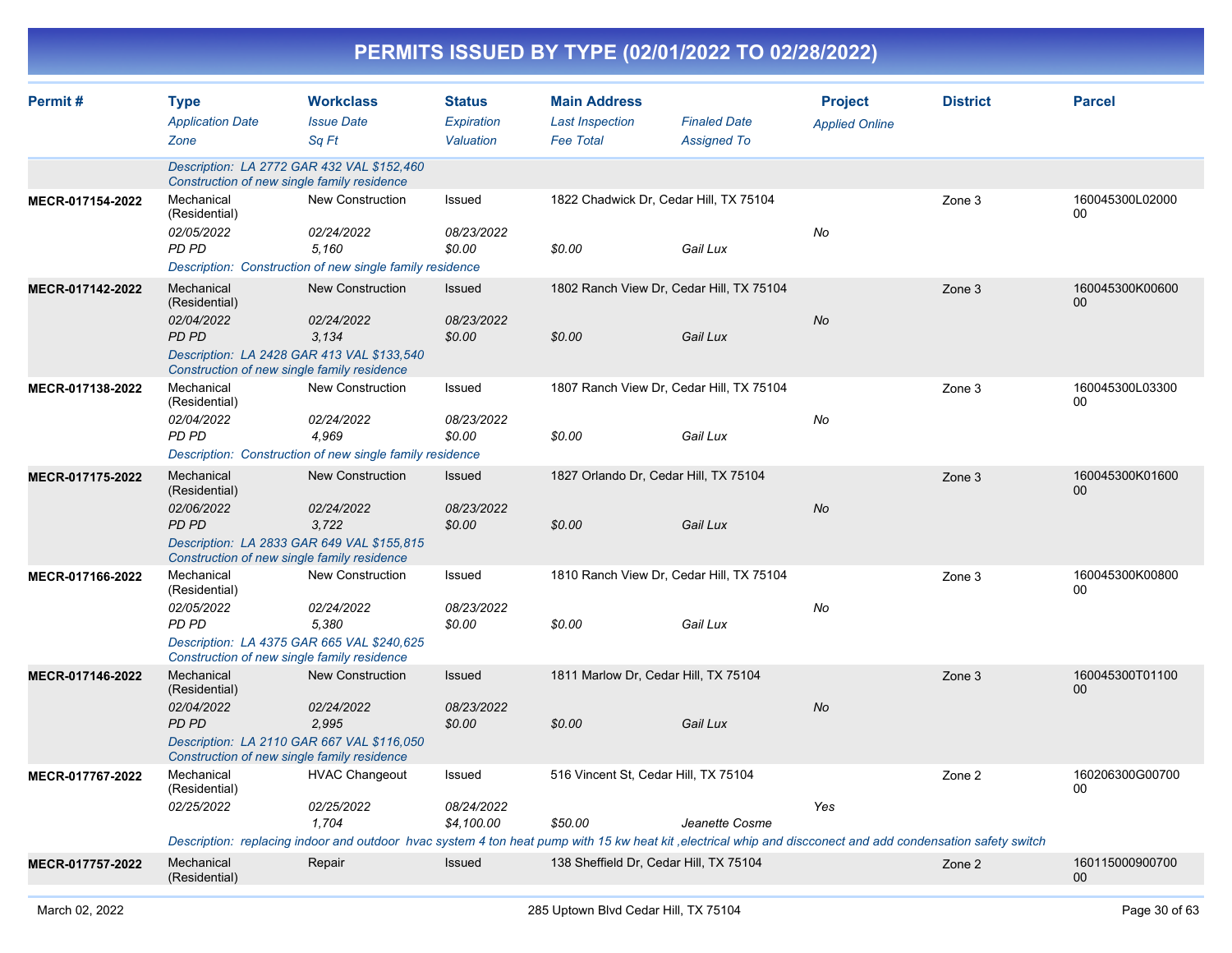# PERMITS ISSUED BY TYPE (02/01/2022 TO 02/28/2022)

| Permit # | Type / Application Date / Zone | Workclass / Issue Date / Sq Ft | Status / Expiration / Valuation | Main Address / Last Inspection / Fee Total | Finaled Date / Assigned To | Project / Applied Online | District | Parcel |
|---|---|---|---|---|---|---|---|---|
| | Description: LA 2772 GAR 432 VAL $152,460 Construction of new single family residence | | | | | | | |
| MECR-017154-2022 | Mechanical (Residential) 02/05/2022 PD PD | New Construction 02/24/2022 5,160 | Issued 08/23/2022 $0.00 | 1822 Chadwick Dr, Cedar Hill, TX 75104 $0.00 | Gail Lux | No | Zone 3 | 160045300L0200000 |
| | Description: Construction of new single family residence | | | | | | | |
| MECR-017142-2022 | Mechanical (Residential) 02/04/2022 PD PD | New Construction 02/24/2022 3,134 | Issued 08/23/2022 $0.00 | 1802 Ranch View Dr, Cedar Hill, TX 75104 $0.00 | Gail Lux | No | Zone 3 | 160045300K0060000 |
| | Description: LA 2428 GAR 413 VAL $133,540 Construction of new single family residence | | | | | | | |
| MECR-017138-2022 | Mechanical (Residential) 02/04/2022 PD PD | New Construction 02/24/2022 4,969 | Issued 08/23/2022 $0.00 | 1807 Ranch View Dr, Cedar Hill, TX 75104 $0.00 | Gail Lux | No | Zone 3 | 160045300L0330000 |
| | Description: Construction of new single family residence | | | | | | | |
| MECR-017175-2022 | Mechanical (Residential) 02/06/2022 PD PD | New Construction 02/24/2022 3,722 | Issued 08/23/2022 $0.00 | 1827 Orlando Dr, Cedar Hill, TX 75104 $0.00 | Gail Lux | No | Zone 3 | 160045300K0160000 |
| | Description: LA 2833 GAR 649 VAL $155,815 Construction of new single family residence | | | | | | | |
| MECR-017166-2022 | Mechanical (Residential) 02/05/2022 PD PD | New Construction 02/24/2022 5,380 | Issued 08/23/2022 $0.00 | 1810 Ranch View Dr, Cedar Hill, TX 75104 $0.00 | Gail Lux | No | Zone 3 | 160045300K0080000 |
| | Description: LA 4375 GAR 665 VAL $240,625 Construction of new single family residence | | | | | | | |
| MECR-017146-2022 | Mechanical (Residential) 02/04/2022 PD PD | New Construction 02/24/2022 2,995 | Issued 08/23/2022 $0.00 | 1811 Marlow Dr, Cedar Hill, TX 75104 $0.00 | Gail Lux | No | Zone 3 | 160045300T0110000 |
| | Description: LA 2110 GAR 667 VAL $116,050 Construction of new single family residence | | | | | | | |
| MECR-017767-2022 | Mechanical (Residential) 02/25/2022 | HVAC Changeout 02/25/2022 1,704 | Issued 08/24/2022 $4,100.00 | 516 Vincent St, Cedar Hill, TX 75104 $50.00 | Jeanette Cosme | Yes | Zone 2 | 160206300G0070000 |
| | Description: replacing indoor and outdoor hvac system 4 ton heat pump with 15 kw heat kit ,electrical whip and discconect and add condensation safety switch | | | | | | | |
| MECR-017757-2022 | Mechanical (Residential) | Repair | Issued | 138 Sheffield Dr, Cedar Hill, TX 75104 | | | Zone 2 | 16011500090070000 |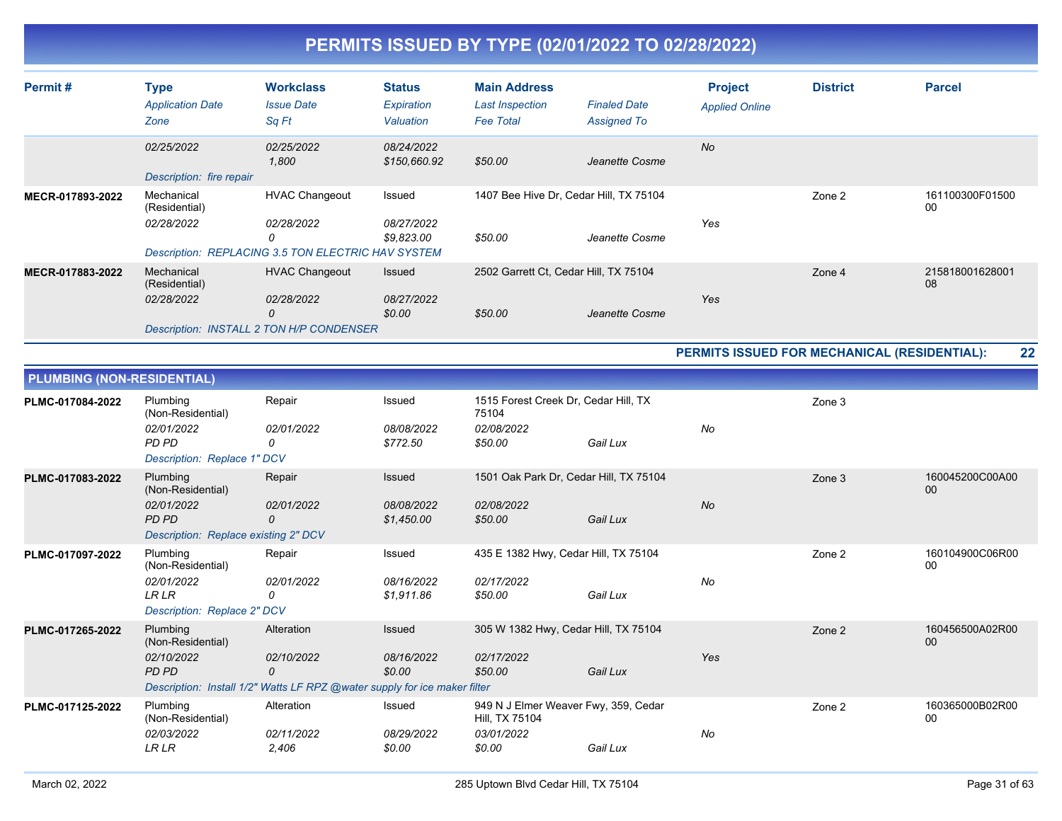# PERMITS ISSUED BY TYPE (02/01/2022 TO 02/28/2022)

| Permit # | Type / Application Date / Zone | Workclass / Issue Date / Sq Ft | Status / Expiration / Valuation | Main Address / Last Inspection / Fee Total | Finaled Date / Assigned To | Project / Applied Online | District | Parcel |
|---|---|---|---|---|---|---|---|---|
| | 02/25/2022 | 02/25/2022<br>1,800 | 08/24/2022<br>$150,660.92 | $50.00 | Jeanette Cosme | No | | |
| | *Description: fire repair* | | | | | | | |
| MECR-017893-2022 | Mechanical (Residential)<br>02/28/2022 | HVAC Changeout<br>02/28/2022<br>0 | Issued<br>08/27/2022<br>$9,823.00 | 1407 Bee Hive Dr, Cedar Hill, TX 75104<br>$50.00 | Jeanette Cosme | Yes | Zone 2 | 161100300F0150000 |
| | *Description: REPLACING 3.5 TON ELECTRIC HAV SYSTEM* | | | | | | | |
| MECR-017883-2022 | Mechanical (Residential)<br>02/28/2022 | HVAC Changeout<br>02/28/2022<br>0 | Issued<br>08/27/2022<br>$0.00 | 2502 Garrett Ct, Cedar Hill, TX 75104<br>$50.00 | Jeanette Cosme | Yes | Zone 4 | 21581800162800108 |
| | *Description: INSTALL 2 TON H/P CONDENSER* | | | | | | | |

**PERMITS ISSUED FOR MECHANICAL (RESIDENTIAL): 22**

## PLUMBING (NON-RESIDENTIAL)

| Permit # | Type / Application Date / Zone | Workclass / Issue Date / Sq Ft | Status / Expiration / Valuation | Main Address / Last Inspection / Fee Total | Finaled Date / Assigned To | Project / Applied Online | District | Parcel |
|---|---|---|---|---|---|---|---|---|
| PLMC-017084-2022 | Plumbing (Non-Residential)<br>02/01/2022<br>PD PD | Repair<br>02/01/2022<br>0 | Issued<br>08/08/2022<br>$772.50 | 1515 Forest Creek Dr, Cedar Hill, TX 75104<br>02/08/2022<br>$50.00 | Gail Lux | No | Zone 3 | |
| | *Description: Replace 1" DCV* | | | | | | | |
| PLMC-017083-2022 | Plumbing (Non-Residential)<br>02/01/2022<br>PD PD | Repair<br>02/01/2022<br>0 | Issued<br>08/08/2022<br>$1,450.00 | 1501 Oak Park Dr, Cedar Hill, TX 75104<br>02/08/2022<br>$50.00 | Gail Lux | No | Zone 3 | 160045200C00A0000 |
| | *Description: Replace existing 2" DCV* | | | | | | | |
| PLMC-017097-2022 | Plumbing (Non-Residential)<br>02/01/2022<br>LR LR | Repair<br>02/01/2022<br>0 | Issued<br>08/16/2022<br>$1,911.86 | 435 E 1382 Hwy, Cedar Hill, TX 75104<br>02/17/2022<br>$50.00 | Gail Lux | No | Zone 2 | 160104900C06R0000 |
| | *Description: Replace 2" DCV* | | | | | | | |
| PLMC-017265-2022 | Plumbing (Non-Residential)<br>02/10/2022<br>PD PD | Alteration<br>02/10/2022<br>0 | Issued<br>08/16/2022<br>$0.00 | 305 W 1382 Hwy, Cedar Hill, TX 75104<br>02/17/2022<br>$50.00 | Gail Lux | Yes | Zone 2 | 160456500A02R0000 |
| | *Description: Install 1/2" Watts LF RPZ @water supply for ice maker filter* | | | | | | | |
| PLMC-017125-2022 | Plumbing (Non-Residential)<br>02/03/2022<br>LR LR | Alteration<br>02/11/2022<br>2,406 | Issued<br>08/29/2022<br>$0.00 | 949 N J Elmer Weaver Fwy, 359, Cedar Hill, TX 75104<br>03/01/2022<br>$0.00 | Gail Lux | No | Zone 2 | 160365000B02R0000 |

March 02, 2022 — 285 Uptown Blvd Cedar Hill, TX 75104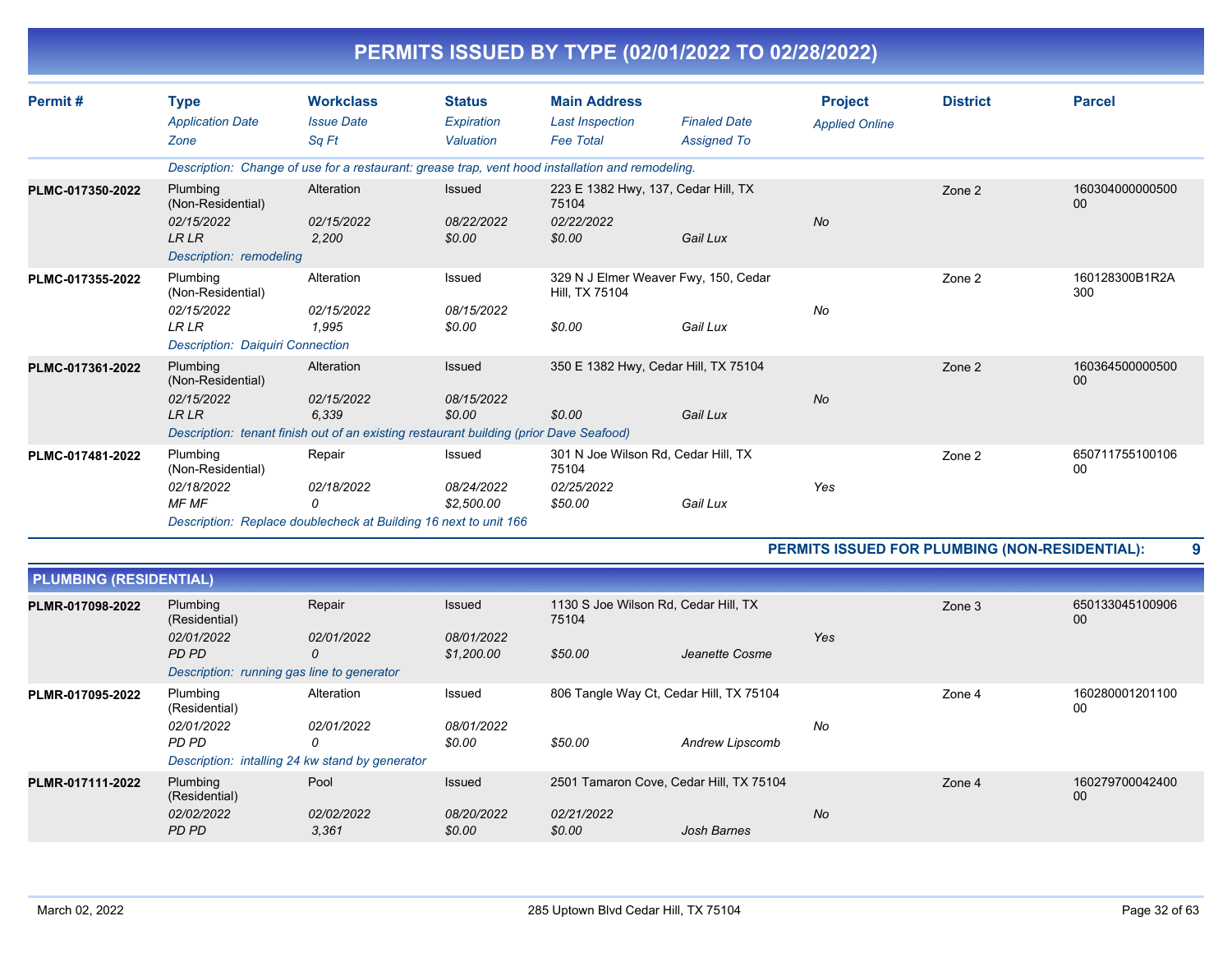# PERMITS ISSUED BY TYPE (02/01/2022 TO 02/28/2022)

| Permit # | Type / Application Date / Zone | Workclass / Issue Date / Sq Ft | Status / Expiration / Valuation | Main Address / Last Inspection / Fee Total | Finaled Date / Assigned To | Project / Applied Online | District | Parcel |
|---|---|---|---|---|---|---|---|---|
| | *Description: Change of use for a restaurant: grease trap, vent hood installation and remodeling.* | | | | | | | |
| PLMC-017350-2022 | Plumbing (Non-Residential) | Alteration | Issued | 223 E 1382 Hwy, 137, Cedar Hill, TX 75104 | | | Zone 2 | 16030400000050000 |
| | 02/15/2022 | 02/15/2022 | 08/22/2022 | 02/22/2022 | | No | | |
| | LR LR | 2,200 | $0.00 | $0.00 | Gail Lux | | | |
| | *Description: remodeling* | | | | | | | |
| PLMC-017355-2022 | Plumbing (Non-Residential) | Alteration | Issued | 329 N J Elmer Weaver Fwy, 150, Cedar Hill, TX 75104 | | | Zone 2 | 160128300B1R2A300 |
| | 02/15/2022 | 02/15/2022 | 08/15/2022 | | | No | | |
| | LR LR | 1,995 | $0.00 | $0.00 | Gail Lux | | | |
| | *Description: Daiquiri Connection* | | | | | | | |
| PLMC-017361-2022 | Plumbing (Non-Residential) | Alteration | Issued | 350 E 1382 Hwy, Cedar Hill, TX 75104 | | | Zone 2 | 16036450000050000 |
| | 02/15/2022 | 02/15/2022 | 08/15/2022 | | | No | | |
| | LR LR | 6,339 | $0.00 | $0.00 | Gail Lux | | | |
| | *Description: tenant finish out of an existing restaurant building (prior Dave Seafood)* | | | | | | | |
| PLMC-017481-2022 | Plumbing (Non-Residential) | Repair | Issued | 301 N Joe Wilson Rd, Cedar Hill, TX 75104 | | | Zone 2 | 65071175510010600 |
| | 02/18/2022 | 02/18/2022 | 08/24/2022 | 02/25/2022 | | Yes | | |
| | MF MF | 0 | $2,500.00 | $50.00 | Gail Lux | | | |
| | *Description: Replace doublecheck at Building 16 next to unit 166* | | | | | | | |

**PERMITS ISSUED FOR PLUMBING (NON-RESIDENTIAL): 9**

## PLUMBING (RESIDENTIAL)

| Permit # | Type / Application Date / Zone | Workclass / Issue Date / Sq Ft | Status / Expiration / Valuation | Main Address / Last Inspection / Fee Total | Finaled Date / Assigned To | Project / Applied Online | District | Parcel |
|---|---|---|---|---|---|---|---|---|
| PLMR-017098-2022 | Plumbing (Residential) | Repair | Issued | 1130 S Joe Wilson Rd, Cedar Hill, TX 75104 | | | Zone 3 | 65013304510090600 |
| | 02/01/2022 | 02/01/2022 | 08/01/2022 | | | Yes | | |
| | PD PD | 0 | $1,200.00 | $50.00 | Jeanette Cosme | | | |
| | *Description: running gas line to generator* | | | | | | | |
| PLMR-017095-2022 | Plumbing (Residential) | Alteration | Issued | 806 Tangle Way Ct, Cedar Hill, TX 75104 | | | Zone 4 | 16028000120110000 |
| | 02/01/2022 | 02/01/2022 | 08/01/2022 | | | No | | |
| | PD PD | 0 | $0.00 | $50.00 | Andrew Lipscomb | | | |
| | *Description: intalling 24 kw stand by generator* | | | | | | | |
| PLMR-017111-2022 | Plumbing (Residential) | Pool | Issued | 2501 Tamaron Cove, Cedar Hill, TX 75104 | | | Zone 4 | 16027970004240000 |
| | 02/02/2022 | 02/02/2022 | 08/20/2022 | 02/21/2022 | | No | | |
| | PD PD | 3,361 | $0.00 | $0.00 | Josh Barnes | | | |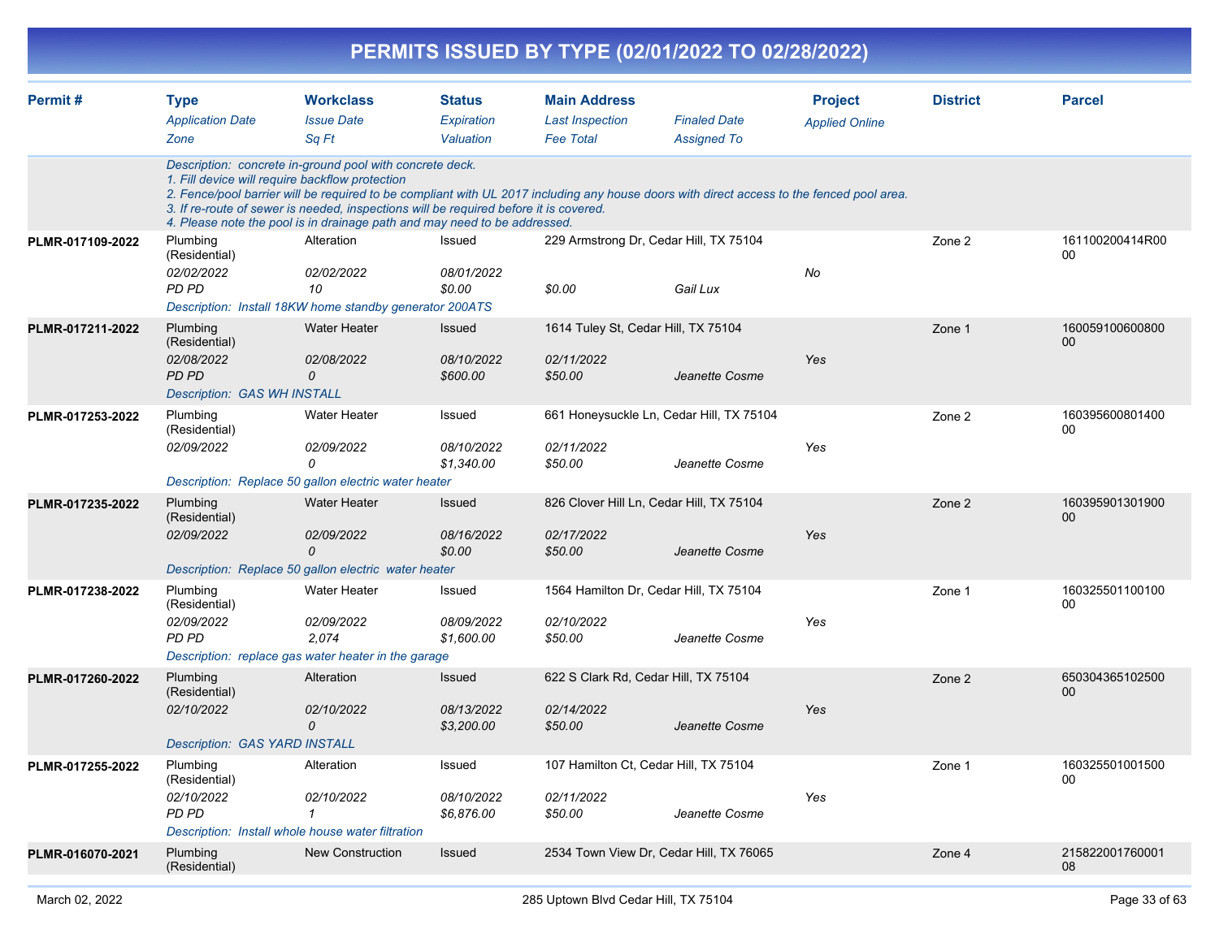# PERMITS ISSUED BY TYPE (02/01/2022 TO 02/28/2022)

| Permit # | Type / Application Date / Zone | Workclass / Issue Date / Sq Ft | Status / Expiration / Valuation | Main Address / Last Inspection / Fee Total | Finaled Date / Assigned To | Project / Applied Online | District | Parcel |
|---|---|---|---|---|---|---|---|---|
| | Description: concrete in-ground pool with concrete deck. 1. Fill device will require backflow protection 2. Fence/pool barrier will be required to be compliant with UL 2017 including any house doors with direct access to the fenced pool area. 3. If re-route of sewer is needed, inspections will be required before it is covered. 4. Please note the pool is in drainage path and may need to be addressed. | | | | | | | |
| **PLMR-017109-2022** | Plumbing (Residential) | Alteration | Issued | 229 Armstrong Dr, Cedar Hill, TX 75104 | | | Zone 2 | 161100200414R0000 |
| | *02/02/2022* | *02/02/2022* | *08/01/2022* | | | *No* | | |
| | *PD PD* | *10* | *$0.00* | *$0.00* | *Gail Lux* | | | |
| | Description: Install 18KW home standby generator 200ATS | | | | | | | |
| **PLMR-017211-2022** | Plumbing (Residential) | Water Heater | Issued | 1614 Tuley St, Cedar Hill, TX 75104 | | | Zone 1 | 16005910060080000 |
| | *02/08/2022* | *02/08/2022* | *08/10/2022* | *02/11/2022* | | *Yes* | | |
| | *PD PD* | *0* | *$600.00* | *$50.00* | *Jeanette Cosme* | | | |
| | Description: GAS WH INSTALL | | | | | | | |
| **PLMR-017253-2022** | Plumbing (Residential) | Water Heater | Issued | 661 Honeysuckle Ln, Cedar Hill, TX 75104 | | | Zone 2 | 16039560080140000 |
| | *02/09/2022* | *02/09/2022* | *08/10/2022* | *02/11/2022* | | *Yes* | | |
| | | *0* | *$1,340.00* | *$50.00* | *Jeanette Cosme* | | | |
| | Description: Replace 50 gallon electric water heater | | | | | | | |
| **PLMR-017235-2022** | Plumbing (Residential) | Water Heater | Issued | 826 Clover Hill Ln, Cedar Hill, TX 75104 | | | Zone 2 | 16039590130190000 |
| | *02/09/2022* | *02/09/2022* | *08/16/2022* | *02/17/2022* | | *Yes* | | |
| | | *0* | *$0.00* | *$50.00* | *Jeanette Cosme* | | | |
| | Description: Replace 50 gallon electric water heater | | | | | | | |
| **PLMR-017238-2022** | Plumbing (Residential) | Water Heater | Issued | 1564 Hamilton Dr, Cedar Hill, TX 75104 | | | Zone 1 | 16032550110010000 |
| | *02/09/2022* | *02/09/2022* | *08/09/2022* | *02/10/2022* | | *Yes* | | |
| | *PD PD* | *2,074* | *$1,600.00* | *$50.00* | *Jeanette Cosme* | | | |
| | Description: replace gas water heater in the garage | | | | | | | |
| **PLMR-017260-2022** | Plumbing (Residential) | Alteration | Issued | 622 S Clark Rd, Cedar Hill, TX 75104 | | | Zone 2 | 65030436510250000 |
| | *02/10/2022* | *02/10/2022* | *08/13/2022* | *02/14/2022* | | *Yes* | | |
| | | *0* | *$3,200.00* | *$50.00* | *Jeanette Cosme* | | | |
| | Description: GAS YARD INSTALL | | | | | | | |
| **PLMR-017255-2022** | Plumbing (Residential) | Alteration | Issued | 107 Hamilton Ct, Cedar Hill, TX 75104 | | | Zone 1 | 16032550100150000 |
| | *02/10/2022* | *02/10/2022* | *08/10/2022* | *02/11/2022* | | *Yes* | | |
| | *PD PD* | *1* | *$6,876.00* | *$50.00* | *Jeanette Cosme* | | | |
| | Description: Install whole house water filtration | | | | | | | |
| **PLMR-016070-2021** | Plumbing (Residential) | New Construction | Issued | 2534 Town View Dr, Cedar Hill, TX 76065 | | | Zone 4 | 21582200176000108 |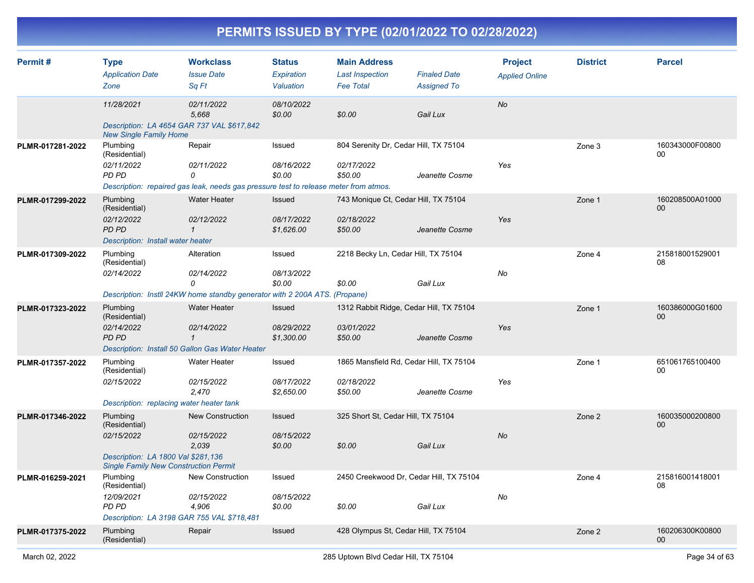# PERMITS ISSUED BY TYPE (02/01/2022 TO 02/28/2022)

| Permit # | Type / Application Date / Zone | Workclass / Issue Date / Sq Ft | Status / Expiration / Valuation | Main Address / Last Inspection / Fee Total | Finaled Date / Assigned To | Project / Applied Online | District | Parcel |
|---|---|---|---|---|---|---|---|---|
| | 11/28/2021 | 02/11/2022<br>5,668 | 08/10/2022<br>$0.00 | <br>$0.00 | <br>Gail Lux | No | | |
| | Description: LA 4654 GAR 737 VAL $617,842<br>New Single Family Home | | | | | | | |
| PLMR-017281-2022 | Plumbing (Residential)<br>02/11/2022<br>PD PD | Repair<br>02/11/2022<br>0 | Issued<br>08/16/2022<br>$0.00 | 804 Serenity Dr, Cedar Hill, TX 75104<br>02/17/2022<br>$50.00 | <br><br>Jeanette Cosme | Yes | Zone 3 | 160343000F0080000 |
| | Description: repaired gas leak, needs gas pressure test to release meter from atmos. | | | | | | | |
| PLMR-017299-2022 | Plumbing (Residential)<br>02/12/2022<br>PD PD | Water Heater<br>02/12/2022<br>1 | Issued<br>08/17/2022<br>$1,626.00 | 743 Monique Ct, Cedar Hill, TX 75104<br>02/18/2022<br>$50.00 | <br><br>Jeanette Cosme | Yes | Zone 1 | 160208500A0100000 |
| | Description: Install water heater | | | | | | | |
| PLMR-017309-2022 | Plumbing (Residential)<br>02/14/2022 | Alteration<br>02/14/2022<br>0 | Issued<br>08/13/2022<br>$0.00 | 2218 Becky Ln, Cedar Hill, TX 75104<br><br>$0.00 | <br><br>Gail Lux | No | Zone 4 | 21581800152900108 |
| | Description: Instll 24KW home standby generator with 2 200A ATS. (Propane) | | | | | | | |
| PLMR-017323-2022 | Plumbing (Residential)<br>02/14/2022<br>PD PD | Water Heater<br>02/14/2022<br>1 | Issued<br>08/29/2022<br>$1,300.00 | 1312 Rabbit Ridge, Cedar Hill, TX 75104<br>03/01/2022<br>$50.00 | <br><br>Jeanette Cosme | Yes | Zone 1 | 160386000G0160000 |
| | Description: Install 50 Gallon Gas Water Heater | | | | | | | |
| PLMR-017357-2022 | Plumbing (Residential)<br>02/15/2022 | Water Heater<br>02/15/2022<br>2,470 | Issued<br>08/17/2022<br>$2,650.00 | 1865 Mansfield Rd, Cedar Hill, TX 75104<br>02/18/2022<br>$50.00 | <br><br>Jeanette Cosme | Yes | Zone 1 | 65106176510040000 |
| | Description: replacing water heater tank | | | | | | | |
| PLMR-017346-2022 | Plumbing (Residential)<br>02/15/2022 | New Construction<br>02/15/2022<br>2,039 | Issued<br>08/15/2022<br>$0.00 | 325 Short St, Cedar Hill, TX 75104<br><br>$0.00 | <br><br>Gail Lux | No | Zone 2 | 16003500020080000 |
| | Description: LA 1800 Val $281,136<br>Single Family New Construction Permit | | | | | | | |
| PLMR-016259-2021 | Plumbing (Residential)<br>12/09/2021<br>PD PD | New Construction<br>02/15/2022<br>4,906 | Issued<br>08/15/2022<br>$0.00 | 2450 Creekwood Dr, Cedar Hill, TX 75104<br><br>$0.00 | <br><br>Gail Lux | No | Zone 4 | 21581600141800108 |
| | Description: LA 3198 GAR 755 VAL $718,481 | | | | | | | |
| PLMR-017375-2022 | Plumbing (Residential) | Repair | Issued | 428 Olympus St, Cedar Hill, TX 75104 | | | Zone 2 | 160206300K0080000 |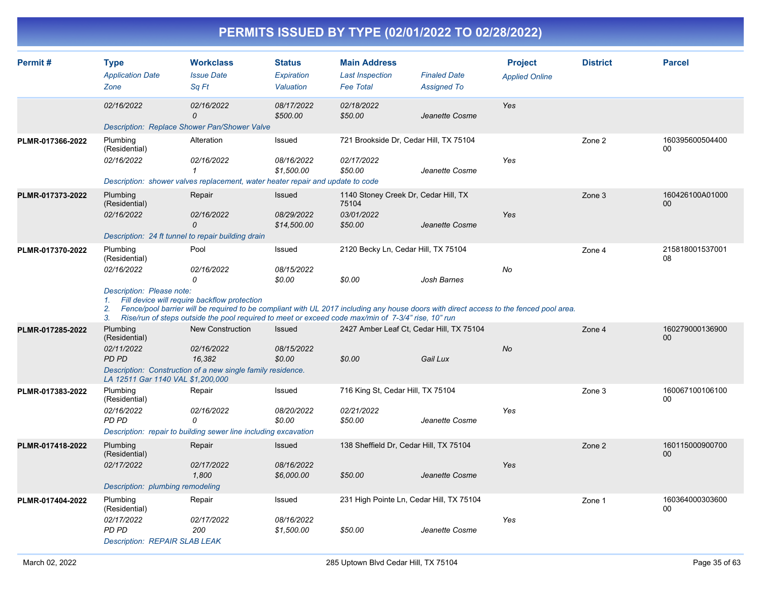# PERMITS ISSUED BY TYPE (02/01/2022 TO 02/28/2022)

| Permit # | Type / Application Date / Zone | Workclass / Issue Date / Sq Ft | Status / Expiration / Valuation | Main Address / Last Inspection / Fee Total | Finaled Date / Assigned To | Project / Applied Online | District | Parcel |
|---|---|---|---|---|---|---|---|---|
| | 02/16/2022 | 02/16/2022 / 0 | 08/17/2022 / $500.00 | 02/18/2022 / $50.00 | Jeanette Cosme | Yes | | |
| | *Description: Replace Shower Pan/Shower Valve* | | | | | | | |
| PLMR-017366-2022 | Plumbing (Residential) / 02/16/2022 | Alteration / 02/16/2022 / 1 | Issued / 08/16/2022 / $1,500.00 | 721 Brookside Dr, Cedar Hill, TX 75104 / 02/17/2022 / $50.00 | Jeanette Cosme | Yes | Zone 2 | 16039560050440000 |
| | *Description: shower valves replacement, water heater repair and update to code* | | | | | | | |
| PLMR-017373-2022 | Plumbing (Residential) / 02/16/2022 | Repair / 02/16/2022 / 0 | Issued / 08/29/2022 / $14,500.00 | 1140 Stoney Creek Dr, Cedar Hill, TX 75104 / 03/01/2022 / $50.00 | Jeanette Cosme | Yes | Zone 3 | 160426100A0100000 |
| | *Description: 24 ft tunnel to repair building drain* | | | | | | | |
| PLMR-017370-2022 | Plumbing (Residential) / 02/16/2022 | Pool / 02/16/2022 / 0 | Issued / 08/15/2022 / $0.00 | 2120 Becky Ln, Cedar Hill, TX 75104 / $0.00 | Josh Barnes | No | Zone 4 | 21581800153700108 |
| | *Description: Please note: 1. Fill device will require backflow protection 2. Fence/pool barrier will be required to be compliant with UL 2017 including any house doors with direct access to the fenced pool area. 3. Rise/run of steps outside the pool required to meet or exceed code max/min of 7-3/4" rise, 10" run* | | | | | | | |
| PLMR-017285-2022 | Plumbing (Residential) / 02/11/2022 / PD PD | New Construction / 02/16/2022 / 16,382 | Issued / 08/15/2022 / $0.00 | 2427 Amber Leaf Ct, Cedar Hill, TX 75104 / $0.00 | Gail Lux | No | Zone 4 | 16027900013690000 |
| | *Description: Construction of a new single family residence. LA 12511 Gar 1140 VAL $1,200,000* | | | | | | | |
| PLMR-017383-2022 | Plumbing (Residential) / 02/16/2022 / PD PD | Repair / 02/16/2022 / 0 | Issued / 08/20/2022 / $0.00 | 716 King St, Cedar Hill, TX 75104 / 02/21/2022 / $50.00 | Jeanette Cosme | Yes | Zone 3 | 16006710010610000 |
| | *Description: repair to building sewer line including excavation* | | | | | | | |
| PLMR-017418-2022 | Plumbing (Residential) / 02/17/2022 | Repair / 02/17/2022 / 1,800 | Issued / 08/16/2022 / $6,000.00 | 138 Sheffield Dr, Cedar Hill, TX 75104 / $50.00 | Jeanette Cosme | Yes | Zone 2 | 16011500090070000 |
| | *Description: plumbing remodeling* | | | | | | | |
| PLMR-017404-2022 | Plumbing (Residential) / 02/17/2022 / PD PD | Repair / 02/17/2022 / 200 | Issued / 08/16/2022 / $1,500.00 | 231 High Pointe Ln, Cedar Hill, TX 75104 / $50.00 | Jeanette Cosme | Yes | Zone 1 | 16036400030360000 |
| | *Description: REPAIR SLAB LEAK* | | | | | | | |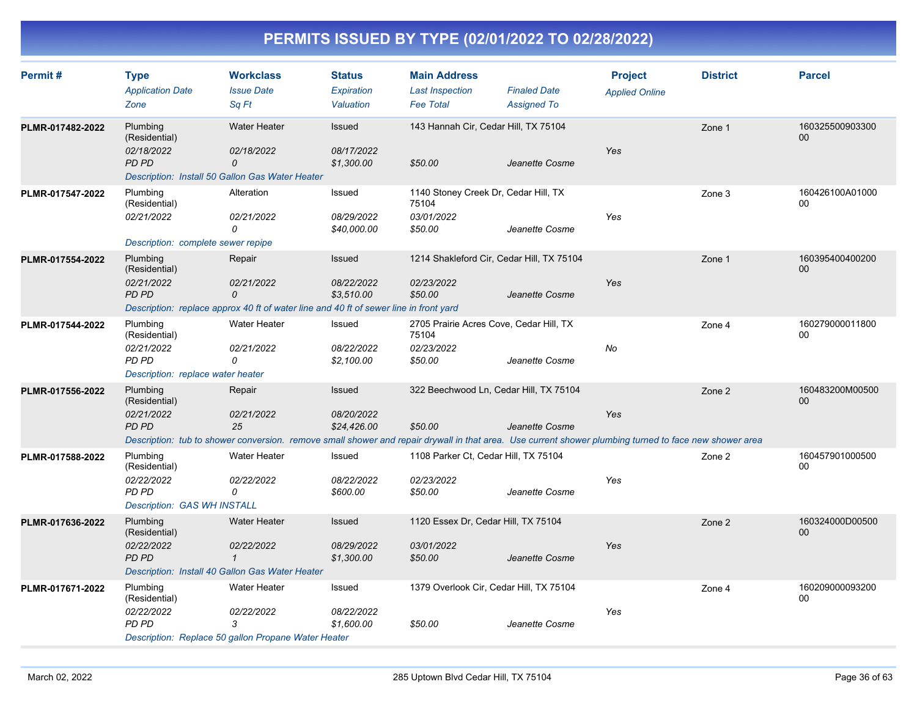# PERMITS ISSUED BY TYPE (02/01/2022 TO 02/28/2022)

| Permit # | Type / Application Date / Zone | Workclass / Issue Date / Sq Ft | Status / Expiration / Valuation | Main Address / Last Inspection / Fee Total | Finaled Date / Assigned To | Project / Applied Online | District | Parcel |
|---|---|---|---|---|---|---|---|---|
| PLMR-017482-2022 | Plumbing (Residential) / 02/18/2022 / PD PD | Water Heater / 02/18/2022 / 0 | Issued / 08/17/2022 / $1,300.00 | 143 Hannah Cir, Cedar Hill, TX 75104 / / $50.00 | / Jeanette Cosme | Yes | Zone 1 | 16032550090330000 |
| | Description: Install 50 Gallon Gas Water Heater | | | | | | | |
| PLMR-017547-2022 | Plumbing (Residential) / 02/21/2022 / | Alteration / 02/21/2022 / 0 | Issued / 08/29/2022 / $40,000.00 | 1140 Stoney Creek Dr, Cedar Hill, TX 75104 / 03/01/2022 / $50.00 | / Jeanette Cosme | Yes | Zone 3 | 160426100A0100000 |
| | Description: complete sewer repipe | | | | | | | |
| PLMR-017554-2022 | Plumbing (Residential) / 02/21/2022 / PD PD | Repair / 02/21/2022 / 0 | Issued / 08/22/2022 / $3,510.00 | 1214 Shakleford Cir, Cedar Hill, TX 75104 / 02/23/2022 / $50.00 | / Jeanette Cosme | Yes | Zone 1 | 16039540040020000 |
| | Description: replace approx 40 ft of water line and 40 ft of sewer line in front yard | | | | | | | |
| PLMR-017544-2022 | Plumbing (Residential) / 02/21/2022 / PD PD | Water Heater / 02/21/2022 / 0 | Issued / 08/22/2022 / $2,100.00 | 2705 Prairie Acres Cove, Cedar Hill, TX 75104 / 02/23/2022 / $50.00 | / Jeanette Cosme | No | Zone 4 | 16027900001180000 |
| | Description: replace water heater | | | | | | | |
| PLMR-017556-2022 | Plumbing (Residential) / 02/21/2022 / PD PD | Repair / 02/21/2022 / 25 | Issued / 08/20/2022 / $24,426.00 | 322 Beechwood Ln, Cedar Hill, TX 75104 / / $50.00 | / Jeanette Cosme | Yes | Zone 2 | 160483200M0050000 |
| | Description: tub to shower conversion. remove small shower and repair drywall in that area. Use current shower plumbing turned to face new shower area | | | | | | | |
| PLMR-017588-2022 | Plumbing (Residential) / 02/22/2022 / PD PD | Water Heater / 02/22/2022 / 0 | Issued / 08/22/2022 / $600.00 | 1108 Parker Ct, Cedar Hill, TX 75104 / 02/23/2022 / $50.00 | / Jeanette Cosme | Yes | Zone 2 | 16045790100050000 |
| | Description: GAS WH INSTALL | | | | | | | |
| PLMR-017636-2022 | Plumbing (Residential) / 02/22/2022 / PD PD | Water Heater / 02/22/2022 / 1 | Issued / 08/29/2022 / $1,300.00 | 1120 Essex Dr, Cedar Hill, TX 75104 / 03/01/2022 / $50.00 | / Jeanette Cosme | Yes | Zone 2 | 160324000D0050000 |
| | Description: Install 40 Gallon Gas Water Heater | | | | | | | |
| PLMR-017671-2022 | Plumbing (Residential) / 02/22/2022 / PD PD | Water Heater / 02/22/2022 / 3 | Issued / 08/22/2022 / $1,600.00 | 1379 Overlook Cir, Cedar Hill, TX 75104 / / $50.00 | / Jeanette Cosme | Yes | Zone 4 | 16020900009320000 |
| | Description: Replace 50 gallon Propane Water Heater | | | | | | | |

March 02, 2022 — 285 Uptown Blvd Cedar Hill, TX 75104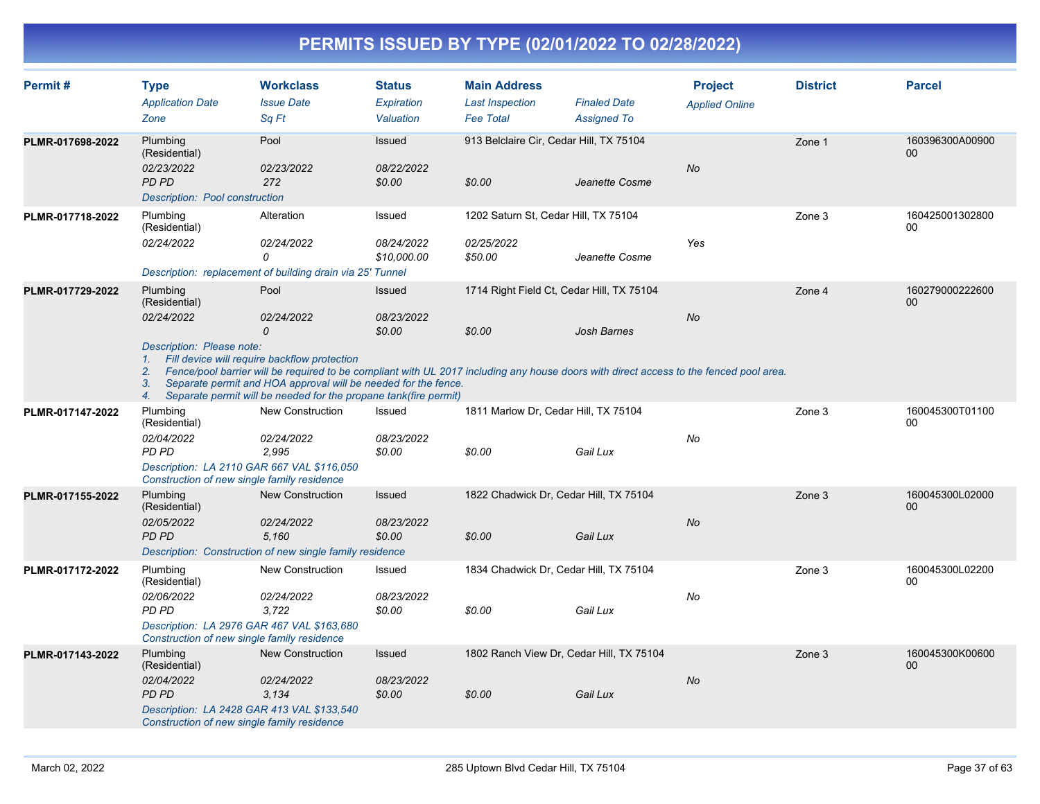# PERMITS ISSUED BY TYPE (02/01/2022 TO 02/28/2022)

| Permit # | Type / Application Date / Zone | Workclass / Issue Date / Sq Ft | Status / Expiration / Valuation | Main Address / Last Inspection / Fee Total | Finaled Date / Assigned To | Project / Applied Online | District | Parcel |
|---|---|---|---|---|---|---|---|---|
| PLMR-017698-2022 | Plumbing (Residential) | Pool | Issued | 913 Belclaire Cir, Cedar Hill, TX 75104 | | | Zone 1 | 160396300A0090000 |
| | 02/23/2022 | 02/23/2022 | 08/22/2022 | | | No | | |
| | PD PD | 272 | $0.00 | $0.00 | Jeanette Cosme | | | |
| | Description: Pool construction | | | | | | | |
| PLMR-017718-2022 | Plumbing (Residential) | Alteration | Issued | 1202 Saturn St, Cedar Hill, TX 75104 | | | Zone 3 | 16042500130280000 |
| | 02/24/2022 | 02/24/2022 | 08/24/2022 | 02/25/2022 | | Yes | | |
| | | 0 | $10,000.00 | $50.00 | Jeanette Cosme | | | |
| | Description: replacement of building drain via 25' Tunnel | | | | | | | |
| PLMR-017729-2022 | Plumbing (Residential) | Pool | Issued | 1714 Right Field Ct, Cedar Hill, TX 75104 | | | Zone 4 | 16027900022260000 |
| | 02/24/2022 | 02/24/2022 | 08/23/2022 | | | No | | |
| | | 0 | $0.00 | $0.00 | Josh Barnes | | | |
| | Description: Please note: 1. Fill device will require backflow protection 2. Fence/pool barrier will be required to be compliant with UL 2017 including any house doors with direct access to the fenced pool area. 3. Separate permit and HOA approval will be needed for the fence. 4. Separate permit will be needed for the propane tank(fire permit) | | | | | | | |
| PLMR-017147-2022 | Plumbing (Residential) | New Construction | Issued | 1811 Marlow Dr, Cedar Hill, TX 75104 | | | Zone 3 | 160045300T0110000 |
| | 02/04/2022 | 02/24/2022 | 08/23/2022 | | | No | | |
| | PD PD | 2,995 | $0.00 | $0.00 | Gail Lux | | | |
| | Description: LA 2110 GAR 667 VAL $116,050 Construction of new single family residence | | | | | | | |
| PLMR-017155-2022 | Plumbing (Residential) | New Construction | Issued | 1822 Chadwick Dr, Cedar Hill, TX 75104 | | | Zone 3 | 160045300L0200000 |
| | 02/05/2022 | 02/24/2022 | 08/23/2022 | | | No | | |
| | PD PD | 5,160 | $0.00 | $0.00 | Gail Lux | | | |
| | Description: Construction of new single family residence | | | | | | | |
| PLMR-017172-2022 | Plumbing (Residential) | New Construction | Issued | 1834 Chadwick Dr, Cedar Hill, TX 75104 | | | Zone 3 | 160045300L0220000 |
| | 02/06/2022 | 02/24/2022 | 08/23/2022 | | | No | | |
| | PD PD | 3,722 | $0.00 | $0.00 | Gail Lux | | | |
| | Description: LA 2976 GAR 467 VAL $163,680 Construction of new single family residence | | | | | | | |
| PLMR-017143-2022 | Plumbing (Residential) | New Construction | Issued | 1802 Ranch View Dr, Cedar Hill, TX 75104 | | | Zone 3 | 160045300K0060000 |
| | 02/04/2022 | 02/24/2022 | 08/23/2022 | | | No | | |
| | PD PD | 3,134 | $0.00 | $0.00 | Gail Lux | | | |
| | Description: LA 2428 GAR 413 VAL $133,540 Construction of new single family residence | | | | | | | |

March 02, 2022 — 285 Uptown Blvd Cedar Hill, TX 75104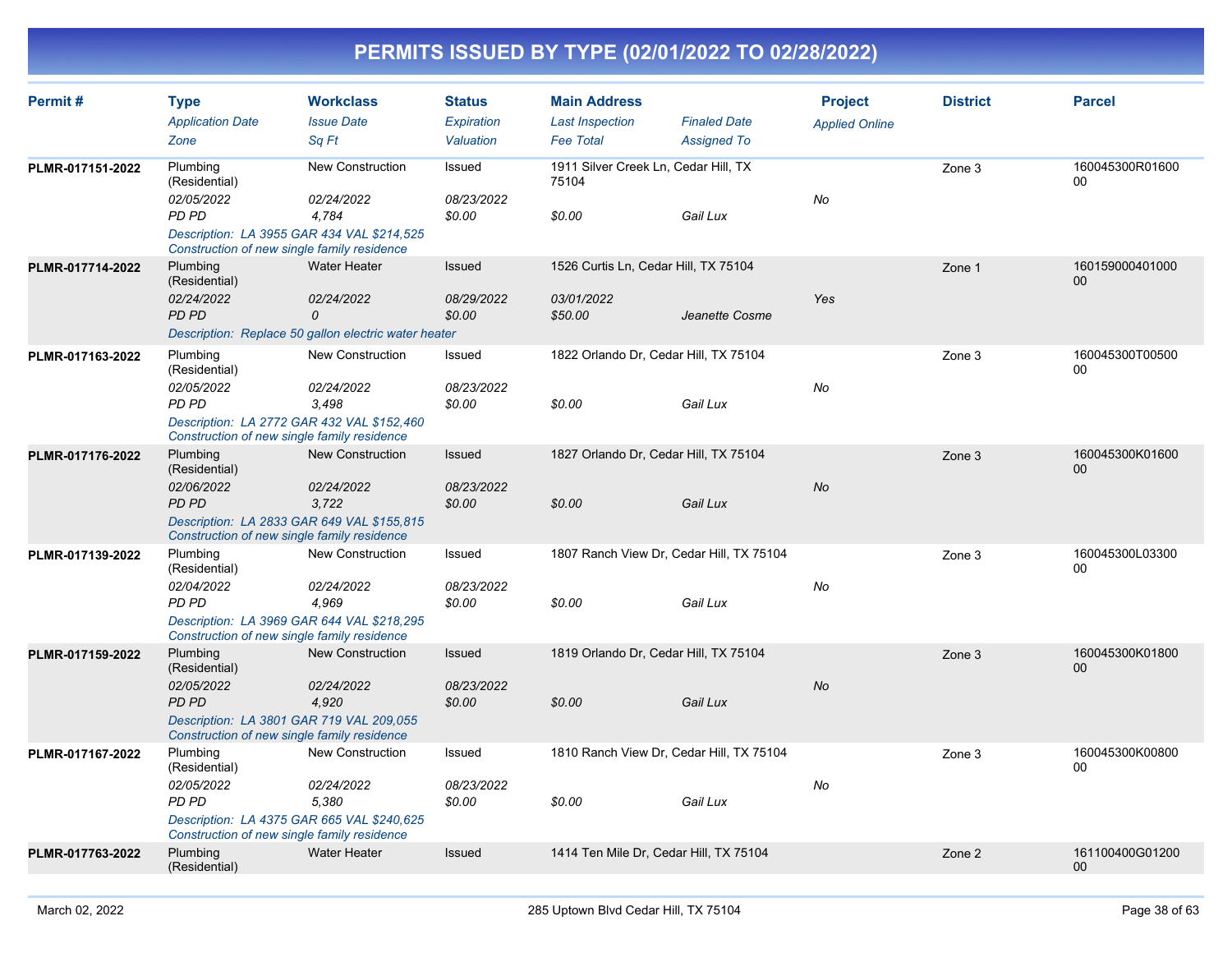# PERMITS ISSUED BY TYPE (02/01/2022 TO 02/28/2022)

| Permit # | Type | Workclass | Status | Main Address | | Project | District | Parcel |
|---|---|---|---|---|---|---|---|---|
| | *Application Date* | *Issue Date* | *Expiration* | *Last Inspection* | *Finaled Date* | *Applied Online* | | |
| | *Zone* | *Sq Ft* | *Valuation* | *Fee Total* | *Assigned To* | | | |
| **PLMR-017151-2022** | Plumbing (Residential) | New Construction | Issued | 1911 Silver Creek Ln, Cedar Hill, TX 75104 | | | Zone 3 | 160045300R0160000 |
| | *02/05/2022* | *02/24/2022* | *08/23/2022* | | | *No* | | |
| | *PD PD* | *4,784* | *$0.00* | *$0.00* | *Gail Lux* | | | |
| | *Description: LA 3955 GAR 434 VAL $214,525 Construction of new single family residence* | | | | | | | |
| **PLMR-017714-2022** | Plumbing (Residential) | Water Heater | Issued | 1526 Curtis Ln, Cedar Hill, TX 75104 | | | Zone 1 | 16015900040100000 |
| | *02/24/2022* | *02/24/2022* | *08/29/2022* | *03/01/2022* | | *Yes* | | |
| | *PD PD* | *0* | *$0.00* | *$50.00* | *Jeanette Cosme* | | | |
| | *Description: Replace 50 gallon electric water heater* | | | | | | | |
| **PLMR-017163-2022** | Plumbing (Residential) | New Construction | Issued | 1822 Orlando Dr, Cedar Hill, TX 75104 | | | Zone 3 | 160045300T0050000 |
| | *02/05/2022* | *02/24/2022* | *08/23/2022* | | | *No* | | |
| | *PD PD* | *3,498* | *$0.00* | *$0.00* | *Gail Lux* | | | |
| | *Description: LA 2772 GAR 432 VAL $152,460 Construction of new single family residence* | | | | | | | |
| **PLMR-017176-2022** | Plumbing (Residential) | New Construction | Issued | 1827 Orlando Dr, Cedar Hill, TX 75104 | | | Zone 3 | 160045300K0160000 |
| | *02/06/2022* | *02/24/2022* | *08/23/2022* | | | *No* | | |
| | *PD PD* | *3,722* | *$0.00* | *$0.00* | *Gail Lux* | | | |
| | *Description: LA 2833 GAR 649 VAL $155,815 Construction of new single family residence* | | | | | | | |
| **PLMR-017139-2022** | Plumbing (Residential) | New Construction | Issued | 1807 Ranch View Dr, Cedar Hill, TX 75104 | | | Zone 3 | 160045300L0330000 |
| | *02/04/2022* | *02/24/2022* | *08/23/2022* | | | *No* | | |
| | *PD PD* | *4,969* | *$0.00* | *$0.00* | *Gail Lux* | | | |
| | *Description: LA 3969 GAR 644 VAL $218,295 Construction of new single family residence* | | | | | | | |
| **PLMR-017159-2022** | Plumbing (Residential) | New Construction | Issued | 1819 Orlando Dr, Cedar Hill, TX 75104 | | | Zone 3 | 160045300K0180000 |
| | *02/05/2022* | *02/24/2022* | *08/23/2022* | | | *No* | | |
| | *PD PD* | *4,920* | *$0.00* | *$0.00* | *Gail Lux* | | | |
| | *Description: LA 3801 GAR 719 VAL 209,055 Construction of new single family residence* | | | | | | | |
| **PLMR-017167-2022** | Plumbing (Residential) | New Construction | Issued | 1810 Ranch View Dr, Cedar Hill, TX 75104 | | | Zone 3 | 160045300K0080000 |
| | *02/05/2022* | *02/24/2022* | *08/23/2022* | | | *No* | | |
| | *PD PD* | *5,380* | *$0.00* | *$0.00* | *Gail Lux* | | | |
| | *Description: LA 4375 GAR 665 VAL $240,625 Construction of new single family residence* | | | | | | | |
| **PLMR-017763-2022** | Plumbing (Residential) | Water Heater | Issued | 1414 Ten Mile Dr, Cedar Hill, TX 75104 | | | Zone 2 | 161100400G0120000 |

March 02, 2022 | 285 Uptown Blvd Cedar Hill, TX 75104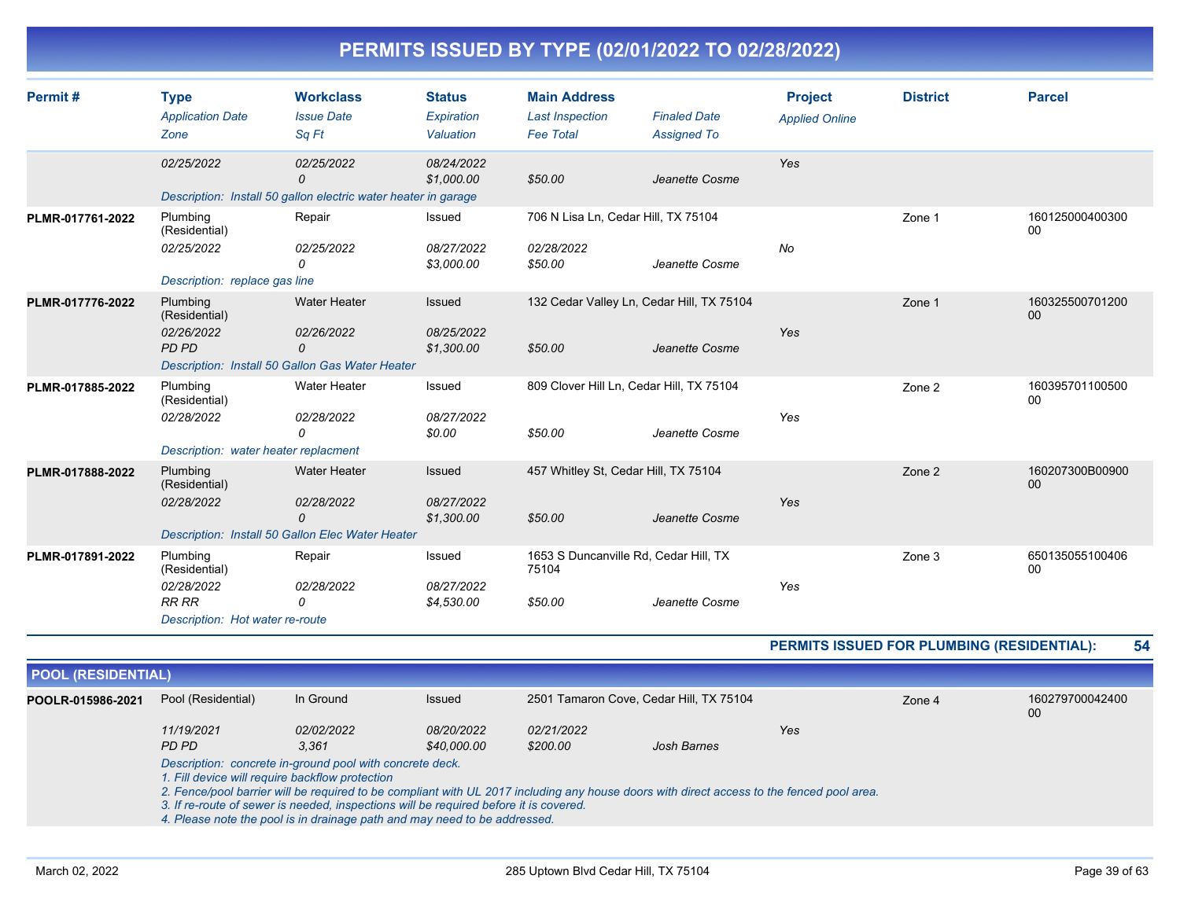# PERMITS ISSUED BY TYPE (02/01/2022 TO 02/28/2022)

| Permit # | Type / Application Date / Zone | Workclass / Issue Date / Sq Ft | Status / Expiration / Valuation | Main Address / Last Inspection / Fee Total | Finaled Date / Assigned To | Project / Applied Online | District | Parcel |
|---|---|---|---|---|---|---|---|---|
| | 02/25/2022 | 02/25/2022<br>0 | 08/24/2022<br>$1,000.00 | $50.00 | Jeanette Cosme | Yes | | |
| | Description: Install 50 gallon electric water heater in garage | | | | | | | |
| PLMR-017761-2022 | Plumbing (Residential)<br>02/25/2022 | Repair<br>02/25/2022<br>0 | Issued<br>08/27/2022<br>$3,000.00 | 706 N Lisa Ln, Cedar Hill, TX 75104<br>02/28/2022<br>$50.00 | Jeanette Cosme | No | Zone 1 | 16012500040030000 |
| | Description: replace gas line | | | | | | | |
| PLMR-017776-2022 | Plumbing (Residential)<br>02/26/2022<br>PD PD | Water Heater<br>02/26/2022<br>0 | Issued<br>08/25/2022<br>$1,300.00 | 132 Cedar Valley Ln, Cedar Hill, TX 75104<br><br>$50.00 | Jeanette Cosme | Yes | Zone 1 | 16032550070120000 |
| | Description: Install 50 Gallon Gas Water Heater | | | | | | | |
| PLMR-017885-2022 | Plumbing (Residential)<br>02/28/2022 | Water Heater<br>02/28/2022<br>0 | Issued<br>08/27/2022<br>$0.00 | 809 Clover Hill Ln, Cedar Hill, TX 75104<br><br>$50.00 | Jeanette Cosme | Yes | Zone 2 | 16039570110050000 |
| | Description: water heater replacment | | | | | | | |
| PLMR-017888-2022 | Plumbing (Residential)<br>02/28/2022 | Water Heater<br>02/28/2022<br>0 | Issued<br>08/27/2022<br>$1,300.00 | 457 Whitley St, Cedar Hill, TX 75104<br><br>$50.00 | Jeanette Cosme | Yes | Zone 2 | 160207300B0090000 |
| | Description: Install 50 Gallon Elec Water Heater | | | | | | | |
| PLMR-017891-2022 | Plumbing (Residential)<br>02/28/2022<br>RR RR | Repair<br>02/28/2022<br>0 | Issued<br>08/27/2022<br>$4,530.00 | 1653 S Duncanville Rd, Cedar Hill, TX 75104<br><br>$50.00 | Jeanette Cosme | Yes | Zone 3 | 65013505510040600 |
| | Description: Hot water re-route | | | | | | | |

**PERMITS ISSUED FOR PLUMBING (RESIDENTIAL): 54**

## POOL (RESIDENTIAL)

| Permit # | Type / Application Date / Zone | Workclass / Issue Date / Sq Ft | Status / Expiration / Valuation | Main Address / Last Inspection / Fee Total | Finaled Date / Assigned To | Project / Applied Online | District | Parcel |
|---|---|---|---|---|---|---|---|---|
| POOLR-015986-2021 | Pool (Residential)<br>11/19/2021<br>PD PD | In Ground<br>02/02/2022<br>3,361 | Issued<br>08/20/2022<br>$40,000.00 | 2501 Tamaron Cove, Cedar Hill, TX 75104<br>02/21/2022<br>$200.00 | Josh Barnes | Yes | Zone 4 | 16027970004240000 |

Description: concrete in-ground pool with concrete deck.
1. Fill device will require backflow protection
2. Fence/pool barrier will be required to be compliant with UL 2017 including any house doors with direct access to the fenced pool area.
3. If re-route of sewer is needed, inspections will be required before it is covered.
4. Please note the pool is in drainage path and may need to be addressed.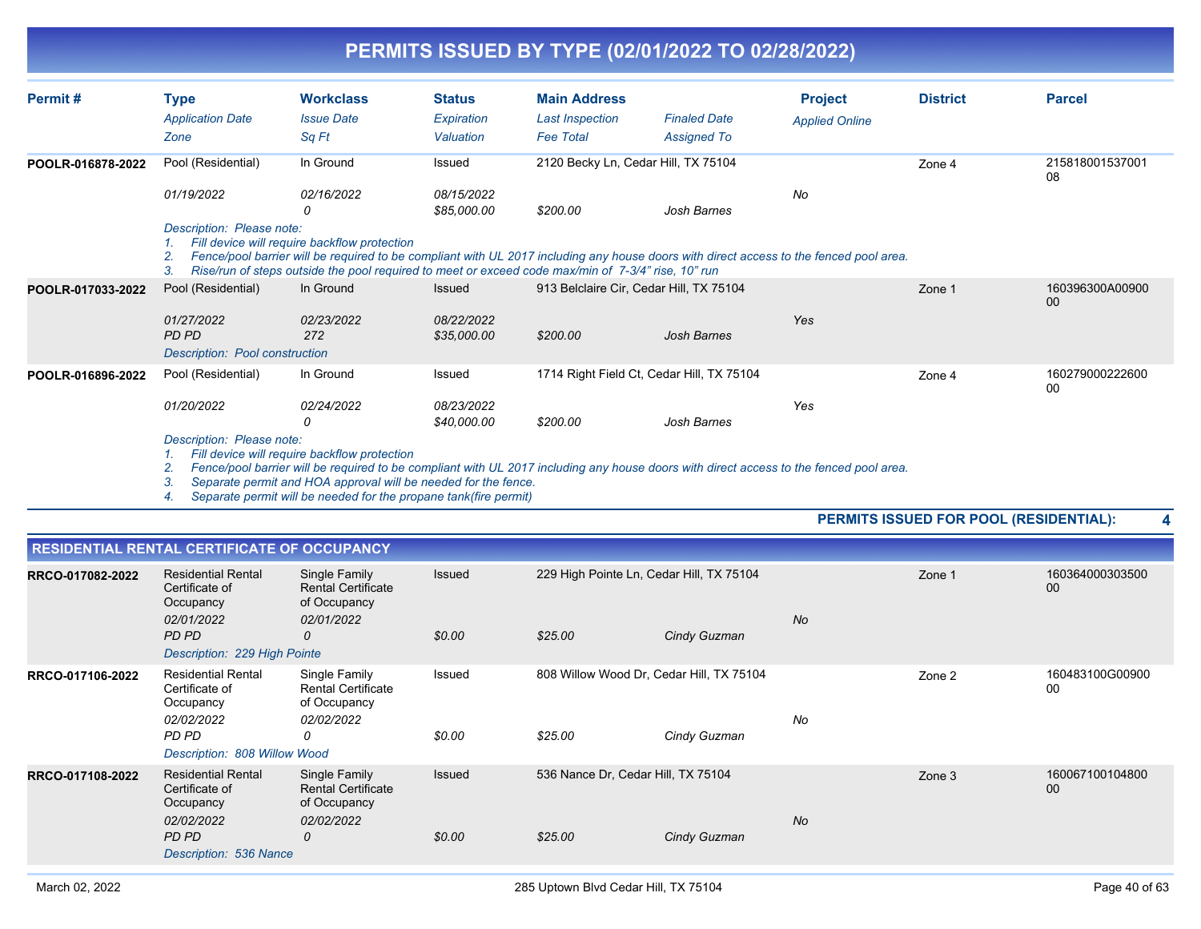# PERMITS ISSUED BY TYPE (02/01/2022 TO 02/28/2022)

| Permit # | Type / Application Date / Zone | Workclass / Issue Date / Sq Ft | Status / Expiration / Valuation | Main Address / Last Inspection / Fee Total | Finaled Date / Assigned To | Project / Applied Online | District | Parcel |
|---|---|---|---|---|---|---|---|---|
| POOLR-016878-2022 | Pool (Residential) | In Ground | Issued | 2120 Becky Ln, Cedar Hill, TX 75104 | | | Zone 4 | 21581800153700108 |
| | 01/19/2022 | 02/16/2022 | 08/15/2022 | | | No | | |
| | | 0 | $85,000.00 | $200.00 | Josh Barnes | | | |
| POOLR-017033-2022 | Pool (Residential) | In Ground | Issued | 913 Belclaire Cir, Cedar Hill, TX 75104 | | | Zone 1 | 160396300A0090000 |
| | 01/27/2022 | 02/23/2022 | 08/22/2022 | | | Yes | | |
| | PD PD | 272 | $35,000.00 | $200.00 | Josh Barnes | | | |
| POOLR-016896-2022 | Pool (Residential) | In Ground | Issued | 1714 Right Field Ct, Cedar Hill, TX 75104 | | | Zone 4 | 16027900022260000 |
| | 01/20/2022 | 02/24/2022 | 08/23/2022 | | | Yes | | |
| | | 0 | $40,000.00 | $200.00 | Josh Barnes | | | |

**POOLR-016878-2022** Description: Please note:
1. Fill device will require backflow protection
2. Fence/pool barrier will be required to be compliant with UL 2017 including any house doors with direct access to the fenced pool area.
3. Rise/run of steps outside the pool required to meet or exceed code max/min of 7-3/4" rise, 10" run

**POOLR-017033-2022** Description: Pool construction

**POOLR-016896-2022** Description: Please note:
1. Fill device will require backflow protection
2. Fence/pool barrier will be required to be compliant with UL 2017 including any house doors with direct access to the fenced pool area.
3. Separate permit and HOA approval will be needed for the fence.
4. Separate permit will be needed for the propane tank(fire permit)

**PERMITS ISSUED FOR POOL (RESIDENTIAL): 4**

## RESIDENTIAL RENTAL CERTIFICATE OF OCCUPANCY

| Permit # | Type / Application Date / Zone | Workclass / Issue Date / Sq Ft | Status / Expiration / Valuation | Main Address / Last Inspection / Fee Total | Finaled Date / Assigned To | Project / Applied Online | District | Parcel |
|---|---|---|---|---|---|---|---|---|
| RRCO-017082-2022 | Residential Rental Certificate of Occupancy | Single Family Rental Certificate of Occupancy | Issued | 229 High Pointe Ln, Cedar Hill, TX 75104 | | | Zone 1 | 16036400030350000 |
| | 02/01/2022 | 02/01/2022 | | | | No | | |
| | PD PD | 0 | $0.00 | $25.00 | Cindy Guzman | | | |
| | Description: 229 High Pointe | | | | | | | |
| RRCO-017106-2022 | Residential Rental Certificate of Occupancy | Single Family Rental Certificate of Occupancy | Issued | 808 Willow Wood Dr, Cedar Hill, TX 75104 | | | Zone 2 | 160483100G0090000 |
| | 02/02/2022 | 02/02/2022 | | | | No | | |
| | PD PD | 0 | $0.00 | $25.00 | Cindy Guzman | | | |
| | Description: 808 Willow Wood | | | | | | | |
| RRCO-017108-2022 | Residential Rental Certificate of Occupancy | Single Family Rental Certificate of Occupancy | Issued | 536 Nance Dr, Cedar Hill, TX 75104 | | | Zone 3 | 16006710010480000 |
| | 02/02/2022 | 02/02/2022 | | | | No | | |
| | PD PD | 0 | $0.00 | $25.00 | Cindy Guzman | | | |
| | Description: 536 Nance | | | | | | | |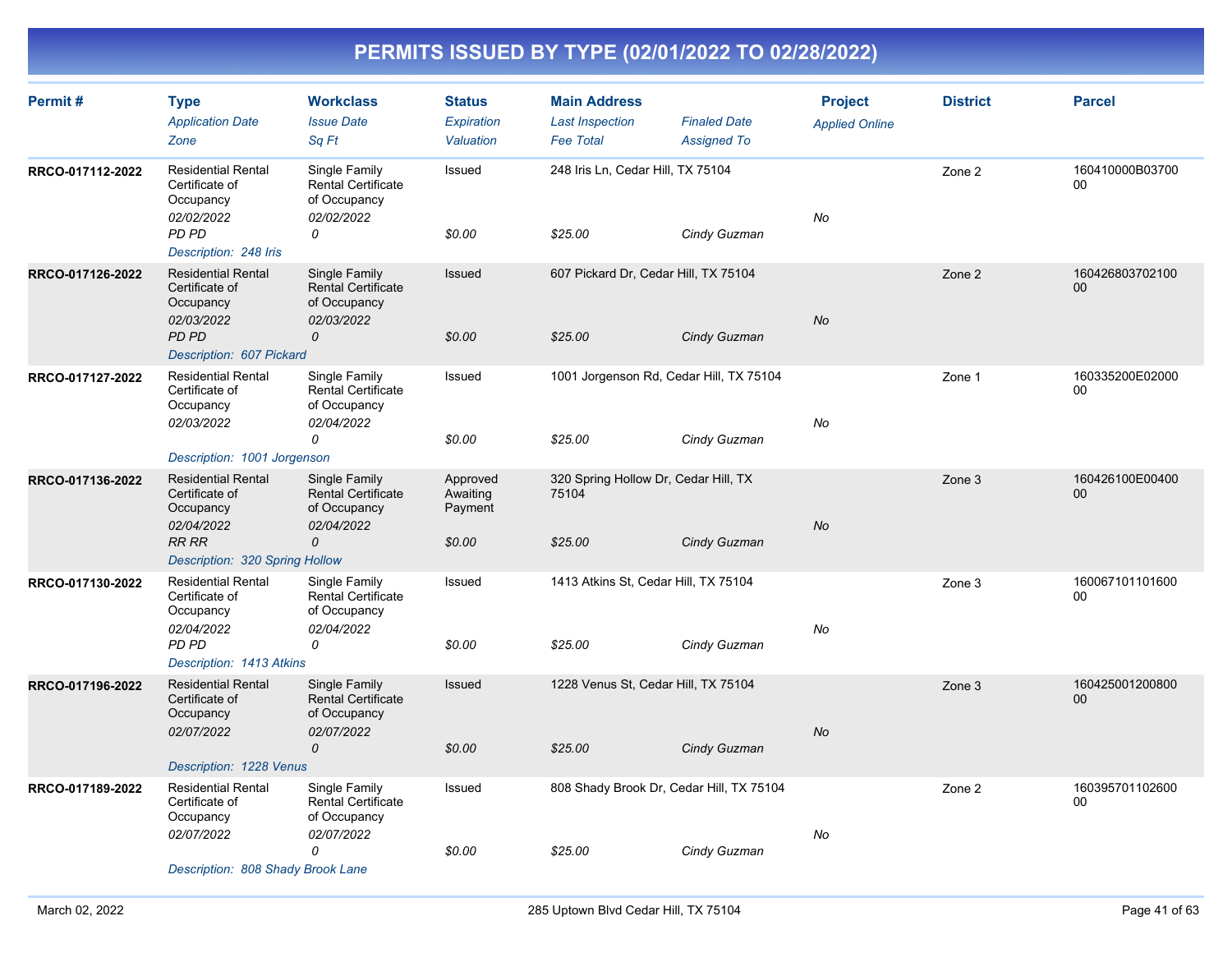# PERMITS ISSUED BY TYPE (02/01/2022 TO 02/28/2022)

| Permit # | Type / Application Date / Zone | Workclass / Issue Date / Sq Ft | Status / Expiration / Valuation | Main Address / Last Inspection / Fee Total | Finaled Date / Assigned To | Project / Applied Online | District | Parcel |
|---|---|---|---|---|---|---|---|---|
| RRCO-017112-2022 | Residential Rental Certificate of Occupancy<br>*02/02/2022*<br>*PD PD* | Single Family Rental Certificate of Occupancy<br>*02/02/2022*<br>*0* | Issued<br><br>*$0.00* | 248 Iris Ln, Cedar Hill, TX 75104<br><br>*$25.00* | <br>*Cindy Guzman* | *No* | Zone 2 | 160410000B0370000 |
| | *Description: 248 Iris* | | | | | | | |
| RRCO-017126-2022 | Residential Rental Certificate of Occupancy<br>*02/03/2022*<br>*PD PD* | Single Family Rental Certificate of Occupancy<br>*02/03/2022*<br>*0* | Issued<br><br>*$0.00* | 607 Pickard Dr, Cedar Hill, TX 75104<br><br>*$25.00* | <br>*Cindy Guzman* | *No* | Zone 2 | 16042680370210000 |
| | *Description: 607 Pickard* | | | | | | | |
| RRCO-017127-2022 | Residential Rental Certificate of Occupancy<br>*02/03/2022* | Single Family Rental Certificate of Occupancy<br>*02/04/2022*<br>*0* | Issued<br><br>*$0.00* | 1001 Jorgenson Rd, Cedar Hill, TX 75104<br><br>*$25.00* | <br>*Cindy Guzman* | *No* | Zone 1 | 160335200E0200000 |
| | *Description: 1001 Jorgenson* | | | | | | | |
| RRCO-017136-2022 | Residential Rental Certificate of Occupancy<br>*02/04/2022*<br>*RR RR* | Single Family Rental Certificate of Occupancy<br>*02/04/2022*<br>*0* | Approved Awaiting Payment<br><br>*$0.00* | 320 Spring Hollow Dr, Cedar Hill, TX 75104<br><br>*$25.00* | <br>*Cindy Guzman* | *No* | Zone 3 | 160426100E0040000 |
| | *Description: 320 Spring Hollow* | | | | | | | |
| RRCO-017130-2022 | Residential Rental Certificate of Occupancy<br>*02/04/2022*<br>*PD PD* | Single Family Rental Certificate of Occupancy<br>*02/04/2022*<br>*0* | Issued<br><br>*$0.00* | 1413 Atkins St, Cedar Hill, TX 75104<br><br>*$25.00* | <br>*Cindy Guzman* | *No* | Zone 3 | 16006710110160000 |
| | *Description: 1413 Atkins* | | | | | | | |
| RRCO-017196-2022 | Residential Rental Certificate of Occupancy<br>*02/07/2022* | Single Family Rental Certificate of Occupancy<br>*02/07/2022*<br>*0* | Issued<br><br>*$0.00* | 1228 Venus St, Cedar Hill, TX 75104<br><br>*$25.00* | <br>*Cindy Guzman* | *No* | Zone 3 | 16042500120080000 |
| | *Description: 1228 Venus* | | | | | | | |
| RRCO-017189-2022 | Residential Rental Certificate of Occupancy<br>*02/07/2022* | Single Family Rental Certificate of Occupancy<br>*02/07/2022*<br>*0* | Issued<br><br>*$0.00* | 808 Shady Brook Dr, Cedar Hill, TX 75104<br><br>*$25.00* | <br>*Cindy Guzman* | *No* | Zone 2 | 16039570110260000 |
| | *Description: 808 Shady Brook Lane* | | | | | | | |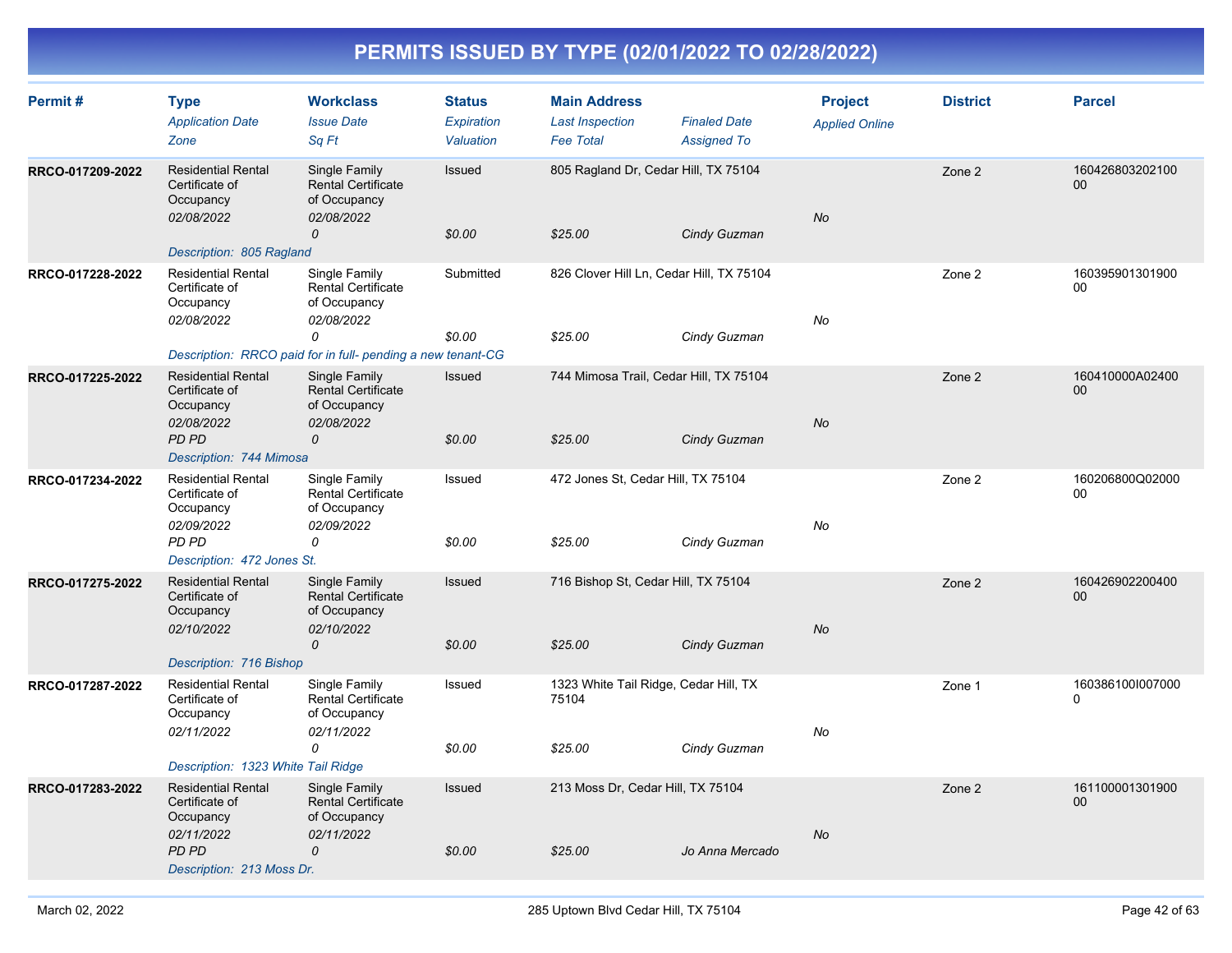# PERMITS ISSUED BY TYPE (02/01/2022 TO 02/28/2022)

| Permit # | Type / Application Date / Zone | Workclass / Issue Date / Sq Ft | Status / Expiration / Valuation | Main Address / Last Inspection / Fee Total | Finaled Date / Assigned To | Project / Applied Online | District | Parcel |
|---|---|---|---|---|---|---|---|---|
| RRCO-017209-2022 | Residential Rental Certificate of Occupancy<br>*02/08/2022* | Single Family Rental Certificate of Occupancy<br>*02/08/2022*<br>*0* | Issued<br><br>*$0.00* | 805 Ragland Dr, Cedar Hill, TX 75104<br><br>*$25.00* | *Cindy Guzman* | *No* | Zone 2 | 16042680320210000 |
| | *Description: 805 Ragland* | | | | | | | |
| RRCO-017228-2022 | Residential Rental Certificate of Occupancy<br>*02/08/2022* | Single Family Rental Certificate of Occupancy<br>*02/08/2022*<br>*0* | Submitted<br><br>*$0.00* | 826 Clover Hill Ln, Cedar Hill, TX 75104<br><br>*$25.00* | *Cindy Guzman* | *No* | Zone 2 | 16039590130190000 |
| | *Description: RRCO paid for in full- pending a new tenant-CG* | | | | | | | |
| RRCO-017225-2022 | Residential Rental Certificate of Occupancy<br>*02/08/2022*<br>*PD PD* | Single Family Rental Certificate of Occupancy<br>*02/08/2022*<br>*0* | Issued<br><br>*$0.00* | 744 Mimosa Trail, Cedar Hill, TX 75104<br><br>*$25.00* | *Cindy Guzman* | *No* | Zone 2 | 160410000A0240000 |
| | *Description: 744 Mimosa* | | | | | | | |
| RRCO-017234-2022 | Residential Rental Certificate of Occupancy<br>*02/09/2022*<br>*PD PD* | Single Family Rental Certificate of Occupancy<br>*02/09/2022*<br>*0* | Issued<br><br>*$0.00* | 472 Jones St, Cedar Hill, TX 75104<br><br>*$25.00* | *Cindy Guzman* | *No* | Zone 2 | 160206800Q0200000 |
| | *Description: 472 Jones St.* | | | | | | | |
| RRCO-017275-2022 | Residential Rental Certificate of Occupancy<br>*02/10/2022* | Single Family Rental Certificate of Occupancy<br>*02/10/2022*<br>*0* | Issued<br><br>*$0.00* | 716 Bishop St, Cedar Hill, TX 75104<br><br>*$25.00* | *Cindy Guzman* | *No* | Zone 2 | 16042690220040000 |
| | *Description: 716 Bishop* | | | | | | | |
| RRCO-017287-2022 | Residential Rental Certificate of Occupancy<br>*02/11/2022* | Single Family Rental Certificate of Occupancy<br>*02/11/2022*<br>*0* | Issued<br><br>*$0.00* | 1323 White Tail Ridge, Cedar Hill, TX 75104<br><br>*$25.00* | *Cindy Guzman* | *No* | Zone 1 | 160386100I0070000 |
| | *Description: 1323 White Tail Ridge* | | | | | | | |
| RRCO-017283-2022 | Residential Rental Certificate of Occupancy<br>*02/11/2022*<br>*PD PD* | Single Family Rental Certificate of Occupancy<br>*02/11/2022*<br>*0* | Issued<br><br>*$0.00* | 213 Moss Dr, Cedar Hill, TX 75104<br><br>*$25.00* | *Jo Anna Mercado* | *No* | Zone 2 | 16110000130190000 |
| | *Description: 213 Moss Dr.* | | | | | | | |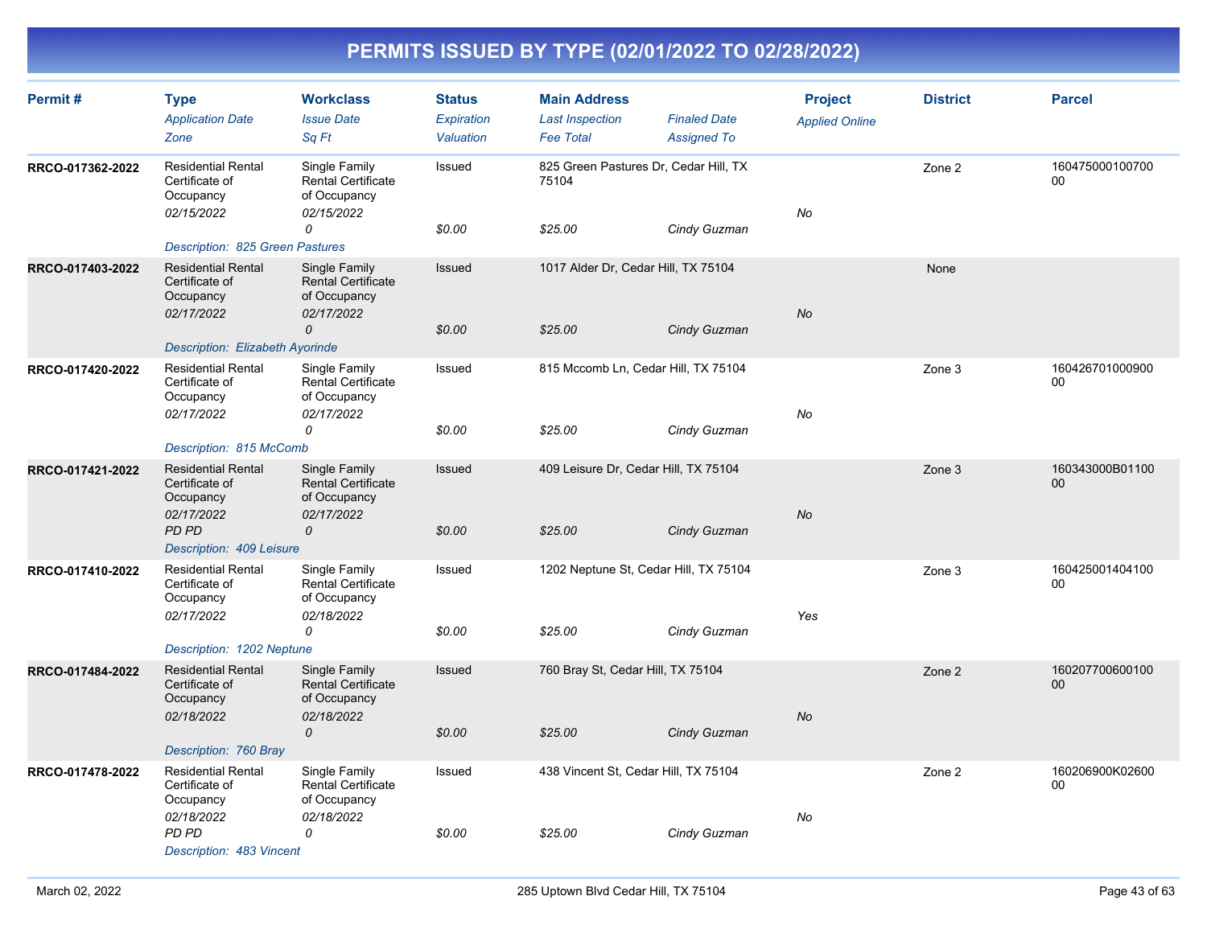# PERMITS ISSUED BY TYPE (02/01/2022 TO 02/28/2022)

| Permit # | Type<br>*Application Date*<br>*Zone* | Workclass<br>*Issue Date*<br>*Sq Ft* | Status<br>*Expiration*<br>*Valuation* | Main Address<br>*Last Inspection*<br>*Fee Total* | *Finaled Date*<br>*Assigned To* | Project<br>*Applied Online* | District | Parcel |
|---|---|---|---|---|---|---|---|---|
| RRCO-017362-2022 | Residential Rental Certificate of Occupancy<br>*02/15/2022* | Single Family Rental Certificate of Occupancy<br>*02/15/2022*<br>*0* | Issued<br><br>*$0.00* | 825 Green Pastures Dr, Cedar Hill, TX 75104<br><br>*$25.00* | *Cindy Guzman* | *No* | Zone 2 | 16047500010070000 |
| | *Description: 825 Green Pastures* | | | | | | | |
| RRCO-017403-2022 | Residential Rental Certificate of Occupancy<br>*02/17/2022* | Single Family Rental Certificate of Occupancy<br>*02/17/2022*<br>*0* | Issued<br><br>*$0.00* | 1017 Alder Dr, Cedar Hill, TX 75104<br><br>*$25.00* | *Cindy Guzman* | *No* | None | |
| | *Description: Elizabeth Ayorinde* | | | | | | | |
| RRCO-017420-2022 | Residential Rental Certificate of Occupancy<br>*02/17/2022* | Single Family Rental Certificate of Occupancy<br>*02/17/2022*<br>*0* | Issued<br><br>*$0.00* | 815 Mccomb Ln, Cedar Hill, TX 75104<br><br>*$25.00* | *Cindy Guzman* | *No* | Zone 3 | 16042670100090000 |
| | *Description: 815 McComb* | | | | | | | |
| RRCO-017421-2022 | Residential Rental Certificate of Occupancy<br>*02/17/2022*<br>*PD PD* | Single Family Rental Certificate of Occupancy<br>*02/17/2022*<br>*0* | Issued<br><br>*$0.00* | 409 Leisure Dr, Cedar Hill, TX 75104<br><br>*$25.00* | *Cindy Guzman* | *No* | Zone 3 | 160343000B01100 00 |
| | *Description: 409 Leisure* | | | | | | | |
| RRCO-017410-2022 | Residential Rental Certificate of Occupancy<br>*02/17/2022* | Single Family Rental Certificate of Occupancy<br>*02/18/2022*<br>*0* | Issued<br><br>*$0.00* | 1202 Neptune St, Cedar Hill, TX 75104<br><br>*$25.00* | *Cindy Guzman* | *Yes* | Zone 3 | 16042500140410000 |
| | *Description: 1202 Neptune* | | | | | | | |
| RRCO-017484-2022 | Residential Rental Certificate of Occupancy<br>*02/18/2022* | Single Family Rental Certificate of Occupancy<br>*02/18/2022*<br>*0* | Issued<br><br>*$0.00* | 760 Bray St, Cedar Hill, TX 75104<br><br>*$25.00* | *Cindy Guzman* | *No* | Zone 2 | 16020770060010000 |
| | *Description: 760 Bray* | | | | | | | |
| RRCO-017478-2022 | Residential Rental Certificate of Occupancy<br>*02/18/2022*<br>*PD PD* | Single Family Rental Certificate of Occupancy<br>*02/18/2022*<br>*0* | Issued<br><br>*$0.00* | 438 Vincent St, Cedar Hill, TX 75104<br><br>*$25.00* | *Cindy Guzman* | *No* | Zone 2 | 160206900K02600 00 |
| | *Description: 483 Vincent* | | | | | | | |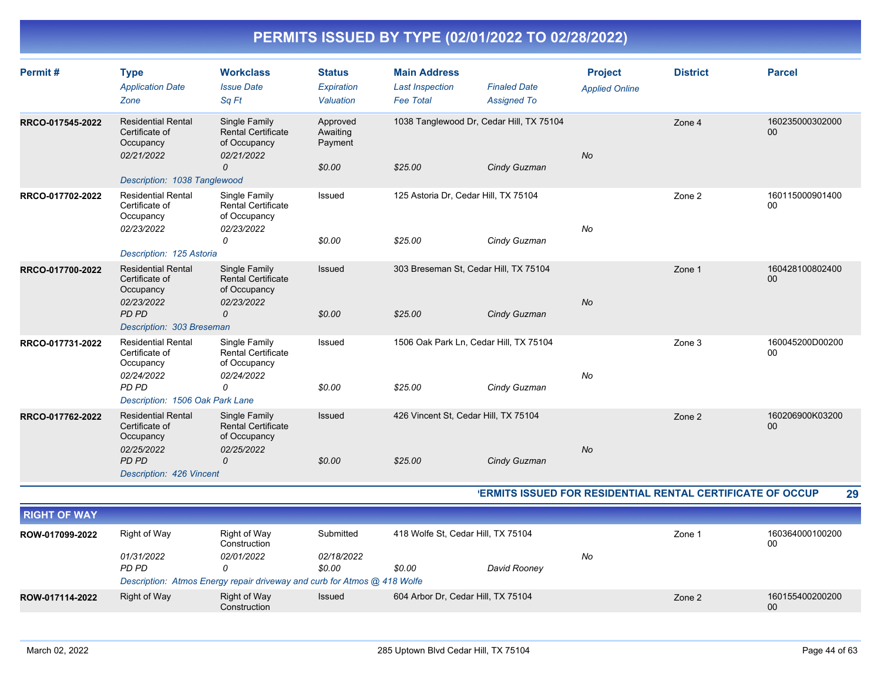# PERMITS ISSUED BY TYPE (02/01/2022 TO 02/28/2022)

| Permit # | Type / *Application Date* / *Zone* | Workclass / *Issue Date* / *Sq Ft* | Status / *Expiration* / *Valuation* | Main Address / *Last Inspection* / *Fee Total* | *Finaled Date* / *Assigned To* | Project / *Applied Online* | District | Parcel |
|---|---|---|---|---|---|---|---|---|
| RRCO-017545-2022 | Residential Rental Certificate of Occupancy / *02/21/2022* | Single Family Rental Certificate of Occupancy / *02/21/2022* / *0* | Approved Awaiting Payment / *$0.00* | 1038 Tanglewood Dr, Cedar Hill, TX 75104 / *$25.00* | *Cindy Guzman* | *No* | Zone 4 | 16023500030200000 |
| | *Description: 1038 Tanglewood* | | | | | | | |
| RRCO-017702-2022 | Residential Rental Certificate of Occupancy / *02/23/2022* | Single Family Rental Certificate of Occupancy / *02/23/2022* / *0* | Issued / *$0.00* | 125 Astoria Dr, Cedar Hill, TX 75104 / *$25.00* | *Cindy Guzman* | *No* | Zone 2 | 16011500090140000 |
| | *Description: 125 Astoria* | | | | | | | |
| RRCO-017700-2022 | Residential Rental Certificate of Occupancy / *02/23/2022* / *PD PD* | Single Family Rental Certificate of Occupancy / *02/23/2022* / *0* | Issued / *$0.00* | 303 Breseman St, Cedar Hill, TX 75104 / *$25.00* | *Cindy Guzman* | *No* | Zone 1 | 16042810080240000 |
| | *Description: 303 Breseman* | | | | | | | |
| RRCO-017731-2022 | Residential Rental Certificate of Occupancy / *02/24/2022* / *PD PD* | Single Family Rental Certificate of Occupancy / *02/24/2022* / *0* | Issued / *$0.00* | 1506 Oak Park Ln, Cedar Hill, TX 75104 / *$25.00* | *Cindy Guzman* | *No* | Zone 3 | 160045200D0020000 |
| | *Description: 1506 Oak Park Lane* | | | | | | | |
| RRCO-017762-2022 | Residential Rental Certificate of Occupancy / *02/25/2022* / *PD PD* | Single Family Rental Certificate of Occupancy / *02/25/2022* / *0* | Issued / *$0.00* | 426 Vincent St, Cedar Hill, TX 75104 / *$25.00* | *Cindy Guzman* | *No* | Zone 2 | 160206900K0320000 |
| | *Description: 426 Vincent* | | | | | | | |

**PERMITS ISSUED FOR RESIDENTIAL RENTAL CERTIFICATE OF OCCUP 29**

## RIGHT OF WAY

| Permit # | Type / *Application Date* / *Zone* | Workclass / *Issue Date* / *Sq Ft* | Status / *Expiration* / *Valuation* | Main Address / *Last Inspection* / *Fee Total* | *Finaled Date* / *Assigned To* | Project / *Applied Online* | District | Parcel |
|---|---|---|---|---|---|---|---|---|
| ROW-017099-2022 | Right of Way / *01/31/2022* / *PD PD* | Right of Way Construction / *02/01/2022* / *0* | Submitted / *02/18/2022* / *$0.00* | 418 Wolfe St, Cedar Hill, TX 75104 / *$0.00* | *David Rooney* | *No* | Zone 1 | 16036400010020000 |
| | *Description: Atmos Energy repair driveway and curb for Atmos @ 418 Wolfe* | | | | | | | |
| ROW-017114-2022 | Right of Way | Right of Way Construction | Issued | 604 Arbor Dr, Cedar Hill, TX 75104 | | | Zone 2 | 16015540020020000 |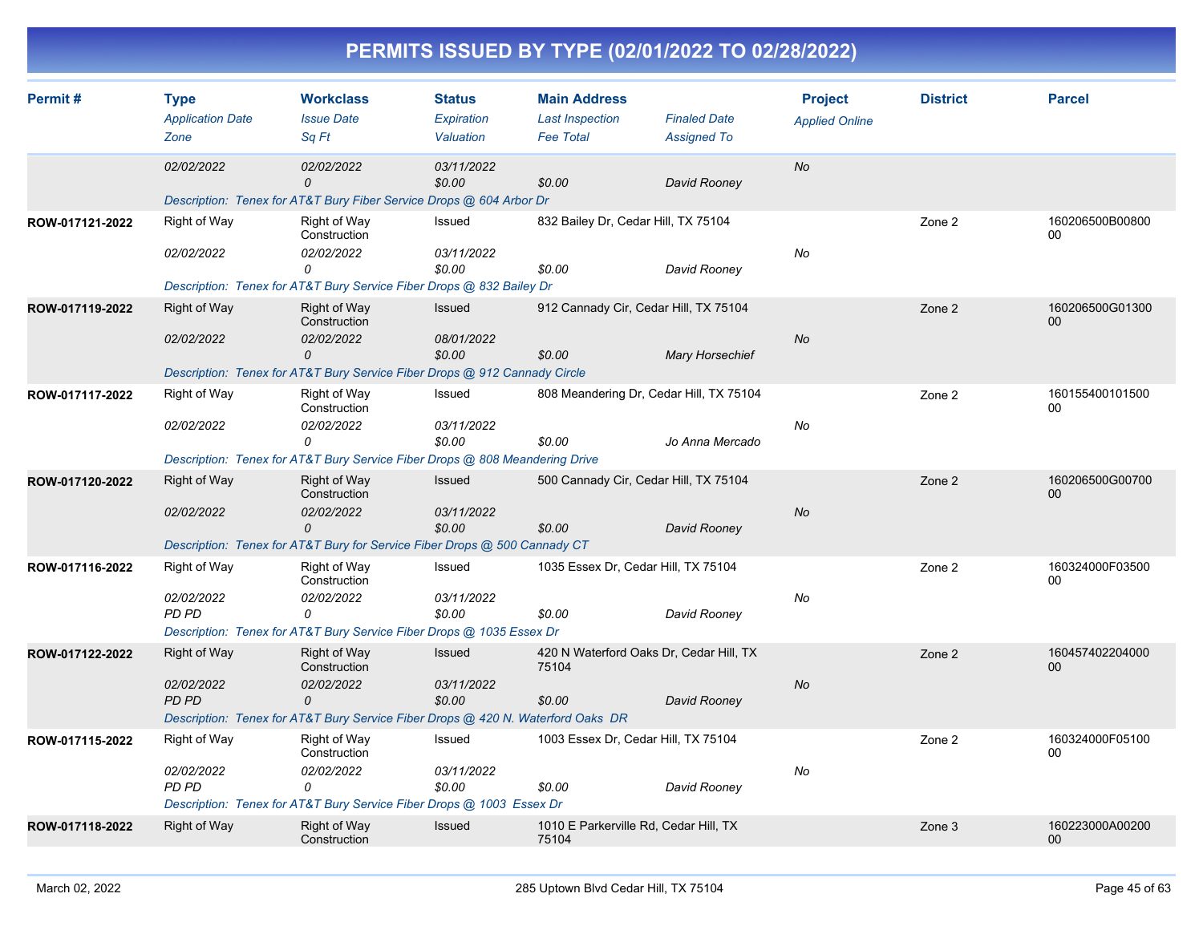# PERMITS ISSUED BY TYPE (02/01/2022 TO 02/28/2022)

| Permit # | Type / Application Date / Zone | Workclass / Issue Date / Sq Ft | Status / Expiration / Valuation | Main Address / Last Inspection / Fee Total | Finaled Date / Assigned To | Project / Applied Online | District | Parcel |
|---|---|---|---|---|---|---|---|---|
| | 02/02/2022 | 02/02/2022 / 0 | 03/11/2022 / $0.00 | $0.00 | David Rooney | No | | |
| | Description: Tenex for AT&T Bury Fiber Service Drops @ 604 Arbor Dr | | | | | | | |
| ROW-017121-2022 | Right of Way / 02/02/2022 | Right of Way Construction / 02/02/2022 / 0 | Issued / 03/11/2022 / $0.00 | 832 Bailey Dr, Cedar Hill, TX 75104 / $0.00 | David Rooney | No | Zone 2 | 160206500B00800 00 |
| | Description: Tenex for AT&T Bury Service Fiber Drops @ 832 Bailey Dr | | | | | | | |
| ROW-017119-2022 | Right of Way / 02/02/2022 | Right of Way Construction / 02/02/2022 / 0 | Issued / 08/01/2022 / $0.00 | 912 Cannady Cir, Cedar Hill, TX 75104 / $0.00 | Mary Horsechief | No | Zone 2 | 160206500G01300 00 |
| | Description: Tenex for AT&T Bury Service Fiber Drops @ 912 Cannady Circle | | | | | | | |
| ROW-017117-2022 | Right of Way / 02/02/2022 | Right of Way Construction / 02/02/2022 / 0 | Issued / 03/11/2022 / $0.00 | 808 Meandering Dr, Cedar Hill, TX 75104 / $0.00 | Jo Anna Mercado | No | Zone 2 | 160155400101500 00 |
| | Description: Tenex for AT&T Bury Service Fiber Drops @ 808 Meandering Drive | | | | | | | |
| ROW-017120-2022 | Right of Way / 02/02/2022 | Right of Way Construction / 02/02/2022 / 0 | Issued / 03/11/2022 / $0.00 | 500 Cannady Cir, Cedar Hill, TX 75104 / $0.00 | David Rooney | No | Zone 2 | 160206500G00700 00 |
| | Description: Tenex for AT&T Bury for Service Fiber Drops @ 500 Cannady CT | | | | | | | |
| ROW-017116-2022 | Right of Way / 02/02/2022 / PD PD | Right of Way Construction / 02/02/2022 / 0 | Issued / 03/11/2022 / $0.00 | 1035 Essex Dr, Cedar Hill, TX 75104 / $0.00 | David Rooney | No | Zone 2 | 160324000F03500 00 |
| | Description: Tenex for AT&T Bury Service Fiber Drops @ 1035 Essex Dr | | | | | | | |
| ROW-017122-2022 | Right of Way / 02/02/2022 / PD PD | Right of Way Construction / 02/02/2022 / 0 | Issued / 03/11/2022 / $0.00 | 420 N Waterford Oaks Dr, Cedar Hill, TX 75104 / $0.00 | David Rooney | No | Zone 2 | 160457402204000 00 |
| | Description: Tenex for AT&T Bury Service Fiber Drops @ 420 N. Waterford Oaks DR | | | | | | | |
| ROW-017115-2022 | Right of Way / 02/02/2022 / PD PD | Right of Way Construction / 02/02/2022 / 0 | Issued / 03/11/2022 / $0.00 | 1003 Essex Dr, Cedar Hill, TX 75104 / $0.00 | David Rooney | No | Zone 2 | 160324000F05100 00 |
| | Description: Tenex for AT&T Bury Service Fiber Drops @ 1003 Essex Dr | | | | | | | |
| ROW-017118-2022 | Right of Way | Right of Way Construction | Issued | 1010 E Parkerville Rd, Cedar Hill, TX 75104 | | | Zone 3 | 160223000A00200 00 |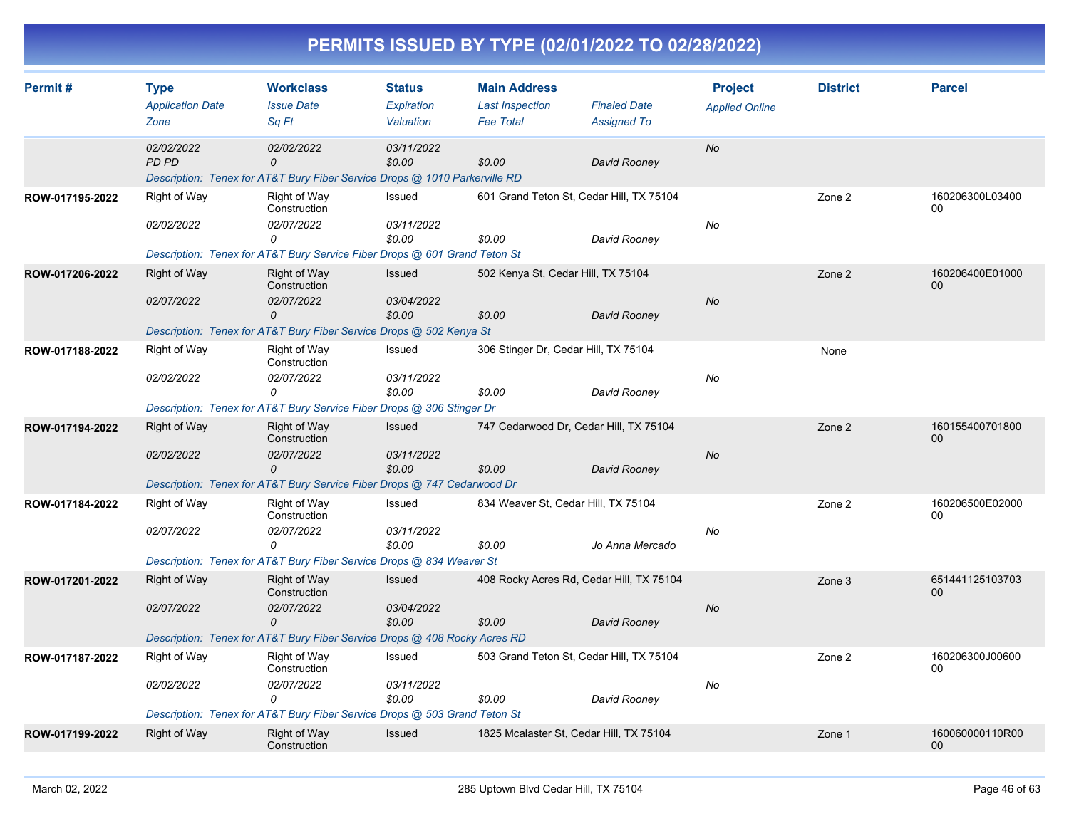# PERMITS ISSUED BY TYPE (02/01/2022 TO 02/28/2022)

| Permit # | Type / Application Date / Zone | Workclass / Issue Date / Sq Ft | Status / Expiration / Valuation | Main Address / Last Inspection / Fee Total | Finaled Date / Assigned To | Project / Applied Online | District | Parcel |
|---|---|---|---|---|---|---|---|---|
| | 02/02/2022 / PD PD | 02/02/2022 / 0 | 03/11/2022 / $0.00 | $0.00 | David Rooney | No | | |
| | Description: Tenex for AT&T Bury Fiber Service Drops @ 1010 Parkerville RD | | | | | | | |
| ROW-017195-2022 | Right of Way / 02/02/2022 | Right of Way Construction / 02/07/2022 / 0 | Issued / 03/11/2022 / $0.00 | 601 Grand Teton St, Cedar Hill, TX 75104 / $0.00 | David Rooney | No | Zone 2 | 160206300L0340000 |
| | Description: Tenex for AT&T Bury Service Fiber Drops @ 601 Grand Teton St | | | | | | | |
| ROW-017206-2022 | Right of Way / 02/07/2022 | Right of Way Construction / 02/07/2022 / 0 | Issued / 03/04/2022 / $0.00 | 502 Kenya St, Cedar Hill, TX 75104 / $0.00 | David Rooney | No | Zone 2 | 160206400E0100000 |
| | Description: Tenex for AT&T Bury Fiber Service Drops @ 502 Kenya St | | | | | | | |
| ROW-017188-2022 | Right of Way / 02/02/2022 | Right of Way Construction / 02/07/2022 / 0 | Issued / 03/11/2022 / $0.00 | 306 Stinger Dr, Cedar Hill, TX 75104 / $0.00 | David Rooney | No | None | |
| | Description: Tenex for AT&T Bury Service Fiber Drops @ 306 Stinger Dr | | | | | | | |
| ROW-017194-2022 | Right of Way / 02/02/2022 | Right of Way Construction / 02/07/2022 / 0 | Issued / 03/11/2022 / $0.00 | 747 Cedarwood Dr, Cedar Hill, TX 75104 / $0.00 | David Rooney | No | Zone 2 | 16015540070180000 |
| | Description: Tenex for AT&T Bury Service Fiber Drops @ 747 Cedarwood Dr | | | | | | | |
| ROW-017184-2022 | Right of Way / 02/07/2022 | Right of Way Construction / 02/07/2022 / 0 | Issued / 03/11/2022 / $0.00 | 834 Weaver St, Cedar Hill, TX 75104 / $0.00 | Jo Anna Mercado | No | Zone 2 | 160206500E0200000 |
| | Description: Tenex for AT&T Bury Fiber Service Drops @ 834 Weaver St | | | | | | | |
| ROW-017201-2022 | Right of Way / 02/07/2022 | Right of Way Construction / 02/07/2022 / 0 | Issued / 03/04/2022 / $0.00 | 408 Rocky Acres Rd, Cedar Hill, TX 75104 / $0.00 | David Rooney | No | Zone 3 | 65144112510370300 |
| | Description: Tenex for AT&T Bury Fiber Service Drops @ 408 Rocky Acres RD | | | | | | | |
| ROW-017187-2022 | Right of Way / 02/02/2022 | Right of Way Construction / 02/07/2022 / 0 | Issued / 03/11/2022 / $0.00 | 503 Grand Teton St, Cedar Hill, TX 75104 / $0.00 | David Rooney | No | Zone 2 | 160206300J0060000 |
| | Description: Tenex for AT&T Bury Fiber Service Drops @ 503 Grand Teton St | | | | | | | |
| ROW-017199-2022 | Right of Way | Right of Way Construction | Issued | 1825 Mcalaster St, Cedar Hill, TX 75104 | | | Zone 1 | 160060000110R0000 |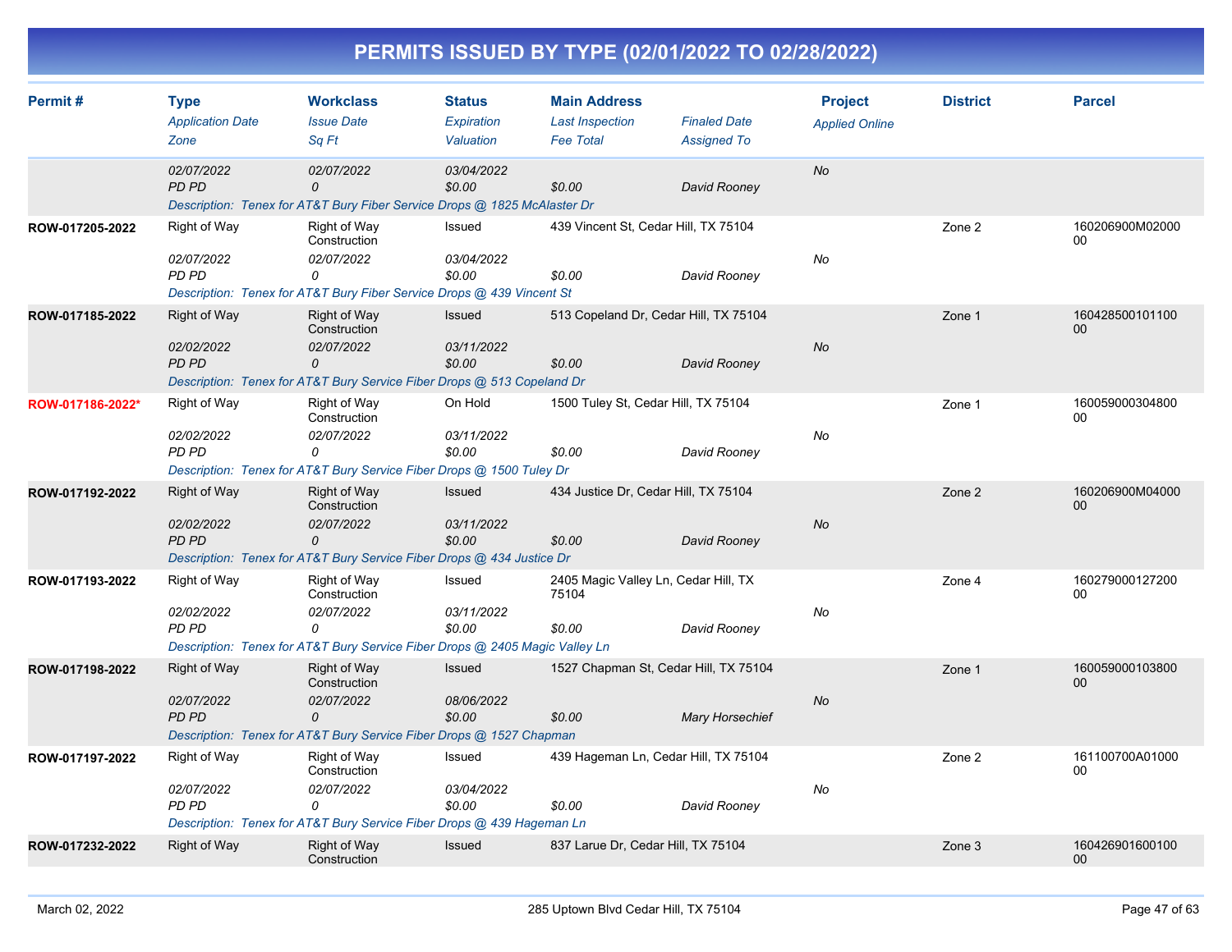# PERMITS ISSUED BY TYPE (02/01/2022 TO 02/28/2022)

| Permit # | Type / Application Date / Zone | Workclass / Issue Date / Sq Ft | Status / Expiration / Valuation | Main Address / Last Inspection / Fee Total | Finaled Date / Assigned To | Project / Applied Online | District | Parcel |
|---|---|---|---|---|---|---|---|---|
| | 02/07/2022 | 02/07/2022 | 03/04/2022 | | | No | | |
| | PD PD | 0 | $0.00 | $0.00 | David Rooney | | | |
| | Description: Tenex for AT&T Bury Fiber Service Drops @ 1825 McAlaster Dr | | | | | | | |
| ROW-017205-2022 | Right of Way | Right of Way Construction | Issued | 439 Vincent St, Cedar Hill, TX 75104 | | | Zone 2 | 160206900M0200000 |
| | 02/07/2022 | 02/07/2022 | 03/04/2022 | | | No | | |
| | PD PD | 0 | $0.00 | $0.00 | David Rooney | | | |
| | Description: Tenex for AT&T Bury Fiber Service Drops @ 439 Vincent St | | | | | | | |
| ROW-017185-2022 | Right of Way | Right of Way Construction | Issued | 513 Copeland Dr, Cedar Hill, TX 75104 | | | Zone 1 | 16042850010110000 |
| | 02/02/2022 | 02/07/2022 | 03/11/2022 | | | No | | |
| | PD PD | 0 | $0.00 | $0.00 | David Rooney | | | |
| | Description: Tenex for AT&T Bury Service Fiber Drops @ 513 Copeland Dr | | | | | | | |
| ROW-017186-2022* | Right of Way | Right of Way Construction | On Hold | 1500 Tuley St, Cedar Hill, TX 75104 | | | Zone 1 | 16005900030480000 |
| | 02/02/2022 | 02/07/2022 | 03/11/2022 | | | No | | |
| | PD PD | 0 | $0.00 | $0.00 | David Rooney | | | |
| | Description: Tenex for AT&T Bury Service Fiber Drops @ 1500 Tuley Dr | | | | | | | |
| ROW-017192-2022 | Right of Way | Right of Way Construction | Issued | 434 Justice Dr, Cedar Hill, TX 75104 | | | Zone 2 | 160206900M0400000 |
| | 02/02/2022 | 02/07/2022 | 03/11/2022 | | | No | | |
| | PD PD | 0 | $0.00 | $0.00 | David Rooney | | | |
| | Description: Tenex for AT&T Bury Service Fiber Drops @ 434 Justice Dr | | | | | | | |
| ROW-017193-2022 | Right of Way | Right of Way Construction | Issued | 2405 Magic Valley Ln, Cedar Hill, TX 75104 | | | Zone 4 | 16027900012720000 |
| | 02/02/2022 | 02/07/2022 | 03/11/2022 | | | No | | |
| | PD PD | 0 | $0.00 | $0.00 | David Rooney | | | |
| | Description: Tenex for AT&T Bury Service Fiber Drops @ 2405 Magic Valley Ln | | | | | | | |
| ROW-017198-2022 | Right of Way | Right of Way Construction | Issued | 1527 Chapman St, Cedar Hill, TX 75104 | | | Zone 1 | 16005900010380000 |
| | 02/07/2022 | 02/07/2022 | 08/06/2022 | | | No | | |
| | PD PD | 0 | $0.00 | $0.00 | Mary Horsechief | | | |
| | Description: Tenex for AT&T Bury Service Fiber Drops @ 1527 Chapman | | | | | | | |
| ROW-017197-2022 | Right of Way | Right of Way Construction | Issued | 439 Hageman Ln, Cedar Hill, TX 75104 | | | Zone 2 | 161100700A0100000 |
| | 02/07/2022 | 02/07/2022 | 03/04/2022 | | | No | | |
| | PD PD | 0 | $0.00 | $0.00 | David Rooney | | | |
| | Description: Tenex for AT&T Bury Service Fiber Drops @ 439 Hageman Ln | | | | | | | |
| ROW-017232-2022 | Right of Way | Right of Way Construction | Issued | 837 Larue Dr, Cedar Hill, TX 75104 | | | Zone 3 | 16042690160010000 |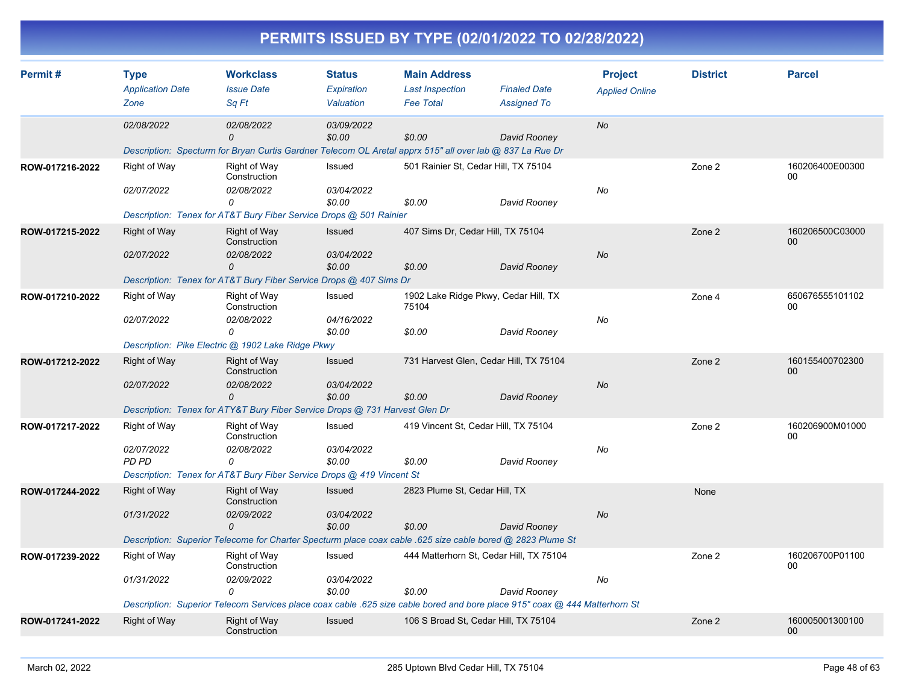# PERMITS ISSUED BY TYPE (02/01/2022 TO 02/28/2022)

| Permit # | Type | Workclass | Status | Main Address | | Project | District | Parcel |
|---|---|---|---|---|---|---|---|---|
| | *Application Date* | *Issue Date* | *Expiration* | *Last Inspection* | *Finaled Date* | *Applied Online* | | |
| | *Zone* | *Sq Ft* | *Valuation* | *Fee Total* | *Assigned To* | | | |
| | *02/08/2022* | *02/08/2022* | *03/09/2022* | | | *No* | | |
| | | *0* | *$0.00* | *$0.00* | *David Rooney* | | | |
| | *Description: Specturm for Bryan Curtis Gardner Telecom OL Aretal apprx 515" all over lab @ 837 La Rue Dr* | | | | | | | |
| **ROW-017216-2022** | Right of Way | Right of Way Construction | Issued | 501 Rainier St, Cedar Hill, TX 75104 | | | Zone 2 | 160206400E0030000 |
| | *02/07/2022* | *02/08/2022* | *03/04/2022* | | | *No* | | |
| | | *0* | *$0.00* | *$0.00* | *David Rooney* | | | |
| | *Description: Tenex for AT&T Bury Fiber Service Drops @ 501 Rainier* | | | | | | | |
| **ROW-017215-2022** | Right of Way | Right of Way Construction | Issued | 407 Sims Dr, Cedar Hill, TX 75104 | | | Zone 2 | 160206500C0300000 |
| | *02/07/2022* | *02/08/2022* | *03/04/2022* | | | *No* | | |
| | | *0* | *$0.00* | *$0.00* | *David Rooney* | | | |
| | *Description: Tenex for AT&T Bury Fiber Service Drops @ 407 Sims Dr* | | | | | | | |
| **ROW-017210-2022** | Right of Way | Right of Way Construction | Issued | 1902 Lake Ridge Pkwy, Cedar Hill, TX 75104 | | | Zone 4 | 65067655510110200 |
| | *02/07/2022* | *02/08/2022* | *04/16/2022* | | | *No* | | |
| | | *0* | *$0.00* | *$0.00* | *David Rooney* | | | |
| | *Description: Pike Electric @ 1902 Lake Ridge Pkwy* | | | | | | | |
| **ROW-017212-2022** | Right of Way | Right of Way Construction | Issued | 731 Harvest Glen, Cedar Hill, TX 75104 | | | Zone 2 | 16015540070230000 |
| | *02/07/2022* | *02/08/2022* | *03/04/2022* | | | *No* | | |
| | | *0* | *$0.00* | *$0.00* | *David Rooney* | | | |
| | *Description: Tenex for ATY&T Bury Fiber Service Drops @ 731 Harvest Glen Dr* | | | | | | | |
| **ROW-017217-2022** | Right of Way | Right of Way Construction | Issued | 419 Vincent St, Cedar Hill, TX 75104 | | | Zone 2 | 160206900M0100000 |
| | *02/07/2022* | *02/08/2022* | *03/04/2022* | | | *No* | | |
| | *PD PD* | *0* | *$0.00* | *$0.00* | *David Rooney* | | | |
| | *Description: Tenex for AT&T Bury Fiber Service Drops @ 419 Vincent St* | | | | | | | |
| **ROW-017244-2022** | Right of Way | Right of Way Construction | Issued | 2823 Plume St, Cedar Hill, TX | | | None | |
| | *01/31/2022* | *02/09/2022* | *03/04/2022* | | | *No* | | |
| | | *0* | *$0.00* | *$0.00* | *David Rooney* | | | |
| | *Description: Superior Telecome for Charter Specturm place coax cable .625 size cable bored @ 2823 Plume St* | | | | | | | |
| **ROW-017239-2022** | Right of Way | Right of Way Construction | Issued | 444 Matterhorn St, Cedar Hill, TX 75104 | | | Zone 2 | 160206700P0110000 |
| | *01/31/2022* | *02/09/2022* | *03/04/2022* | | | *No* | | |
| | | *0* | *$0.00* | *$0.00* | *David Rooney* | | | |
| | *Description: Superior Telecom Services place coax cable .625 size cable bored and bore place 915" coax @ 444 Matterhorn St* | | | | | | | |
| **ROW-017241-2022** | Right of Way | Right of Way Construction | Issued | 106 S Broad St, Cedar Hill, TX 75104 | | | Zone 2 | 16000500130010000 |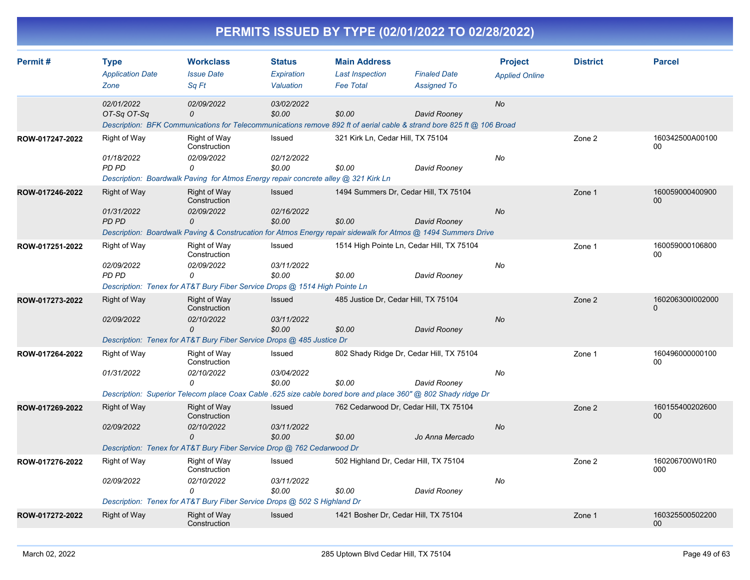# PERMITS ISSUED BY TYPE (02/01/2022 TO 02/28/2022)

| Permit # | Type / Application Date / Zone | Workclass / Issue Date / Sq Ft | Status / Expiration / Valuation | Main Address / Last Inspection / Fee Total | Finaled Date / Assigned To | Project / Applied Online | District | Parcel |
|---|---|---|---|---|---|---|---|---|
| | 02/01/2022<br>OT-Sq OT-Sq | 02/09/2022<br>0 | 03/02/2022<br>$0.00 | <br>$0.00 | <br>David Rooney | No | | |
| | Description: BFK Communications for Telecommunications remove 892 ft of aerial cable & strand bore 825 ft @ 106 Broad | | | | | | | |
| ROW-017247-2022 | Right of Way<br>01/18/2022<br>PD PD | Right of Way Construction<br>02/09/2022<br>0 | Issued<br>02/12/2022<br>$0.00 | 321 Kirk Ln, Cedar Hill, TX 75104<br><br>$0.00 | <br>David Rooney | No | Zone 2 | 160342500A0010000 |
| | Description: Boardwalk Paving for Atmos Energy repair concrete alley @ 321 Kirk Ln | | | | | | | |
| ROW-017246-2022 | Right of Way<br>01/31/2022<br>PD PD | Right of Way Construction<br>02/09/2022<br>0 | Issued<br>02/16/2022<br>$0.00 | 1494 Summers Dr, Cedar Hill, TX 75104<br><br>$0.00 | <br>David Rooney | No | Zone 1 | 16005900040090000 |
| | Description: Boardwalk Paving & Construcation for Atmos Energy repair sidewalk for Atmos @ 1494 Summers Drive | | | | | | | |
| ROW-017251-2022 | Right of Way<br>02/09/2022<br>PD PD | Right of Way Construction<br>02/09/2022<br>0 | Issued<br>03/11/2022<br>$0.00 | 1514 High Pointe Ln, Cedar Hill, TX 75104<br><br>$0.00 | <br>David Rooney | No | Zone 1 | 16005900010680000 |
| | Description: Tenex for AT&T Bury Fiber Service Drops @ 1514 High Pointe Ln | | | | | | | |
| ROW-017273-2022 | Right of Way<br>02/09/2022 | Right of Way Construction<br>02/10/2022<br>0 | Issued<br>03/11/2022<br>$0.00 | 485 Justice Dr, Cedar Hill, TX 75104<br><br>$0.00 | <br>David Rooney | No | Zone 2 | 160206300I0020000 |
| | Description: Tenex for AT&T Bury Fiber Service Drops @ 485 Justice Dr | | | | | | | |
| ROW-017264-2022 | Right of Way<br>01/31/2022 | Right of Way Construction<br>02/10/2022<br>0 | Issued<br>03/04/2022<br>$0.00 | 802 Shady Ridge Dr, Cedar Hill, TX 75104<br><br>$0.00 | <br>David Rooney | No | Zone 1 | 16049600000010000 |
| | Description: Superior Telecom place Coax Cable .625 size cable bored bore and place 360" @ 802 Shady ridge Dr | | | | | | | |
| ROW-017269-2022 | Right of Way<br>02/09/2022 | Right of Way Construction<br>02/10/2022<br>0 | Issued<br>03/11/2022<br>$0.00 | 762 Cedarwood Dr, Cedar Hill, TX 75104<br><br>$0.00 | <br>Jo Anna Mercado | No | Zone 2 | 16015540020260000 |
| | Description: Tenex for AT&T Bury Fiber Service Drop @ 762 Cedarwood Dr | | | | | | | |
| ROW-017276-2022 | Right of Way<br>02/09/2022 | Right of Way Construction<br>02/10/2022<br>0 | Issued<br>03/11/2022<br>$0.00 | 502 Highland Dr, Cedar Hill, TX 75104<br><br>$0.00 | <br>David Rooney | No | Zone 2 | 160206700W01R0000 |
| | Description: Tenex for AT&T Bury Fiber Service Drops @ 502 S Highland Dr | | | | | | | |
| ROW-017272-2022 | Right of Way | Right of Way Construction | Issued | 1421 Bosher Dr, Cedar Hill, TX 75104 | | | Zone 1 | 16032550050220000 |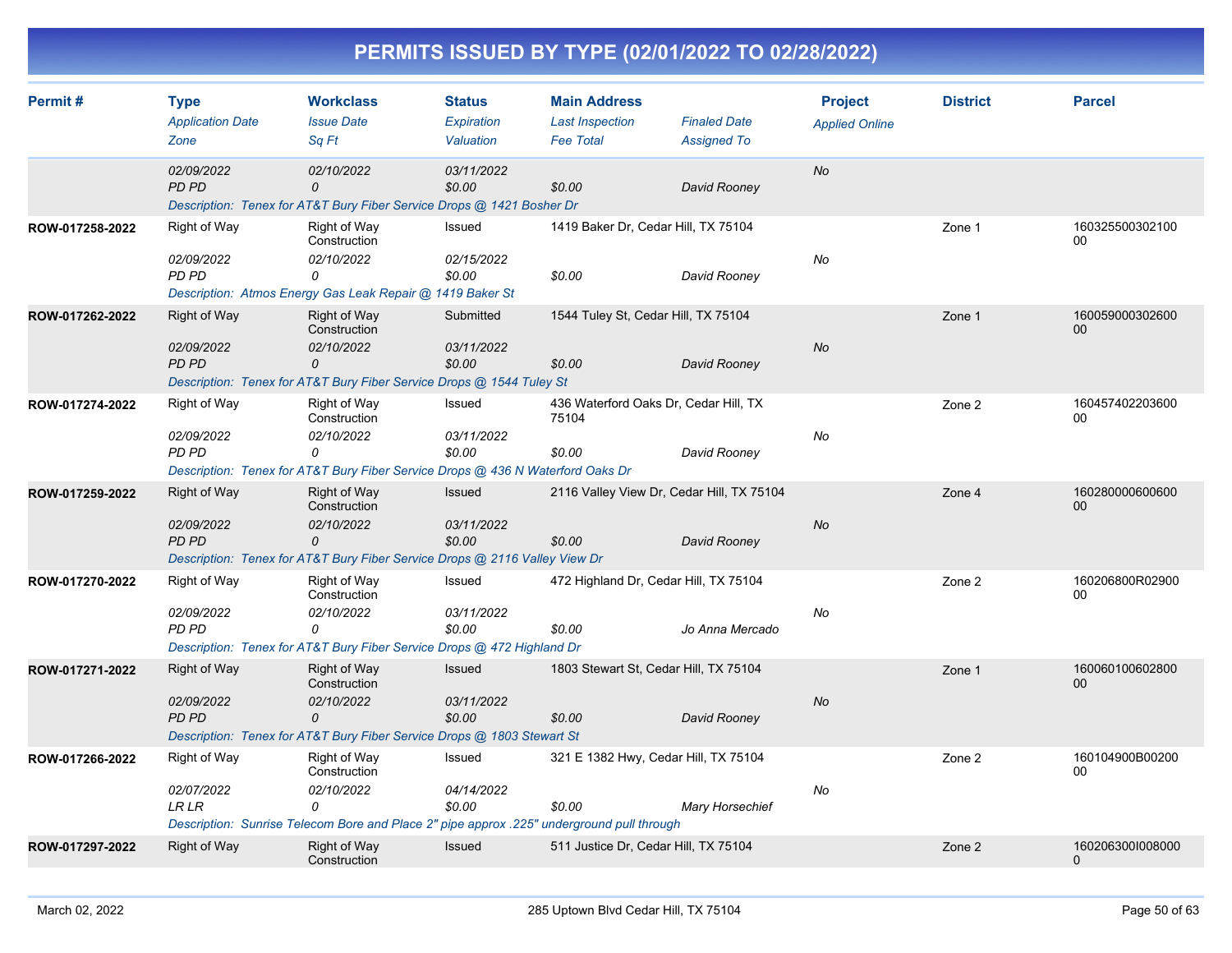# PERMITS ISSUED BY TYPE (02/01/2022 TO 02/28/2022)

| Permit # | Type<br>*Application Date*<br>*Zone* | Workclass<br>*Issue Date*<br>*Sq Ft* | Status<br>*Expiration*<br>*Valuation* | Main Address<br>*Last Inspection*<br>*Fee Total* | *Finaled Date*<br>*Assigned To* | Project<br>*Applied Online* | District | Parcel |
|---|---|---|---|---|---|---|---|---|
| | *02/09/2022*<br>*PD PD* | *02/10/2022*<br>*0* | *03/11/2022*<br>*$0.00* | <br>*$0.00* | <br>*David Rooney* | *No* | | |
| | *Description: Tenex for AT&T Bury Fiber Service Drops @ 1421 Bosher Dr* | | | | | | | |
| **ROW-017258-2022** | Right of Way | Right of Way Construction | Issued | 1419 Baker Dr, Cedar Hill, TX 75104 | | | Zone 1 | 16032550030210000 |
| | *02/09/2022*<br>*PD PD* | *02/10/2022*<br>*0* | *02/15/2022*<br>*$0.00* | <br>*$0.00* | <br>*David Rooney* | *No* | | |
| | *Description: Atmos Energy Gas Leak Repair @ 1419 Baker St* | | | | | | | |
| **ROW-017262-2022** | Right of Way | Right of Way Construction | Submitted | 1544 Tuley St, Cedar Hill, TX 75104 | | | Zone 1 | 16005900030260000 |
| | *02/09/2022*<br>*PD PD* | *02/10/2022*<br>*0* | *03/11/2022*<br>*$0.00* | <br>*$0.00* | <br>*David Rooney* | *No* | | |
| | *Description: Tenex for AT&T Bury Fiber Service Drops @ 1544 Tuley St* | | | | | | | |
| **ROW-017274-2022** | Right of Way | Right of Way Construction | Issued | 436 Waterford Oaks Dr, Cedar Hill, TX 75104 | | | Zone 2 | 16045740220360000 |
| | *02/09/2022*<br>*PD PD* | *02/10/2022*<br>*0* | *03/11/2022*<br>*$0.00* | <br>*$0.00* | <br>*David Rooney* | *No* | | |
| | *Description: Tenex for AT&T Bury Fiber Service Drops @ 436 N Waterford Oaks Dr* | | | | | | | |
| **ROW-017259-2022** | Right of Way | Right of Way Construction | Issued | 2116 Valley View Dr, Cedar Hill, TX 75104 | | | Zone 4 | 16028000060060000 |
| | *02/09/2022*<br>*PD PD* | *02/10/2022*<br>*0* | *03/11/2022*<br>*$0.00* | <br>*$0.00* | <br>*David Rooney* | *No* | | |
| | *Description: Tenex for AT&T Bury Fiber Service Drops @ 2116 Valley View Dr* | | | | | | | |
| **ROW-017270-2022** | Right of Way | Right of Way Construction | Issued | 472 Highland Dr, Cedar Hill, TX 75104 | | | Zone 2 | 160206800R0290000 |
| | *02/09/2022*<br>*PD PD* | *02/10/2022*<br>*0* | *03/11/2022*<br>*$0.00* | <br>*$0.00* | <br>*Jo Anna Mercado* | *No* | | |
| | *Description: Tenex for AT&T Bury Fiber Service Drops @ 472 Highland Dr* | | | | | | | |
| **ROW-017271-2022** | Right of Way | Right of Way Construction | Issued | 1803 Stewart St, Cedar Hill, TX 75104 | | | Zone 1 | 16006010060280000 |
| | *02/09/2022*<br>*PD PD* | *02/10/2022*<br>*0* | *03/11/2022*<br>*$0.00* | <br>*$0.00* | <br>*David Rooney* | *No* | | |
| | *Description: Tenex for AT&T Bury Fiber Service Drops @ 1803 Stewart St* | | | | | | | |
| **ROW-017266-2022** | Right of Way | Right of Way Construction | Issued | 321 E 1382 Hwy, Cedar Hill, TX 75104 | | | Zone 2 | 160104900B0020000 |
| | *02/07/2022*<br>*LR LR* | *02/10/2022*<br>*0* | *04/14/2022*<br>*$0.00* | <br>*$0.00* | <br>*Mary Horsechief* | *No* | | |
| | *Description: Sunrise Telecom Bore and Place 2" pipe approx .225" underground pull through* | | | | | | | |
| **ROW-017297-2022** | Right of Way | Right of Way Construction | Issued | 511 Justice Dr, Cedar Hill, TX 75104 | | | Zone 2 | 160206300I0080000 |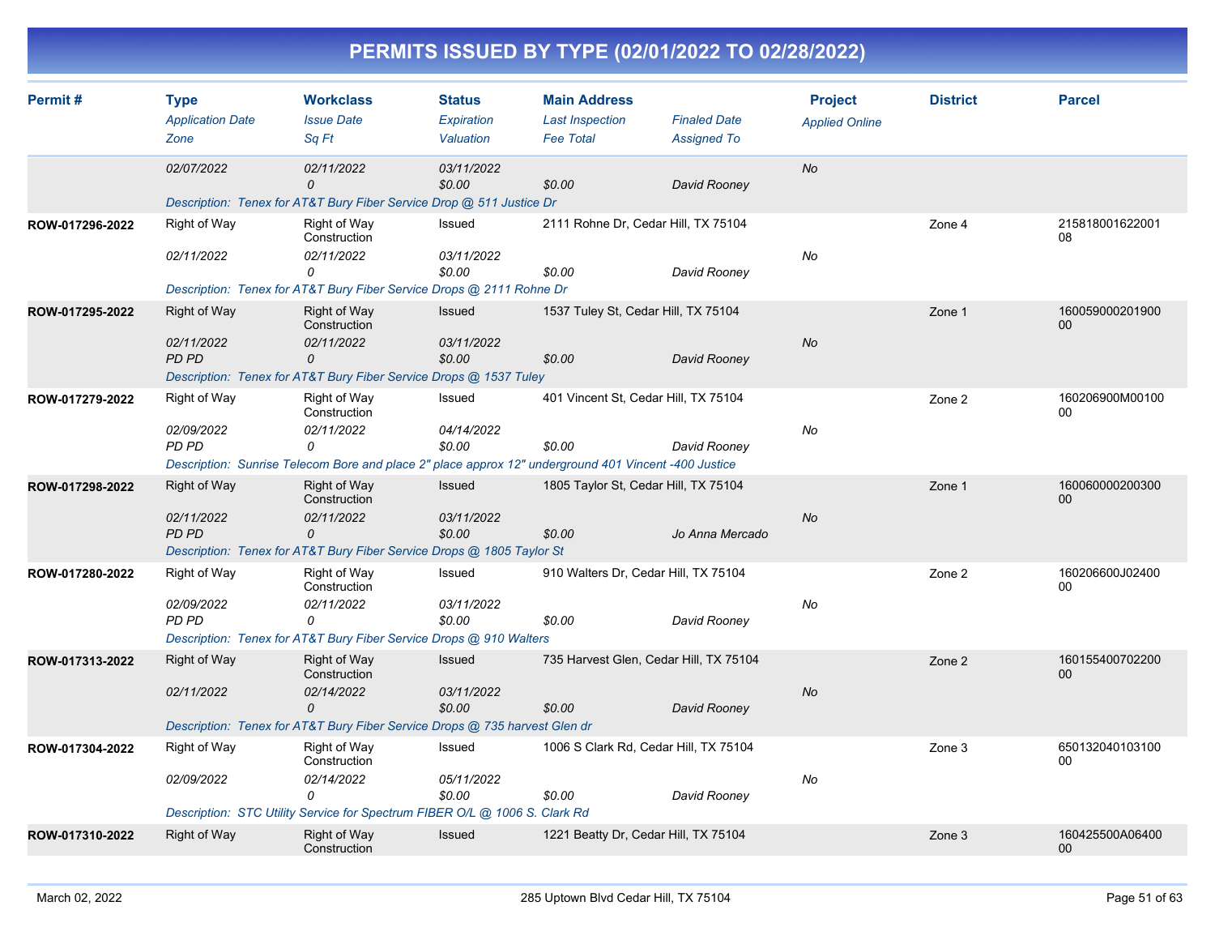# PERMITS ISSUED BY TYPE (02/01/2022 TO 02/28/2022)

| Permit # | Type / Application Date / Zone | Workclass / Issue Date / Sq Ft | Status / Expiration / Valuation | Main Address / Last Inspection / Fee Total | Finaled Date / Assigned To | Project / Applied Online | District | Parcel |
|---|---|---|---|---|---|---|---|---|
| | 02/07/2022 | 02/11/2022<br>0 | 03/11/2022<br>$0.00 | $0.00 | David Rooney | No | | |
| | Description: Tenex for AT&T Bury Fiber Service Drop @ 511 Justice Dr | | | | | | | |
| ROW-017296-2022 | Right of Way<br>02/11/2022 | Right of Way Construction<br>02/11/2022<br>0 | Issued<br>03/11/2022<br>$0.00 | 2111 Rohne Dr, Cedar Hill, TX 75104<br>$0.00 | David Rooney | No | Zone 4 | 21581800162200108 |
| | Description: Tenex for AT&T Bury Fiber Service Drops @ 2111 Rohne Dr | | | | | | | |
| ROW-017295-2022 | Right of Way<br>02/11/2022<br>PD PD | Right of Way Construction<br>02/11/2022<br>0 | Issued<br>03/11/2022<br>$0.00 | 1537 Tuley St, Cedar Hill, TX 75104<br>$0.00 | David Rooney | No | Zone 1 | 16005900020190000 |
| | Description: Tenex for AT&T Bury Fiber Service Drops @ 1537 Tuley | | | | | | | |
| ROW-017279-2022 | Right of Way<br>02/09/2022<br>PD PD | Right of Way Construction<br>02/11/2022<br>0 | Issued<br>04/14/2022<br>$0.00 | 401 Vincent St, Cedar Hill, TX 75104<br>$0.00 | David Rooney | No | Zone 2 | 160206900M0010000 |
| | Description: Sunrise Telecom Bore and place 2" place approx 12" underground 401 Vincent -400 Justice | | | | | | | |
| ROW-017298-2022 | Right of Way<br>02/11/2022<br>PD PD | Right of Way Construction<br>02/11/2022<br>0 | Issued<br>03/11/2022<br>$0.00 | 1805 Taylor St, Cedar Hill, TX 75104<br>$0.00 | Jo Anna Mercado | No | Zone 1 | 16006000020030000 |
| | Description: Tenex for AT&T Bury Fiber Service Drops @ 1805 Taylor St | | | | | | | |
| ROW-017280-2022 | Right of Way<br>02/09/2022<br>PD PD | Right of Way Construction<br>02/11/2022<br>0 | Issued<br>03/11/2022<br>$0.00 | 910 Walters Dr, Cedar Hill, TX 75104<br>$0.00 | David Rooney | No | Zone 2 | 160206600J0240000 |
| | Description: Tenex for AT&T Bury Fiber Service Drops @ 910 Walters | | | | | | | |
| ROW-017313-2022 | Right of Way<br>02/11/2022 | Right of Way Construction<br>02/14/2022<br>0 | Issued<br>03/11/2022<br>$0.00 | 735 Harvest Glen, Cedar Hill, TX 75104<br>$0.00 | David Rooney | No | Zone 2 | 16015540070220000 |
| | Description: Tenex for AT&T Bury Fiber Service Drops @ 735 harvest Glen dr | | | | | | | |
| ROW-017304-2022 | Right of Way<br>02/09/2022 | Right of Way Construction<br>02/14/2022<br>0 | Issued<br>05/11/2022<br>$0.00 | 1006 S Clark Rd, Cedar Hill, TX 75104<br>$0.00 | David Rooney | No | Zone 3 | 65013204010310000 |
| | Description: STC Utility Service for Spectrum FIBER O/L @ 1006 S. Clark Rd | | | | | | | |
| ROW-017310-2022 | Right of Way | Right of Way Construction | Issued | 1221 Beatty Dr, Cedar Hill, TX 75104 | | | Zone 3 | 160425500A0640000 |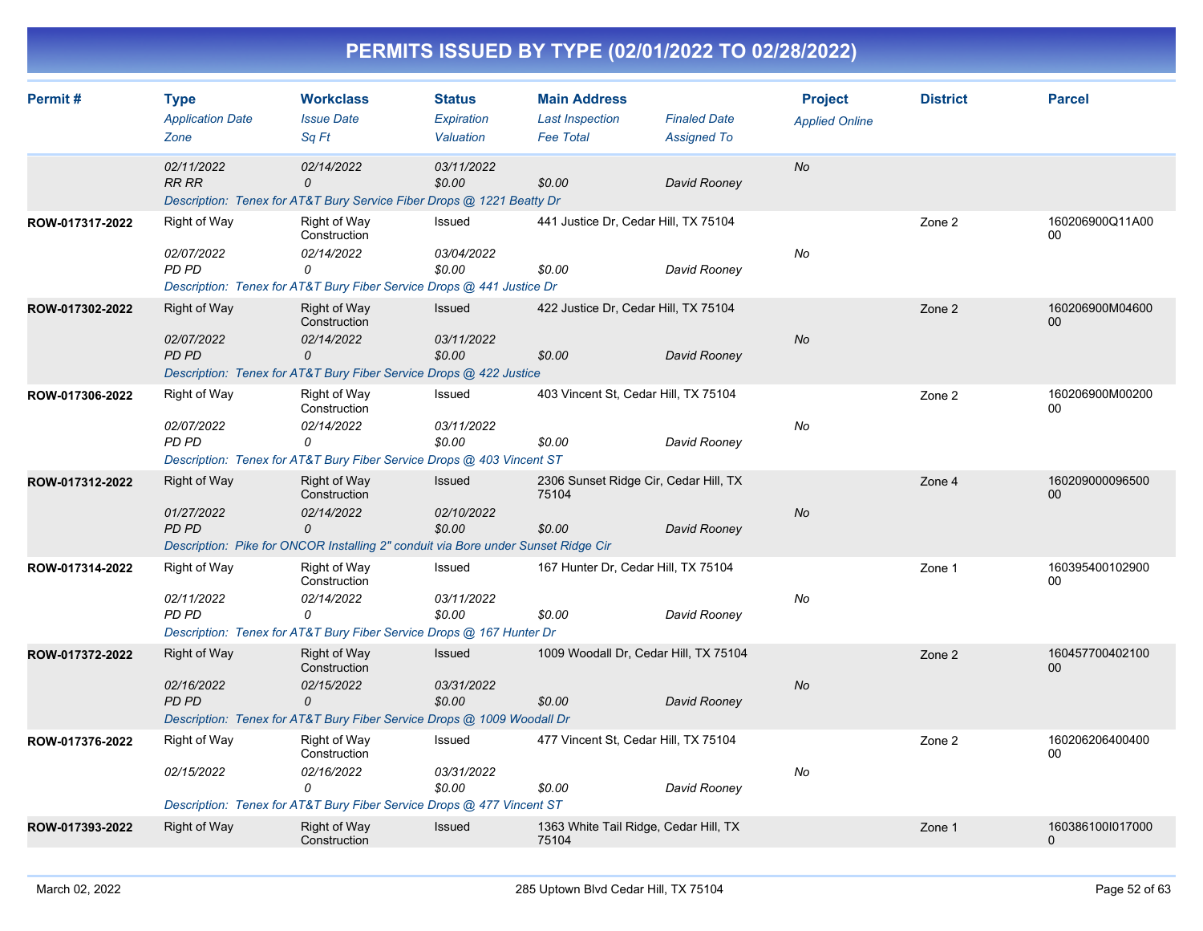# PERMITS ISSUED BY TYPE (02/01/2022 TO 02/28/2022)

| Permit # | Type / Application Date / Zone | Workclass / Issue Date / Sq Ft | Status / Expiration / Valuation | Main Address / Last Inspection / Fee Total | Finaled Date / Assigned To | Project / Applied Online | District | Parcel |
|---|---|---|---|---|---|---|---|---|
| | 02/11/2022 | 02/14/2022 | 03/11/2022 | | | No | | |
| | RR RR | 0 | $0.00 | $0.00 | David Rooney | | | |
| | Description: Tenex for AT&T Bury Service Fiber Drops @ 1221 Beatty Dr | | | | | | | |
| ROW-017317-2022 | Right of Way | Right of Way Construction | Issued | 441 Justice Dr, Cedar Hill, TX 75104 | | | Zone 2 | 160206900Q11A0000 |
| | 02/07/2022 | 02/14/2022 | 03/04/2022 | | | No | | |
| | PD PD | 0 | $0.00 | $0.00 | David Rooney | | | |
| | Description: Tenex for AT&T Bury Fiber Service Drops @ 441 Justice Dr | | | | | | | |
| ROW-017302-2022 | Right of Way | Right of Way Construction | Issued | 422 Justice Dr, Cedar Hill, TX 75104 | | | Zone 2 | 160206900M0460000 |
| | 02/07/2022 | 02/14/2022 | 03/11/2022 | | | No | | |
| | PD PD | 0 | $0.00 | $0.00 | David Rooney | | | |
| | Description: Tenex for AT&T Bury Fiber Service Drops @ 422 Justice | | | | | | | |
| ROW-017306-2022 | Right of Way | Right of Way Construction | Issued | 403 Vincent St, Cedar Hill, TX 75104 | | | Zone 2 | 160206900M0020000 |
| | 02/07/2022 | 02/14/2022 | 03/11/2022 | | | No | | |
| | PD PD | 0 | $0.00 | $0.00 | David Rooney | | | |
| | Description: Tenex for AT&T Bury Fiber Service Drops @ 403 Vincent ST | | | | | | | |
| ROW-017312-2022 | Right of Way | Right of Way Construction | Issued | 2306 Sunset Ridge Cir, Cedar Hill, TX 75104 | | | Zone 4 | 16020900009650000 |
| | 01/27/2022 | 02/14/2022 | 02/10/2022 | | | No | | |
| | PD PD | 0 | $0.00 | $0.00 | David Rooney | | | |
| | Description: Pike for ONCOR Installing 2" conduit via Bore under Sunset Ridge Cir | | | | | | | |
| ROW-017314-2022 | Right of Way | Right of Way Construction | Issued | 167 Hunter Dr, Cedar Hill, TX 75104 | | | Zone 1 | 16039540010290000 |
| | 02/11/2022 | 02/14/2022 | 03/11/2022 | | | No | | |
| | PD PD | 0 | $0.00 | $0.00 | David Rooney | | | |
| | Description: Tenex for AT&T Bury Fiber Service Drops @ 167 Hunter Dr | | | | | | | |
| ROW-017372-2022 | Right of Way | Right of Way Construction | Issued | 1009 Woodall Dr, Cedar Hill, TX 75104 | | | Zone 2 | 16045770040210000 |
| | 02/16/2022 | 02/15/2022 | 03/31/2022 | | | No | | |
| | PD PD | 0 | $0.00 | $0.00 | David Rooney | | | |
| | Description: Tenex for AT&T Bury Fiber Service Drops @ 1009 Woodall Dr | | | | | | | |
| ROW-017376-2022 | Right of Way | Right of Way Construction | Issued | 477 Vincent St, Cedar Hill, TX 75104 | | | Zone 2 | 16020620640040000 |
| | 02/15/2022 | 02/16/2022 | 03/31/2022 | | | No | | |
| | | 0 | $0.00 | $0.00 | David Rooney | | | |
| | Description: Tenex for AT&T Bury Fiber Service Drops @ 477 Vincent ST | | | | | | | |
| ROW-017393-2022 | Right of Way | Right of Way Construction | Issued | 1363 White Tail Ridge, Cedar Hill, TX 75104 | | | Zone 1 | 160386100I0170000 |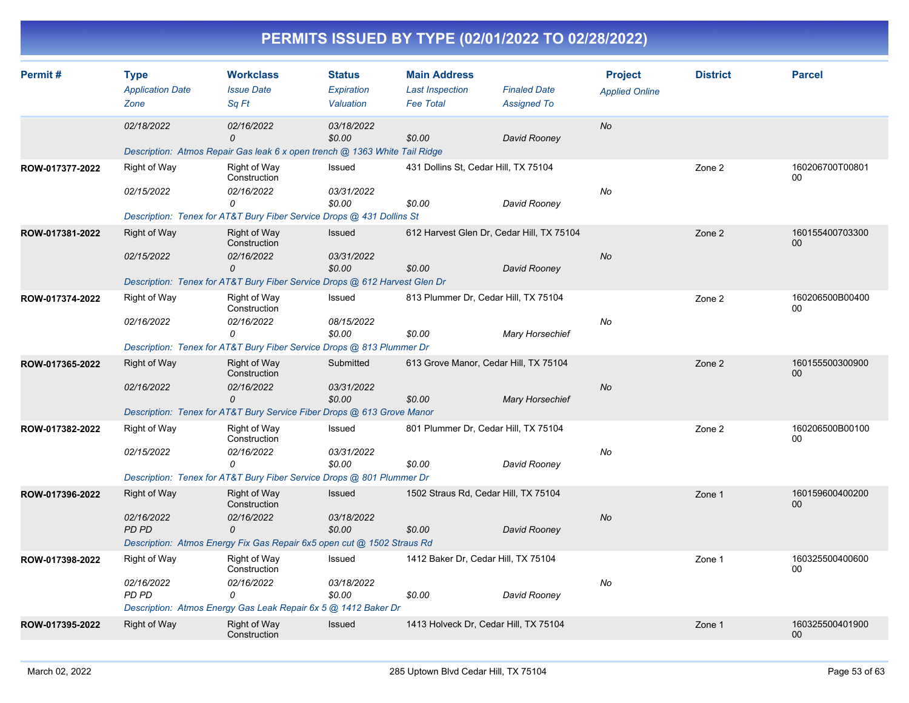# PERMITS ISSUED BY TYPE (02/01/2022 TO 02/28/2022)

| Permit # | Type<br>*Application Date*<br>*Zone* | Workclass<br>*Issue Date*<br>*Sq Ft* | Status<br>*Expiration*<br>*Valuation* | Main Address<br>*Last Inspection*<br>*Fee Total* | *Finaled Date*<br>*Assigned To* | Project<br>*Applied Online* | District | Parcel |
|---|---|---|---|---|---|---|---|---|
| | *02/18/2022* | *02/16/2022*<br>*0* | *03/18/2022*<br>*$0.00* | *$0.00* | *David Rooney* | *No* | | |
| | *Description: Atmos Repair Gas leak 6 x open trench @ 1363 White Tail Ridge* | | | | | | | |
| **ROW-017377-2022** | Right of Way<br>*02/15/2022* | Right of Way Construction<br>*02/16/2022*<br>*0* | Issued<br>*03/31/2022*<br>*$0.00* | 431 Dollins St, Cedar Hill, TX 75104<br>*$0.00* | *David Rooney* | *No* | Zone 2 | 160206700T0080100 |
| | *Description: Tenex for AT&T Bury Fiber Service Drops @ 431 Dollins St* | | | | | | | |
| **ROW-017381-2022** | Right of Way<br>*02/15/2022* | Right of Way Construction<br>*02/16/2022*<br>*0* | Issued<br>*03/31/2022*<br>*$0.00* | 612 Harvest Glen Dr, Cedar Hill, TX 75104<br>*$0.00* | *David Rooney* | *No* | Zone 2 | 16015540070330000 |
| | *Description: Tenex for AT&T Bury Fiber Service Drops @ 612 Harvest Glen Dr* | | | | | | | |
| **ROW-017374-2022** | Right of Way<br>*02/16/2022* | Right of Way Construction<br>*02/16/2022*<br>*0* | Issued<br>*08/15/2022*<br>*$0.00* | 813 Plummer Dr, Cedar Hill, TX 75104<br>*$0.00* | *Mary Horsechief* | *No* | Zone 2 | 160206500B0040000 |
| | *Description: Tenex for AT&T Bury Fiber Service Drops @ 813 Plummer Dr* | | | | | | | |
| **ROW-017365-2022** | Right of Way<br>*02/16/2022* | Right of Way Construction<br>*02/16/2022*<br>*0* | Submitted<br>*03/31/2022*<br>*$0.00* | 613 Grove Manor, Cedar Hill, TX 75104<br>*$0.00* | *Mary Horsechief* | *No* | Zone 2 | 16015550030090000 |
| | *Description: Tenex for AT&T Bury Service Fiber Drops @ 613 Grove Manor* | | | | | | | |
| **ROW-017382-2022** | Right of Way<br>*02/15/2022* | Right of Way Construction<br>*02/16/2022*<br>*0* | Issued<br>*03/31/2022*<br>*$0.00* | 801 Plummer Dr, Cedar Hill, TX 75104<br>*$0.00* | *David Rooney* | *No* | Zone 2 | 160206500B0010000 |
| | *Description: Tenex for AT&T Bury Fiber Service Drops @ 801 Plummer Dr* | | | | | | | |
| **ROW-017396-2022** | Right of Way<br>*02/16/2022*<br>*PD PD* | Right of Way Construction<br>*02/16/2022*<br>*0* | Issued<br>*03/18/2022*<br>*$0.00* | 1502 Straus Rd, Cedar Hill, TX 75104<br>*$0.00* | *David Rooney* | *No* | Zone 1 | 16015960040020000 |
| | *Description: Atmos Energy Fix Gas Repair 6x5 open cut @ 1502 Straus Rd* | | | | | | | |
| **ROW-017398-2022** | Right of Way<br>*02/16/2022*<br>*PD PD* | Right of Way Construction<br>*02/16/2022*<br>*0* | Issued<br>*03/18/2022*<br>*$0.00* | 1412 Baker Dr, Cedar Hill, TX 75104<br>*$0.00* | *David Rooney* | *No* | Zone 1 | 16032550040060000 |
| | *Description: Atmos Energy Gas Leak Repair 6x 5 @ 1412 Baker Dr* | | | | | | | |
| **ROW-017395-2022** | Right of Way | Right of Way Construction | Issued | 1413 Holveck Dr, Cedar Hill, TX 75104 | | | Zone 1 | 16032550040190000 |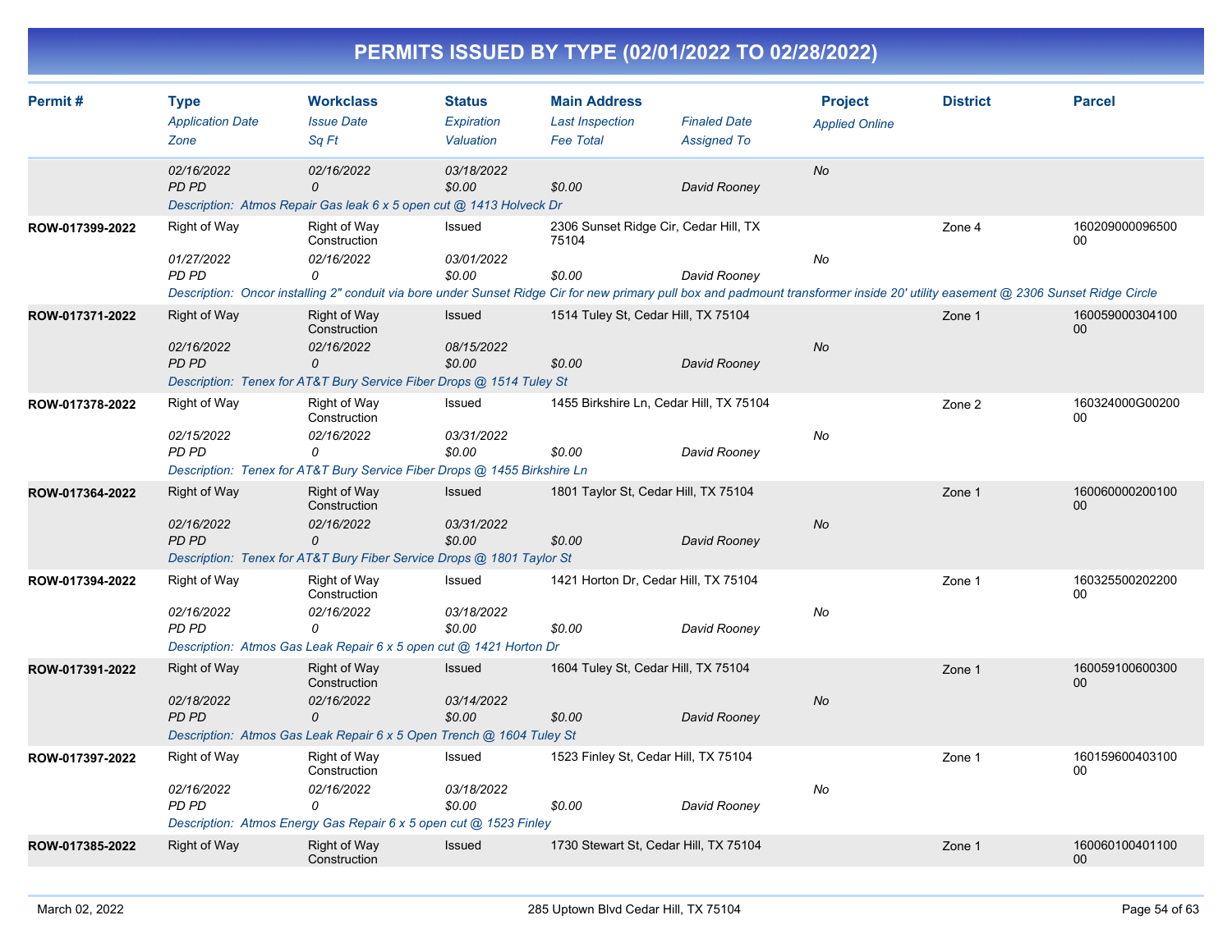# PERMITS ISSUED BY TYPE (02/01/2022 TO 02/28/2022)

| Permit # | Type / Application Date / Zone | Workclass / Issue Date / Sq Ft | Status / Expiration / Valuation | Main Address / Last Inspection / Fee Total | Finaled Date / Assigned To | Project / Applied Online | District | Parcel |
|---|---|---|---|---|---|---|---|---|
| | 02/16/2022 | 02/16/2022 | 03/18/2022 | | | No | | |
| | PD PD | 0 | $0.00 | $0.00 | David Rooney | | | |
| | *Description: Atmos Repair Gas leak 6 x 5 open cut @ 1413 Holveck Dr* | | | | | | | |
| ROW-017399-2022 | Right of Way | Right of Way Construction | Issued | 2306 Sunset Ridge Cir, Cedar Hill, TX 75104 | | | Zone 4 | 16020900009650000 |
| | 01/27/2022 | 02/16/2022 | 03/01/2022 | | | No | | |
| | PD PD | 0 | $0.00 | $0.00 | David Rooney | | | |
| | *Description: Oncor installing 2" conduit via bore under Sunset Ridge Cir for new primary pull box and padmount transformer inside 20' utility easement @ 2306 Sunset Ridge Circle* | | | | | | | |
| ROW-017371-2022 | Right of Way | Right of Way Construction | Issued | 1514 Tuley St, Cedar Hill, TX 75104 | | | Zone 1 | 16005900030410000 |
| | 02/16/2022 | 02/16/2022 | 08/15/2022 | | | No | | |
| | PD PD | 0 | $0.00 | $0.00 | David Rooney | | | |
| | *Description: Tenex for AT&T Bury Service Fiber Drops @ 1514 Tuley St* | | | | | | | |
| ROW-017378-2022 | Right of Way | Right of Way Construction | Issued | 1455 Birkshire Ln, Cedar Hill, TX 75104 | | | Zone 2 | 160324000G0020000 |
| | 02/15/2022 | 02/16/2022 | 03/31/2022 | | | No | | |
| | PD PD | 0 | $0.00 | $0.00 | David Rooney | | | |
| | *Description: Tenex for AT&T Bury Service Fiber Drops @ 1455 Birkshire Ln* | | | | | | | |
| ROW-017364-2022 | Right of Way | Right of Way Construction | Issued | 1801 Taylor St, Cedar Hill, TX 75104 | | | Zone 1 | 16006000020010000 |
| | 02/16/2022 | 02/16/2022 | 03/31/2022 | | | No | | |
| | PD PD | 0 | $0.00 | $0.00 | David Rooney | | | |
| | *Description: Tenex for AT&T Bury Fiber Service Drops @ 1801 Taylor St* | | | | | | | |
| ROW-017394-2022 | Right of Way | Right of Way Construction | Issued | 1421 Horton Dr, Cedar Hill, TX 75104 | | | Zone 1 | 16032550020220000 |
| | 02/16/2022 | 02/16/2022 | 03/18/2022 | | | No | | |
| | PD PD | 0 | $0.00 | $0.00 | David Rooney | | | |
| | *Description: Atmos Gas Leak Repair 6 x 5 open cut @ 1421 Horton Dr* | | | | | | | |
| ROW-017391-2022 | Right of Way | Right of Way Construction | Issued | 1604 Tuley St, Cedar Hill, TX 75104 | | | Zone 1 | 16005910060030000 |
| | 02/18/2022 | 02/16/2022 | 03/14/2022 | | | No | | |
| | PD PD | 0 | $0.00 | $0.00 | David Rooney | | | |
| | *Description: Atmos Gas Leak Repair 6 x 5 Open Trench @ 1604 Tuley St* | | | | | | | |
| ROW-017397-2022 | Right of Way | Right of Way Construction | Issued | 1523 Finley St, Cedar Hill, TX 75104 | | | Zone 1 | 16015960040310000 |
| | 02/16/2022 | 02/16/2022 | 03/18/2022 | | | No | | |
| | PD PD | 0 | $0.00 | $0.00 | David Rooney | | | |
| | *Description: Atmos Energy Gas Repair 6 x 5 open cut @ 1523 Finley* | | | | | | | |
| ROW-017385-2022 | Right of Way | Right of Way Construction | Issued | 1730 Stewart St, Cedar Hill, TX 75104 | | | Zone 1 | 16006010040110000 |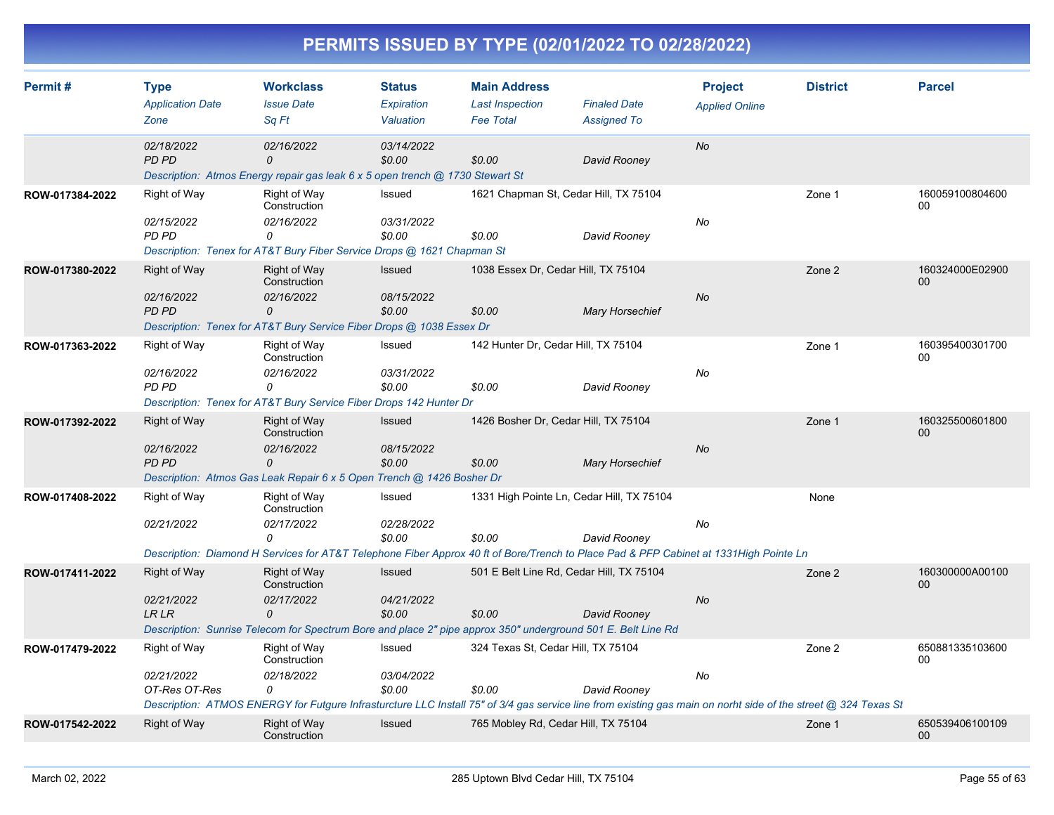# PERMITS ISSUED BY TYPE (02/01/2022 TO 02/28/2022)

| Permit # | Type / Application Date / Zone | Workclass / Issue Date / Sq Ft | Status / Expiration / Valuation | Main Address / Last Inspection / Fee Total | Finaled Date / Assigned To | Project / Applied Online | District | Parcel |
|---|---|---|---|---|---|---|---|---|
| | 02/18/2022<br>PD PD | 02/16/2022<br>0 | 03/14/2022<br>$0.00 | <br>$0.00 | <br>David Rooney | No | | |
| | Description: Atmos Energy repair gas leak 6 x 5 open trench @ 1730 Stewart St | | | | | | | |
| ROW-017384-2022 | Right of Way<br>02/15/2022<br>PD PD | Right of Way Construction<br>02/16/2022<br>0 | Issued<br>03/31/2022<br>$0.00 | 1621 Chapman St, Cedar Hill, TX 75104<br><br>$0.00 | <br>David Rooney | No | Zone 1 | 16005910080460000 |
| | Description: Tenex for AT&T Bury Fiber Service Drops @ 1621 Chapman St | | | | | | | |
| ROW-017380-2022 | Right of Way<br>02/16/2022<br>PD PD | Right of Way Construction<br>02/16/2022<br>0 | Issued<br>08/15/2022<br>$0.00 | 1038 Essex Dr, Cedar Hill, TX 75104<br><br>$0.00 | <br>Mary Horsechief | No | Zone 2 | 160324000E0290000 |
| | Description: Tenex for AT&T Bury Service Fiber Drops @ 1038 Essex Dr | | | | | | | |
| ROW-017363-2022 | Right of Way<br>02/16/2022<br>PD PD | Right of Way Construction<br>02/16/2022<br>0 | Issued<br>03/31/2022<br>$0.00 | 142 Hunter Dr, Cedar Hill, TX 75104<br><br>$0.00 | <br>David Rooney | No | Zone 1 | 16039540030170000 |
| | Description: Tenex for AT&T Bury Service Fiber Drops 142 Hunter Dr | | | | | | | |
| ROW-017392-2022 | Right of Way<br>02/16/2022<br>PD PD | Right of Way Construction<br>02/16/2022<br>0 | Issued<br>08/15/2022<br>$0.00 | 1426 Bosher Dr, Cedar Hill, TX 75104<br><br>$0.00 | <br>Mary Horsechief | No | Zone 1 | 16032550060180000 |
| | Description: Atmos Gas Leak Repair 6 x 5 Open Trench @ 1426 Bosher Dr | | | | | | | |
| ROW-017408-2022 | Right of Way<br>02/21/2022 | Right of Way Construction<br>02/17/2022<br>0 | Issued<br>02/28/2022<br>$0.00 | 1331 High Pointe Ln, Cedar Hill, TX 75104<br><br>$0.00 | <br>David Rooney | No | None | |
| | Description: Diamond H Services for AT&T Telephone Fiber Approx 40 ft of Bore/Trench to Place Pad & PFP Cabinet at 1331High Pointe Ln | | | | | | | |
| ROW-017411-2022 | Right of Way<br>02/21/2022<br>LR LR | Right of Way Construction<br>02/17/2022<br>0 | Issued<br>04/21/2022<br>$0.00 | 501 E Belt Line Rd, Cedar Hill, TX 75104<br><br>$0.00 | <br>David Rooney | No | Zone 2 | 160300000A0010000 |
| | Description: Sunrise Telecom for Spectrum Bore and place 2" pipe approx 350" underground 501 E. Belt Line Rd | | | | | | | |
| ROW-017479-2022 | Right of Way<br>02/21/2022<br>OT-Res OT-Res | Right of Way Construction<br>02/18/2022<br>0 | Issued<br>03/04/2022<br>$0.00 | 324 Texas St, Cedar Hill, TX 75104<br><br>$0.00 | <br>David Rooney | No | Zone 2 | 65088133510360000 |
| | Description: ATMOS ENERGY for Futgure Infrasturcture LLC Install 75" of 3/4 gas service line from existing gas main on norht side of the street @ 324 Texas St | | | | | | | |
| ROW-017542-2022 | Right of Way | Right of Way Construction | Issued | 765 Mobley Rd, Cedar Hill, TX 75104 | | | Zone 1 | 65053940610010900 |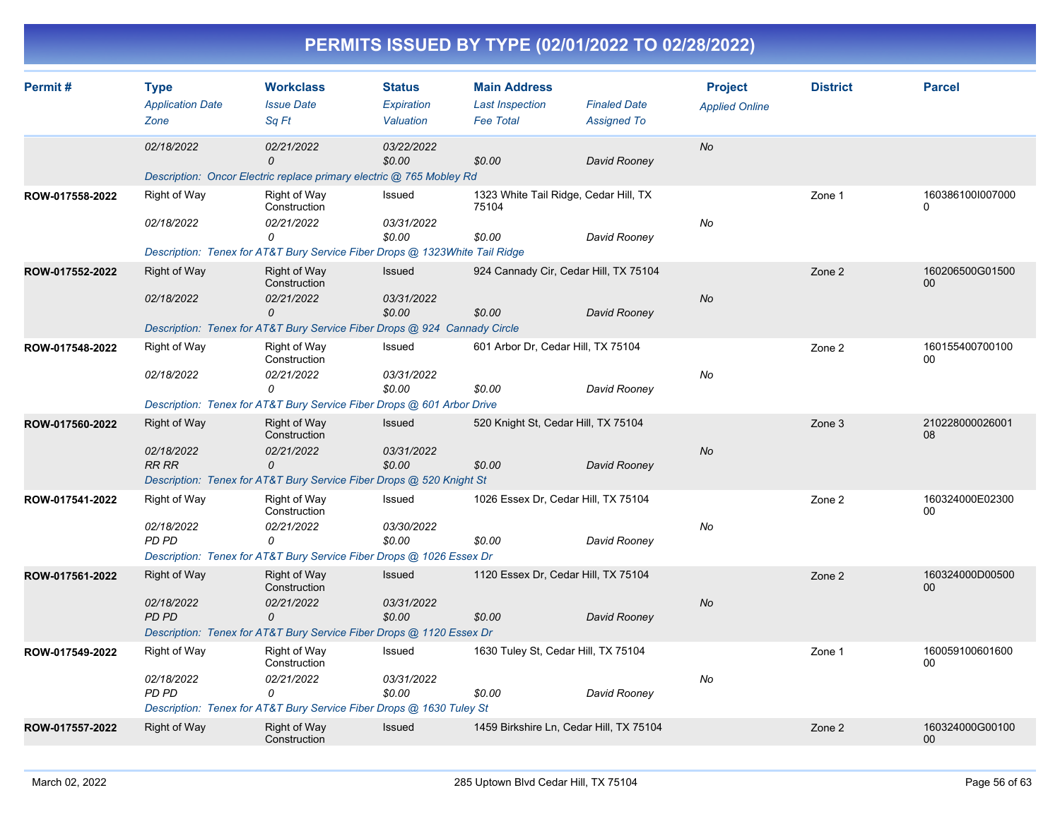# PERMITS ISSUED BY TYPE (02/01/2022 TO 02/28/2022)

| Permit # | Type / Application Date / Zone | Workclass / Issue Date / Sq Ft | Status / Expiration / Valuation | Main Address / Last Inspection / Fee Total | Finaled Date / Assigned To | Project / Applied Online | District | Parcel |
|---|---|---|---|---|---|---|---|---|
| | 02/18/2022 | 02/21/2022<br>0 | 03/22/2022<br>$0.00 | $0.00 | David Rooney | No | | |
| | Description: Oncor Electric replace primary electric @ 765 Mobley Rd | | | | | | | |
| ROW-017558-2022 | Right of Way<br>02/18/2022 | Right of Way Construction<br>02/21/2022<br>0 | Issued<br>03/31/2022<br>$0.00 | 1323 White Tail Ridge, Cedar Hill, TX 75104<br>$0.00 | David Rooney | No | Zone 1 | 160386100I0070000 |
| | Description: Tenex for AT&T Bury Service Fiber Drops @ 1323White Tail Ridge | | | | | | | |
| ROW-017552-2022 | Right of Way<br>02/18/2022 | Right of Way Construction<br>02/21/2022<br>0 | Issued<br>03/31/2022<br>$0.00 | 924 Cannady Cir, Cedar Hill, TX 75104<br>$0.00 | David Rooney | No | Zone 2 | 160206500G0150000 |
| | Description: Tenex for AT&T Bury Service Fiber Drops @ 924 Cannady Circle | | | | | | | |
| ROW-017548-2022 | Right of Way<br>02/18/2022 | Right of Way Construction<br>02/21/2022<br>0 | Issued<br>03/31/2022<br>$0.00 | 601 Arbor Dr, Cedar Hill, TX 75104<br>$0.00 | David Rooney | No | Zone 2 | 16015540070010000 |
| | Description: Tenex for AT&T Bury Service Fiber Drops @ 601 Arbor Drive | | | | | | | |
| ROW-017560-2022 | Right of Way<br>02/18/2022<br>RR RR | Right of Way Construction<br>02/21/2022<br>0 | Issued<br>03/31/2022<br>$0.00 | 520 Knight St, Cedar Hill, TX 75104<br>$0.00 | David Rooney | No | Zone 3 | 21022800002600108 |
| | Description: Tenex for AT&T Bury Service Fiber Drops @ 520 Knight St | | | | | | | |
| ROW-017541-2022 | Right of Way<br>02/18/2022<br>PD PD | Right of Way Construction<br>02/21/2022<br>0 | Issued<br>03/30/2022<br>$0.00 | 1026 Essex Dr, Cedar Hill, TX 75104<br>$0.00 | David Rooney | No | Zone 2 | 160324000E0230000 |
| | Description: Tenex for AT&T Bury Service Fiber Drops @ 1026 Essex Dr | | | | | | | |
| ROW-017561-2022 | Right of Way<br>02/18/2022<br>PD PD | Right of Way Construction<br>02/21/2022<br>0 | Issued<br>03/31/2022<br>$0.00 | 1120 Essex Dr, Cedar Hill, TX 75104<br>$0.00 | David Rooney | No | Zone 2 | 160324000D0050000 |
| | Description: Tenex for AT&T Bury Service Fiber Drops @ 1120 Essex Dr | | | | | | | |
| ROW-017549-2022 | Right of Way<br>02/18/2022<br>PD PD | Right of Way Construction<br>02/21/2022<br>0 | Issued<br>03/31/2022<br>$0.00 | 1630 Tuley St, Cedar Hill, TX 75104<br>$0.00 | David Rooney | No | Zone 1 | 16005910060160000 |
| | Description: Tenex for AT&T Bury Service Fiber Drops @ 1630 Tuley St | | | | | | | |
| ROW-017557-2022 | Right of Way | Right of Way Construction | Issued | 1459 Birkshire Ln, Cedar Hill, TX 75104 | | | Zone 2 | 160324000G0010000 |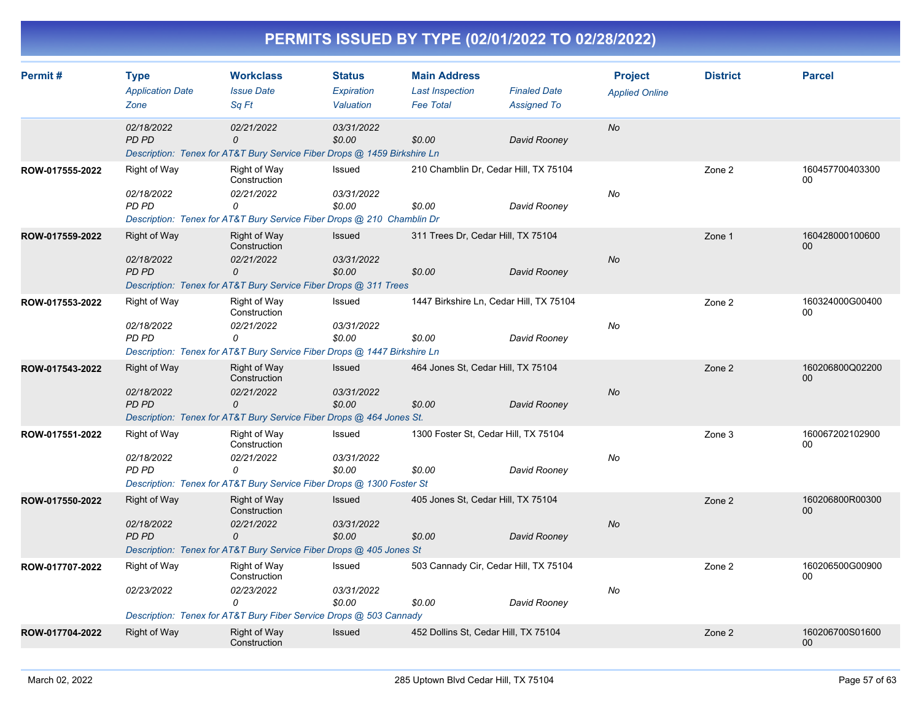# PERMITS ISSUED BY TYPE (02/01/2022 TO 02/28/2022)

| Permit # | Type<br>*Application Date*<br>*Zone* | Workclass<br>*Issue Date*<br>*Sq Ft* | Status<br>*Expiration*<br>*Valuation* | Main Address<br>*Last Inspection*<br>*Fee Total* | *Finaled Date*<br>*Assigned To* | Project<br>*Applied Online* | District | Parcel |
|---|---|---|---|---|---|---|---|---|
| | *02/18/2022*<br>*PD PD* | *02/21/2022*<br>*0* | *03/31/2022*<br>*$0.00* | <br>*$0.00* | <br>*David Rooney* | *No* | | |
| | *Description: Tenex for AT&T Bury Service Fiber Drops @ 1459 Birkshire Ln* | | | | | | | |
| ROW-017555-2022 | Right of Way | Right of Way Construction | Issued | 210 Chamblin Dr, Cedar Hill, TX 75104 | | | Zone 2 | 16045770040330000 |
| | *02/18/2022*<br>*PD PD* | *02/21/2022*<br>*0* | *03/31/2022*<br>*$0.00* | <br>*$0.00* | <br>*David Rooney* | *No* | | |
| | *Description: Tenex for AT&T Bury Service Fiber Drops @ 210 Chamblin Dr* | | | | | | | |
| ROW-017559-2022 | Right of Way | Right of Way Construction | Issued | 311 Trees Dr, Cedar Hill, TX 75104 | | | Zone 1 | 16042800010060000 |
| | *02/18/2022*<br>*PD PD* | *02/21/2022*<br>*0* | *03/31/2022*<br>*$0.00* | <br>*$0.00* | <br>*David Rooney* | *No* | | |
| | *Description: Tenex for AT&T Bury Service Fiber Drops @ 311 Trees* | | | | | | | |
| ROW-017553-2022 | Right of Way | Right of Way Construction | Issued | 1447 Birkshire Ln, Cedar Hill, TX 75104 | | | Zone 2 | 160324000G0040000 |
| | *02/18/2022*<br>*PD PD* | *02/21/2022*<br>*0* | *03/31/2022*<br>*$0.00* | <br>*$0.00* | <br>*David Rooney* | *No* | | |
| | *Description: Tenex for AT&T Bury Service Fiber Drops @ 1447 Birkshire Ln* | | | | | | | |
| ROW-017543-2022 | Right of Way | Right of Way Construction | Issued | 464 Jones St, Cedar Hill, TX 75104 | | | Zone 2 | 160206800Q0220000 |
| | *02/18/2022*<br>*PD PD* | *02/21/2022*<br>*0* | *03/31/2022*<br>*$0.00* | <br>*$0.00* | <br>*David Rooney* | *No* | | |
| | *Description: Tenex for AT&T Bury Service Fiber Drops @ 464 Jones St.* | | | | | | | |
| ROW-017551-2022 | Right of Way | Right of Way Construction | Issued | 1300 Foster St, Cedar Hill, TX 75104 | | | Zone 3 | 16006720210290000 |
| | *02/18/2022*<br>*PD PD* | *02/21/2022*<br>*0* | *03/31/2022*<br>*$0.00* | <br>*$0.00* | <br>*David Rooney* | *No* | | |
| | *Description: Tenex for AT&T Bury Service Fiber Drops @ 1300 Foster St* | | | | | | | |
| ROW-017550-2022 | Right of Way | Right of Way Construction | Issued | 405 Jones St, Cedar Hill, TX 75104 | | | Zone 2 | 160206800R0030000 |
| | *02/18/2022*<br>*PD PD* | *02/21/2022*<br>*0* | *03/31/2022*<br>*$0.00* | <br>*$0.00* | <br>*David Rooney* | *No* | | |
| | *Description: Tenex for AT&T Bury Service Fiber Drops @ 405 Jones St* | | | | | | | |
| ROW-017707-2022 | Right of Way | Right of Way Construction | Issued | 503 Cannady Cir, Cedar Hill, TX 75104 | | | Zone 2 | 160206500G0090000 |
| | *02/23/2022* | *02/23/2022*<br>*0* | *03/31/2022*<br>*$0.00* | <br>*$0.00* | <br>*David Rooney* | *No* | | |
| | *Description: Tenex for AT&T Bury Fiber Service Drops @ 503 Cannady* | | | | | | | |
| ROW-017704-2022 | Right of Way | Right of Way Construction | Issued | 452 Dollins St, Cedar Hill, TX 75104 | | | Zone 2 | 160206700S0160000 |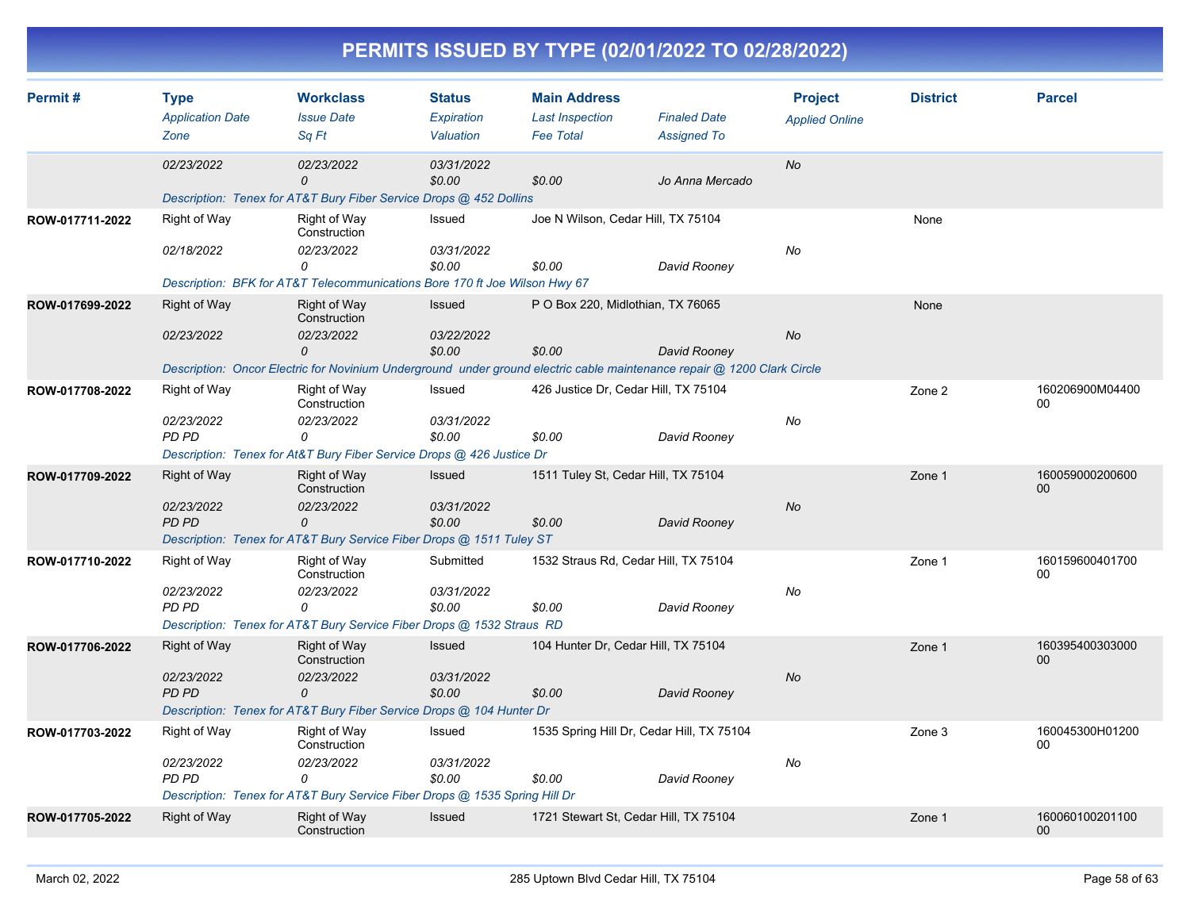# PERMITS ISSUED BY TYPE (02/01/2022 TO 02/28/2022)

| Permit # | Type / Application Date / Zone | Workclass / Issue Date / Sq Ft | Status / Expiration / Valuation | Main Address / Last Inspection / Fee Total | Finaled Date / Assigned To | Project / Applied Online | District | Parcel |
|---|---|---|---|---|---|---|---|---|
| | 02/23/2022 | 02/23/2022<br>0 | 03/31/2022<br>$0.00 | $0.00 | Jo Anna Mercado | No | | |
| | Description: Tenex for AT&T Bury Fiber Service Drops @ 452 Dollins | | | | | | | |
| ROW-017711-2022 | Right of Way<br>02/18/2022 | Right of Way Construction<br>02/23/2022<br>0 | Issued<br>03/31/2022<br>$0.00 | Joe N Wilson, Cedar Hill, TX 75104<br>$0.00 | David Rooney | No | None | |
| | Description: BFK for AT&T Telecommunications Bore 170 ft Joe Wilson Hwy 67 | | | | | | | |
| ROW-017699-2022 | Right of Way<br>02/23/2022 | Right of Way Construction<br>02/23/2022<br>0 | Issued<br>03/22/2022<br>$0.00 | P O Box 220, Midlothian, TX 76065<br>$0.00 | David Rooney | No | None | |
| | Description: Oncor Electric for Novinium Underground under ground electric cable maintenance repair @ 1200 Clark Circle | | | | | | | |
| ROW-017708-2022 | Right of Way<br>02/23/2022<br>PD PD | Right of Way Construction<br>02/23/2022<br>0 | Issued<br>03/31/2022<br>$0.00 | 426 Justice Dr, Cedar Hill, TX 75104<br>$0.00 | David Rooney | No | Zone 2 | 160206900M0440000 |
| | Description: Tenex for At&T Bury Fiber Service Drops @ 426 Justice Dr | | | | | | | |
| ROW-017709-2022 | Right of Way<br>02/23/2022<br>PD PD | Right of Way Construction<br>02/23/2022<br>0 | Issued<br>03/31/2022<br>$0.00 | 1511 Tuley St, Cedar Hill, TX 75104<br>$0.00 | David Rooney | No | Zone 1 | 16005900020060000 |
| | Description: Tenex for AT&T Bury Service Fiber Drops @ 1511 Tuley ST | | | | | | | |
| ROW-017710-2022 | Right of Way<br>02/23/2022<br>PD PD | Right of Way Construction<br>02/23/2022<br>0 | Submitted<br>03/31/2022<br>$0.00 | 1532 Straus Rd, Cedar Hill, TX 75104<br>$0.00 | David Rooney | No | Zone 1 | 16015960040170000 |
| | Description: Tenex for AT&T Bury Service Fiber Drops @ 1532 Straus RD | | | | | | | |
| ROW-017706-2022 | Right of Way<br>02/23/2022<br>PD PD | Right of Way Construction<br>02/23/2022<br>0 | Issued<br>03/31/2022<br>$0.00 | 104 Hunter Dr, Cedar Hill, TX 75104<br>$0.00 | David Rooney | No | Zone 1 | 16039540030300000 |
| | Description: Tenex for AT&T Bury Fiber Service Drops @ 104 Hunter Dr | | | | | | | |
| ROW-017703-2022 | Right of Way<br>02/23/2022<br>PD PD | Right of Way Construction<br>02/23/2022<br>0 | Issued<br>03/31/2022<br>$0.00 | 1535 Spring Hill Dr, Cedar Hill, TX 75104<br>$0.00 | David Rooney | No | Zone 3 | 160045300H0120000 |
| | Description: Tenex for AT&T Bury Service Fiber Drops @ 1535 Spring Hill Dr | | | | | | | |
| ROW-017705-2022 | Right of Way | Right of Way Construction | Issued | 1721 Stewart St, Cedar Hill, TX 75104 | | | Zone 1 | 16006010020110000 |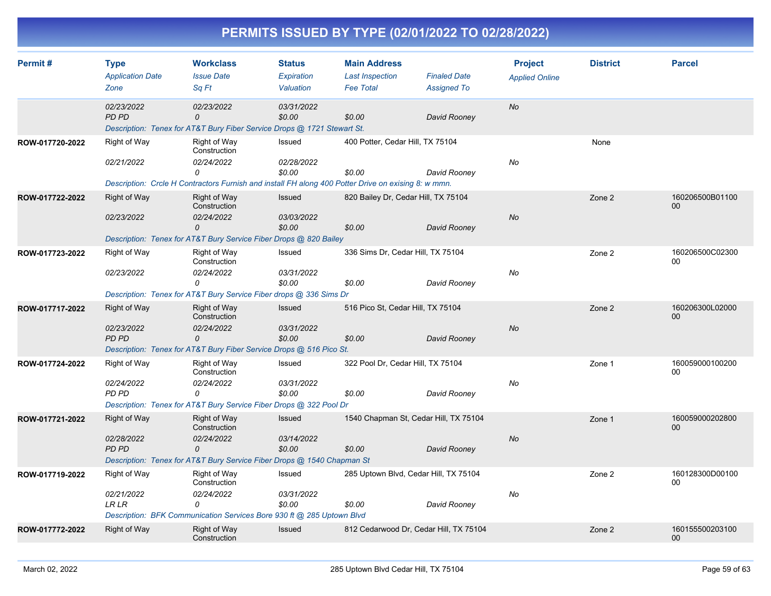# PERMITS ISSUED BY TYPE (02/01/2022 TO 02/28/2022)

| Permit # | Type / Application Date / Zone | Workclass / Issue Date / Sq Ft | Status / Expiration / Valuation | Main Address / Last Inspection / Fee Total | Finaled Date / Assigned To | Project / Applied Online | District | Parcel |
|---|---|---|---|---|---|---|---|---|
| | 02/23/2022<br>PD PD | 02/23/2022<br>0 | 03/31/2022<br>$0.00 | <br>$0.00 | <br>David Rooney | No | | |
| | Description: Tenex for AT&T Bury Fiber Service Drops @ 1721 Stewart St. | | | | | | | |
| ROW-017720-2022 | Right of Way<br>02/21/2022 | Right of Way Construction<br>02/24/2022<br>0 | Issued<br>02/28/2022<br>$0.00 | 400 Potter, Cedar Hill, TX 75104<br><br>$0.00 | <br>David Rooney | <br>No | None | |
| | Description: Crcle H Contractors Furnish and install FH along 400 Potter Drive on exising 8: w mmn. | | | | | | | |
| ROW-017722-2022 | Right of Way<br>02/23/2022 | Right of Way Construction<br>02/24/2022<br>0 | Issued<br>03/03/2022<br>$0.00 | 820 Bailey Dr, Cedar Hill, TX 75104<br><br>$0.00 | <br>David Rooney | <br>No | Zone 2 | 160206500B0110000 |
| | Description: Tenex for AT&T Bury Service Fiber Drops @ 820 Bailey | | | | | | | |
| ROW-017723-2022 | Right of Way<br>02/23/2022 | Right of Way Construction<br>02/24/2022<br>0 | Issued<br>03/31/2022<br>$0.00 | 336 Sims Dr, Cedar Hill, TX 75104<br><br>$0.00 | <br>David Rooney | <br>No | Zone 2 | 160206500C0230000 |
| | Description: Tenex for AT&T Bury Service Fiber drops @ 336 Sims Dr | | | | | | | |
| ROW-017717-2022 | Right of Way<br>02/23/2022<br>PD PD | Right of Way Construction<br>02/24/2022<br>0 | Issued<br>03/31/2022<br>$0.00 | 516 Pico St, Cedar Hill, TX 75104<br><br>$0.00 | <br>David Rooney | <br>No | Zone 2 | 160206300L0200000 |
| | Description: Tenex for AT&T Bury Fiber Service Drops @ 516 Pico St. | | | | | | | |
| ROW-017724-2022 | Right of Way<br>02/24/2022<br>PD PD | Right of Way Construction<br>02/24/2022<br>0 | Issued<br>03/31/2022<br>$0.00 | 322 Pool Dr, Cedar Hill, TX 75104<br><br>$0.00 | <br>David Rooney | <br>No | Zone 1 | 16005900010020000 |
| | Description: Tenex for AT&T Bury Service Fiber Drops @ 322 Pool Dr | | | | | | | |
| ROW-017721-2022 | Right of Way<br>02/28/2022<br>PD PD | Right of Way Construction<br>02/24/2022<br>0 | Issued<br>03/14/2022<br>$0.00 | 1540 Chapman St, Cedar Hill, TX 75104<br><br>$0.00 | <br>David Rooney | <br>No | Zone 1 | 16005900020280000 |
| | Description: Tenex for AT&T Bury Service Fiber Drops @ 1540 Chapman St | | | | | | | |
| ROW-017719-2022 | Right of Way<br>02/21/2022<br>LR LR | Right of Way Construction<br>02/24/2022<br>0 | Issued<br>03/31/2022<br>$0.00 | 285 Uptown Blvd, Cedar Hill, TX 75104<br><br>$0.00 | <br>David Rooney | <br>No | Zone 2 | 160128300D0010000 |
| | Description: BFK Communication Services Bore 930 ft @ 285 Uptown Blvd | | | | | | | |
| ROW-017772-2022 | Right of Way | Right of Way Construction | Issued | 812 Cedarwood Dr, Cedar Hill, TX 75104 | | | Zone 2 | 16015550020310000 |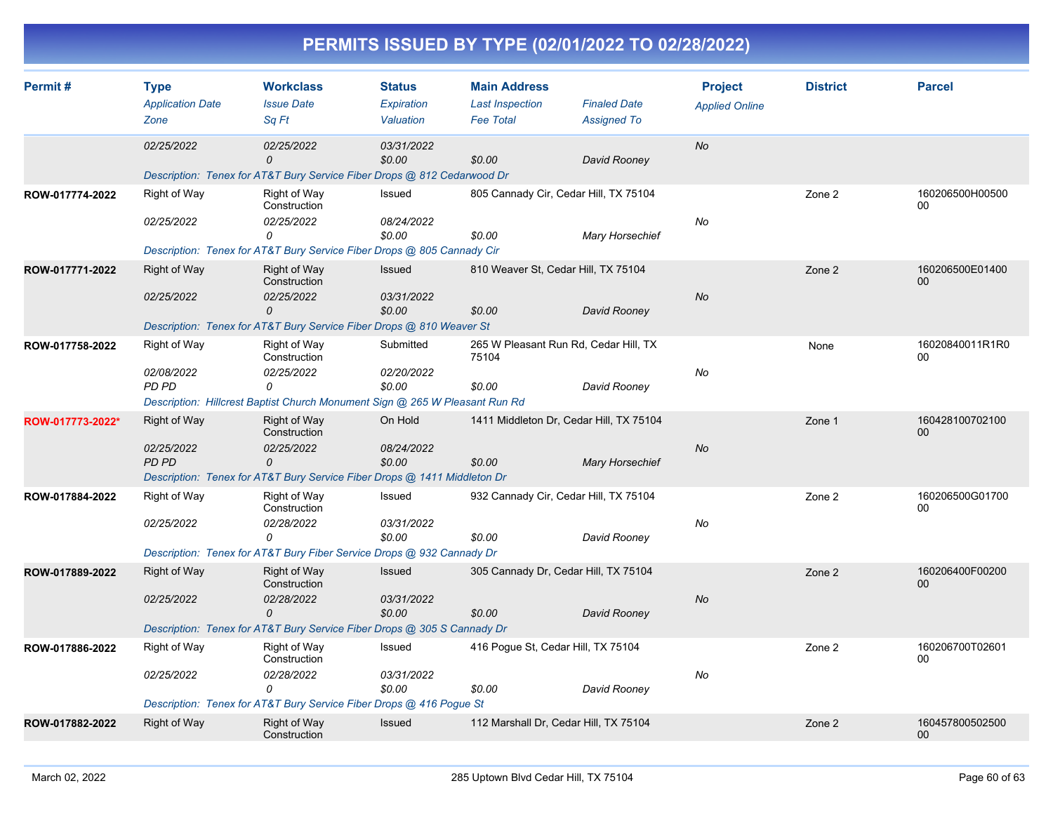# PERMITS ISSUED BY TYPE (02/01/2022 TO 02/28/2022)

| Permit # | Type / Application Date / Zone | Workclass / Issue Date / Sq Ft | Status / Expiration / Valuation | Main Address / Last Inspection / Fee Total | Finaled Date / Assigned To | Project / Applied Online | District | Parcel |
|---|---|---|---|---|---|---|---|---|
| | 02/25/2022 | 02/25/2022<br>0 | 03/31/2022<br>$0.00 | $0.00 | David Rooney | No | | |
| | Description: Tenex for AT&T Bury Service Fiber Drops @ 812 Cedarwood Dr | | | | | | | |
| ROW-017774-2022 | Right of Way<br>02/25/2022 | Right of Way Construction<br>02/25/2022<br>0 | Issued<br>08/24/2022<br>$0.00 | 805 Cannady Cir, Cedar Hill, TX 75104<br>$0.00 | Mary Horsechief | No | Zone 2 | 160206500H0050000 |
| | Description: Tenex for AT&T Bury Service Fiber Drops @ 805 Cannady Cir | | | | | | | |
| ROW-017771-2022 | Right of Way<br>02/25/2022 | Right of Way Construction<br>02/25/2022<br>0 | Issued<br>03/31/2022<br>$0.00 | 810 Weaver St, Cedar Hill, TX 75104<br>$0.00 | David Rooney | No | Zone 2 | 160206500E0140000 |
| | Description: Tenex for AT&T Bury Service Fiber Drops @ 810 Weaver St | | | | | | | |
| ROW-017758-2022 | Right of Way<br>02/08/2022<br>PD PD | Right of Way Construction<br>02/25/2022<br>0 | Submitted<br>02/20/2022<br>$0.00 | 265 W Pleasant Run Rd, Cedar Hill, TX 75104<br>$0.00 | David Rooney | No | None | 16020840011R1R000 |
| | Description: Hillcrest Baptist Church Monument Sign @ 265 W Pleasant Run Rd | | | | | | | |
| ROW-017773-2022* | Right of Way<br>02/25/2022<br>PD PD | Right of Way Construction<br>02/25/2022<br>0 | On Hold<br>08/24/2022<br>$0.00 | 1411 Middleton Dr, Cedar Hill, TX 75104<br>$0.00 | Mary Horsechief | No | Zone 1 | 16042810070210000 |
| | Description: Tenex for AT&T Bury Service Fiber Drops @ 1411 Middleton Dr | | | | | | | |
| ROW-017884-2022 | Right of Way<br>02/25/2022 | Right of Way Construction<br>02/28/2022<br>0 | Issued<br>03/31/2022<br>$0.00 | 932 Cannady Cir, Cedar Hill, TX 75104<br>$0.00 | David Rooney | No | Zone 2 | 160206500G0170000 |
| | Description: Tenex for AT&T Bury Fiber Service Drops @ 932 Cannady Dr | | | | | | | |
| ROW-017889-2022 | Right of Way<br>02/25/2022 | Right of Way Construction<br>02/28/2022<br>0 | Issued<br>03/31/2022<br>$0.00 | 305 Cannady Dr, Cedar Hill, TX 75104<br>$0.00 | David Rooney | No | Zone 2 | 160206400F0020000 |
| | Description: Tenex for AT&T Bury Service Fiber Drops @ 305 S Cannady Dr | | | | | | | |
| ROW-017886-2022 | Right of Way<br>02/25/2022 | Right of Way Construction<br>02/28/2022<br>0 | Issued<br>03/31/2022<br>$0.00 | 416 Pogue St, Cedar Hill, TX 75104<br>$0.00 | David Rooney | No | Zone 2 | 160206700T0260100 |
| | Description: Tenex for AT&T Bury Service Fiber Drops @ 416 Pogue St | | | | | | | |
| ROW-017882-2022 | Right of Way | Right of Way Construction | Issued | 112 Marshall Dr, Cedar Hill, TX 75104 | | | Zone 2 | 16045780050250000 |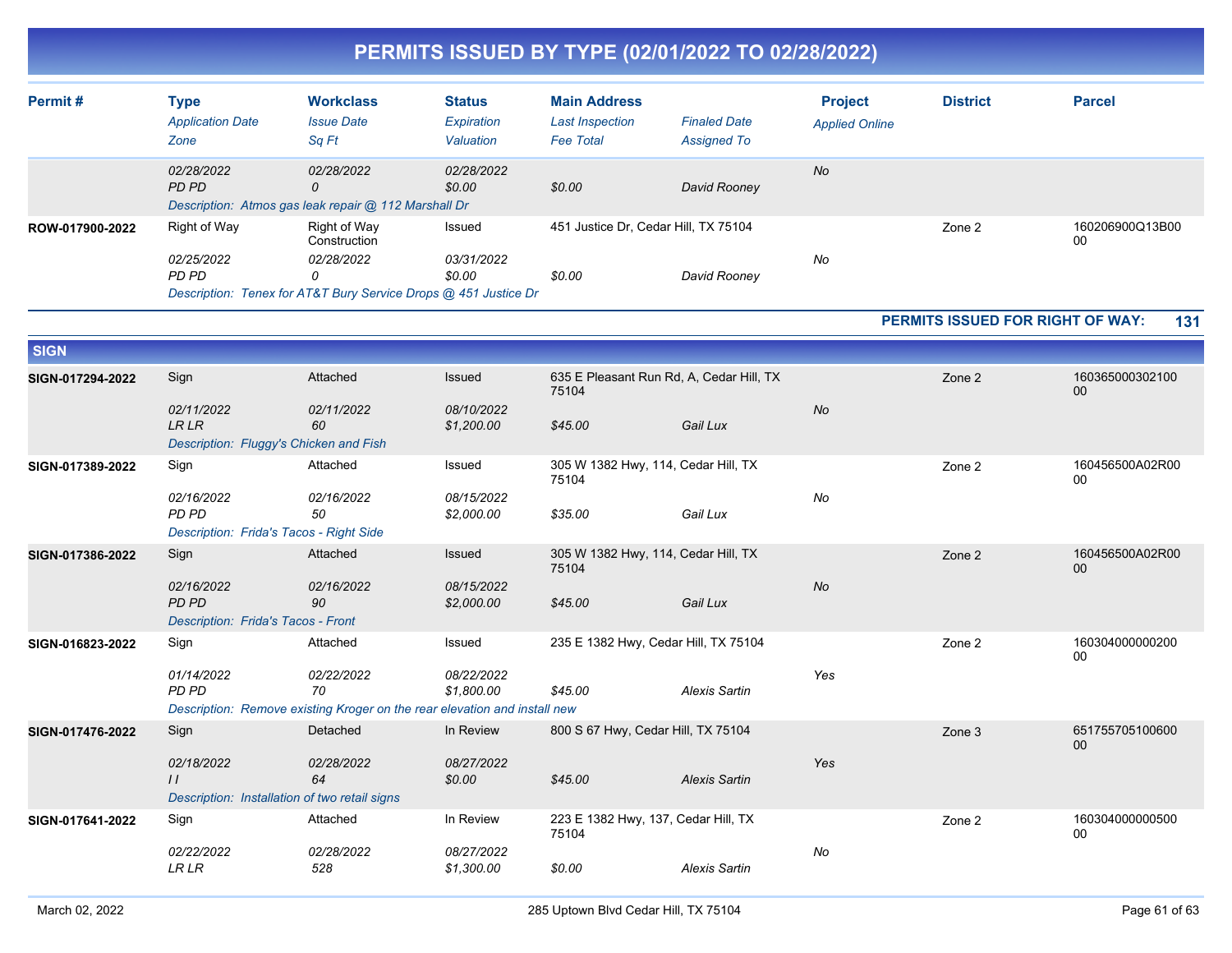# PERMITS ISSUED BY TYPE (02/01/2022 TO 02/28/2022)

| Permit # | Type<br>*Application Date*<br>*Zone* | Workclass<br>*Issue Date*<br>*Sq Ft* | Status<br>*Expiration*<br>*Valuation* | Main Address<br>*Last Inspection*<br>*Fee Total* | *Finaled Date*<br>*Assigned To* | Project<br>*Applied Online* | District | Parcel |
|---|---|---|---|---|---|---|---|---|
| | *02/28/2022*<br>*PD PD* | *02/28/2022*<br>*0* | *02/28/2022*<br>*$0.00* | *$0.00* | *David Rooney* | *No* | | |
| | *Description: Atmos gas leak repair @ 112 Marshall Dr* | | | | | | | |
| **ROW-017900-2022** | Right of Way<br>*02/25/2022*<br>*PD PD* | Right of Way Construction<br>*02/28/2022*<br>*0* | Issued<br>*03/31/2022*<br>*$0.00* | 451 Justice Dr, Cedar Hill, TX 75104<br>*$0.00* | *David Rooney* | *No* | Zone 2 | 160206900Q13B0000 |
| | *Description: Tenex for AT&T Bury Service Drops @ 451 Justice Dr* | | | | | | | |

**PERMITS ISSUED FOR RIGHT OF WAY: 131**

## SIGN

| Permit # | Type<br>*Application Date*<br>*Zone* | Workclass<br>*Issue Date*<br>*Sq Ft* | Status<br>*Expiration*<br>*Valuation* | Main Address<br>*Last Inspection*<br>*Fee Total* | *Finaled Date*<br>*Assigned To* | Project<br>*Applied Online* | District | Parcel |
|---|---|---|---|---|---|---|---|---|
| **SIGN-017294-2022** | Sign<br>*02/11/2022*<br>*LR LR* | Attached<br>*02/11/2022*<br>*60* | Issued<br>*08/10/2022*<br>*$1,200.00* | 635 E Pleasant Run Rd, A, Cedar Hill, TX 75104<br>*$45.00* | *Gail Lux* | *No* | Zone 2 | 16036500030210000 |
| | *Description: Fluggy's Chicken and Fish* | | | | | | | |
| **SIGN-017389-2022** | Sign<br>*02/16/2022*<br>*PD PD* | Attached<br>*02/16/2022*<br>*50* | Issued<br>*08/15/2022*<br>*$2,000.00* | 305 W 1382 Hwy, 114, Cedar Hill, TX 75104<br>*$35.00* | *Gail Lux* | *No* | Zone 2 | 160456500A02R0000 |
| | *Description: Frida's Tacos - Right Side* | | | | | | | |
| **SIGN-017386-2022** | Sign<br>*02/16/2022*<br>*PD PD* | Attached<br>*02/16/2022*<br>*90* | Issued<br>*08/15/2022*<br>*$2,000.00* | 305 W 1382 Hwy, 114, Cedar Hill, TX 75104<br>*$45.00* | *Gail Lux* | *No* | Zone 2 | 160456500A02R0000 |
| | *Description: Frida's Tacos - Front* | | | | | | | |
| **SIGN-016823-2022** | Sign<br>*01/14/2022*<br>*PD PD* | Attached<br>*02/22/2022*<br>*70* | Issued<br>*08/22/2022*<br>*$1,800.00* | 235 E 1382 Hwy, Cedar Hill, TX 75104<br>*$45.00* | *Alexis Sartin* | *Yes* | Zone 2 | 16030400000020000 |
| | *Description: Remove existing Kroger on the rear elevation and install new* | | | | | | | |
| **SIGN-017476-2022** | Sign<br>*02/18/2022*<br>*I I* | Detached<br>*02/28/2022*<br>*64* | In Review<br>*08/27/2022*<br>*$0.00* | 800 S 67 Hwy, Cedar Hill, TX 75104<br>*$45.00* | *Alexis Sartin* | *Yes* | Zone 3 | 65175570510060000 |
| | *Description: Installation of two retail signs* | | | | | | | |
| **SIGN-017641-2022** | Sign<br>*02/22/2022*<br>*LR LR* | Attached<br>*02/28/2022*<br>*528* | In Review<br>*08/27/2022*<br>*$1,300.00* | 223 E 1382 Hwy, 137, Cedar Hill, TX 75104<br>*$0.00* | *Alexis Sartin* | *No* | Zone 2 | 16030400000050000 |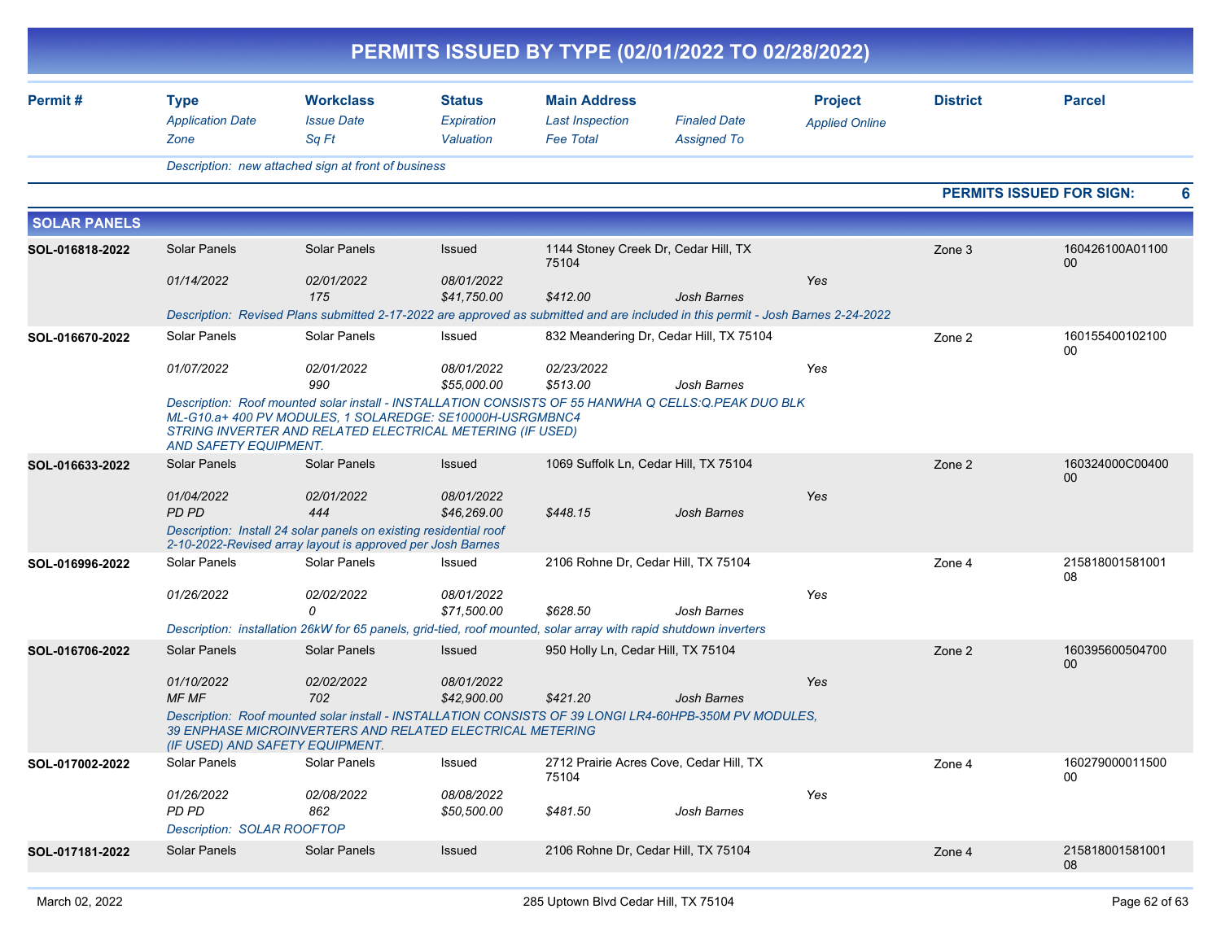# PERMITS ISSUED BY TYPE (02/01/2022 TO 02/28/2022)

| Permit # | Type / *Application Date* / *Zone* | Workclass / *Issue Date* / *Sq Ft* | Status / *Expiration* / *Valuation* | Main Address / *Last Inspection* / *Fee Total* | *Finaled Date* / *Assigned To* | Project / *Applied Online* | District | Parcel |
|---|---|---|---|---|---|---|---|---|

*Description: new attached sign at front of business*

**PERMITS ISSUED FOR SIGN: 6**

## SOLAR PANELS

| Permit # | Type / *Application Date* / *Zone* | Workclass / *Issue Date* / *Sq Ft* | Status / *Expiration* / *Valuation* | Main Address / *Last Inspection* / *Fee Total* | *Finaled Date* / *Assigned To* | Project / *Applied Online* | District | Parcel |
|---|---|---|---|---|---|---|---|---|
| SOL-016818-2022 | Solar Panels / *01/14/2022* | Solar Panels / *02/01/2022* / *175* | Issued / *08/01/2022* / *$41,750.00* | 1144 Stoney Creek Dr, Cedar Hill, TX 75104 / *$412.00* | *Josh Barnes* | *Yes* | Zone 3 | 160426100A0110000 |
| | *Description: Revised Plans submitted 2-17-2022 are approved as submitted and are included in this permit - Josh Barnes 2-24-2022* | | | | | | | |
| SOL-016670-2022 | Solar Panels / *01/07/2022* | Solar Panels / *02/01/2022* / *990* | Issued / *08/01/2022* / *$55,000.00* | 832 Meandering Dr, Cedar Hill, TX 75104 / *02/23/2022* / *$513.00* | *Josh Barnes* | *Yes* | Zone 2 | 16015540010210000 |
| | *Description: Roof mounted solar install - INSTALLATION CONSISTS OF 55 HANWHA Q CELLS:Q.PEAK DUO BLK ML-G10.a+ 400 PV MODULES, 1 SOLAREDGE: SE10000H-USRGMBNC4 STRING INVERTER AND RELATED ELECTRICAL METERING (IF USED) AND SAFETY EQUIPMENT.* | | | | | | | |
| SOL-016633-2022 | Solar Panels / *01/04/2022* / *PD PD* | Solar Panels / *02/01/2022* / *444* | Issued / *08/01/2022* / *$46,269.00* | 1069 Suffolk Ln, Cedar Hill, TX 75104 / *$448.15* | *Josh Barnes* | *Yes* | Zone 2 | 160324000C0040000 |
| | *Description: Install 24 solar panels on existing residential roof 2-10-2022-Revised array layout is approved per Josh Barnes* | | | | | | | |
| SOL-016996-2022 | Solar Panels / *01/26/2022* | Solar Panels / *02/02/2022* / *0* | Issued / *08/01/2022* / *$71,500.00* | 2106 Rohne Dr, Cedar Hill, TX 75104 / *$628.50* | *Josh Barnes* | *Yes* | Zone 4 | 21581800158100108 |
| | *Description: installation 26kW for 65 panels, grid-tied, roof mounted, solar array with rapid shutdown inverters* | | | | | | | |
| SOL-016706-2022 | Solar Panels / *01/10/2022* / *MF MF* | Solar Panels / *02/02/2022* / *702* | Issued / *08/01/2022* / *$42,900.00* | 950 Holly Ln, Cedar Hill, TX 75104 / *$421.20* | *Josh Barnes* | *Yes* | Zone 2 | 16039560050470000 |
| | *Description: Roof mounted solar install - INSTALLATION CONSISTS OF 39 LONGI LR4-60HPB-350M PV MODULES, 39 ENPHASE MICROINVERTERS AND RELATED ELECTRICAL METERING (IF USED) AND SAFETY EQUIPMENT.* | | | | | | | |
| SOL-017002-2022 | Solar Panels / *01/26/2022* / *PD PD* | Solar Panels / *02/08/2022* / *862* | Issued / *08/08/2022* / *$50,500.00* | 2712 Prairie Acres Cove, Cedar Hill, TX 75104 / *$481.50* | *Josh Barnes* | *Yes* | Zone 4 | 16027900001150000 |
| | *Description: SOLAR ROOFTOP* | | | | | | | |
| SOL-017181-2022 | Solar Panels | Solar Panels | Issued | 2106 Rohne Dr, Cedar Hill, TX 75104 | | | Zone 4 | 21581800158100108 |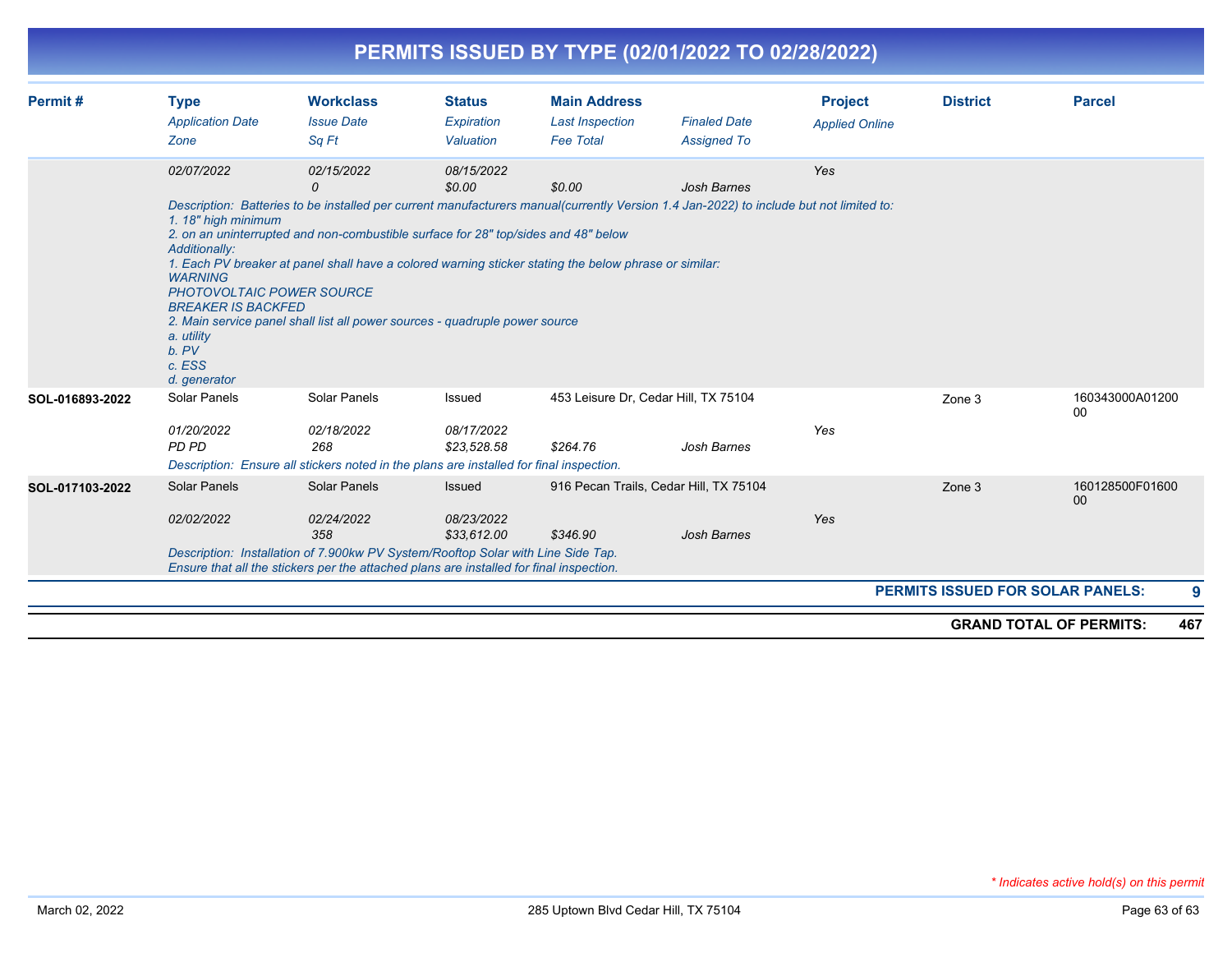# PERMITS ISSUED BY TYPE (02/01/2022 TO 02/28/2022)

| Permit # | Type / Application Date / Zone | Workclass / Issue Date / Sq Ft | Status / Expiration / Valuation | Main Address / Last Inspection / Fee Total | Finaled Date / Assigned To | Project / Applied Online | District | Parcel |
|---|---|---|---|---|---|---|---|---|
| | 02/07/2022 | 02/15/2022 | 08/15/2022 | | | Yes | | |
| | | 0 | $0.00 | $0.00 | Josh Barnes | | | |

*Description: Batteries to be installed per current manufacturers manual(currently Version 1.4 Jan-2022) to include but not limited to:*
*1. 18" high minimum*
*2. on an uninterrupted and non-combustible surface for 28" top/sides and 48" below*
*Additionally:*
*1. Each PV breaker at panel shall have a colored warning sticker stating the below phrase or similar:*
*WARNING*
*PHOTOVOLTAIC POWER SOURCE*
*BREAKER IS BACKFED*
*2. Main service panel shall list all power sources - quadruple power source*
*a. utility*
*b. PV*
*c. ESS*
*d. generator*

| Permit # | Type / Application Date / Zone | Workclass / Issue Date / Sq Ft | Status / Expiration / Valuation | Main Address / Last Inspection / Fee Total | Finaled Date / Assigned To | Project / Applied Online | District | Parcel |
|---|---|---|---|---|---|---|---|---|
| **SOL-016893-2022** | Solar Panels | Solar Panels | Issued | 453 Leisure Dr, Cedar Hill, TX 75104 | | | Zone 3 | 160343000A0120000 |
| | 01/20/2022 | 02/18/2022 | 08/17/2022 | | | Yes | | |
| | PD PD | 268 | $23,528.58 | $264.76 | Josh Barnes | | | |

*Description: Ensure all stickers noted in the plans are installed for final inspection.*

| Permit # | Type / Application Date / Zone | Workclass / Issue Date / Sq Ft | Status / Expiration / Valuation | Main Address / Last Inspection / Fee Total | Finaled Date / Assigned To | Project / Applied Online | District | Parcel |
|---|---|---|---|---|---|---|---|---|
| **SOL-017103-2022** | Solar Panels | Solar Panels | Issued | 916 Pecan Trails, Cedar Hill, TX 75104 | | | Zone 3 | 160128500F0160000 |
| | 02/02/2022 | 02/24/2022 | 08/23/2022 | | | Yes | | |
| | | 358 | $33,612.00 | $346.90 | Josh Barnes | | | |

*Description: Installation of 7.900kw PV System/Rooftop Solar with Line Side Tap.*
*Ensure that all the stickers per the attached plans are installed for final inspection.*

**PERMITS ISSUED FOR SOLAR PANELS: 9**

**GRAND TOTAL OF PERMITS: 467**

*\* Indicates active hold(s) on this permit*

March 02, 2022 — 285 Uptown Blvd Cedar Hill, TX 75104